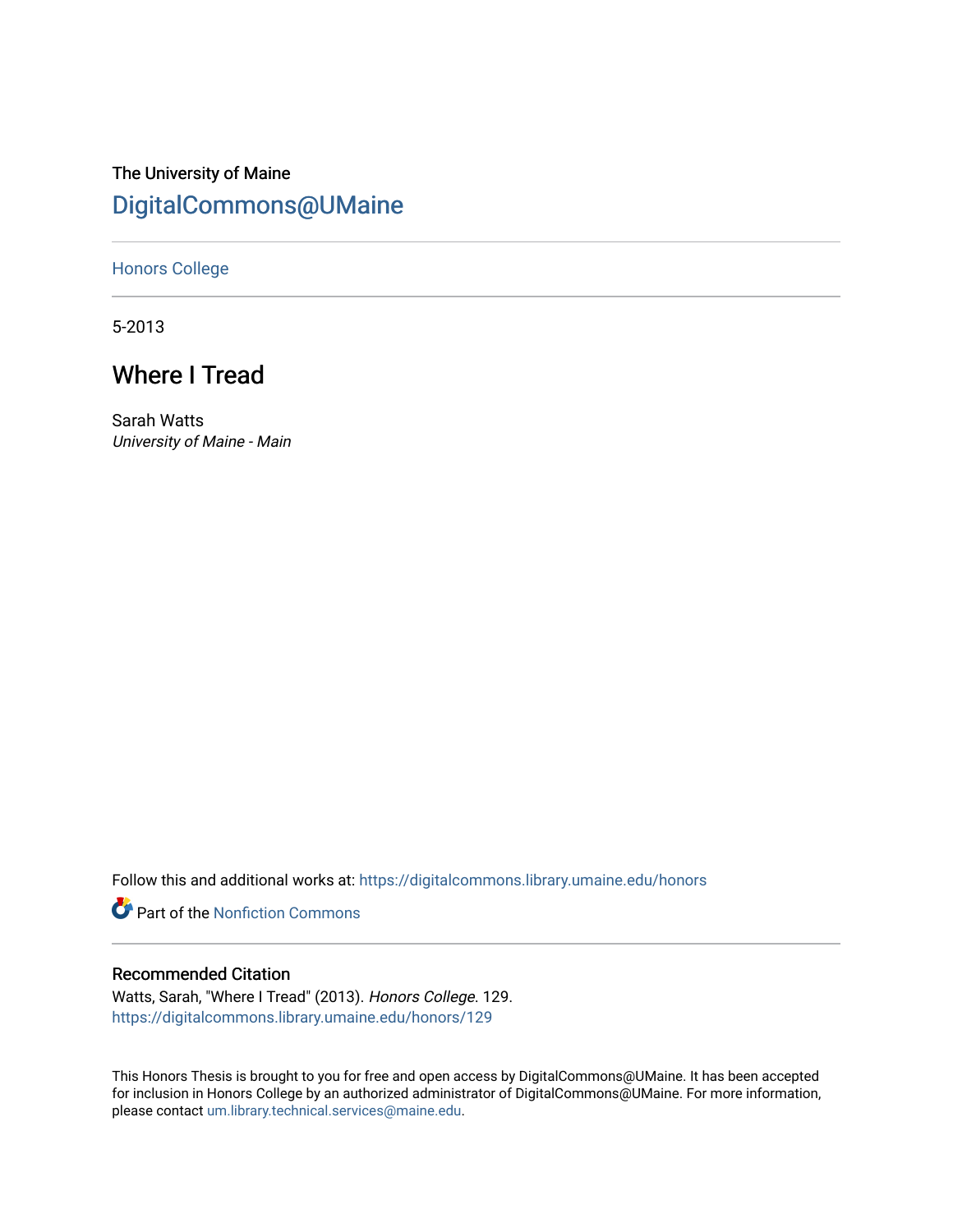The University of Maine

DigitalCommons@UMaine

---

Honors College

---

5-2013

# Where I Tread

Sarah Watts
*University of Maine - Main*

Follow this and additional works at: https://digitalcommons.library.umaine.edu/honors

Part of the Nonfiction Commons

---

## Recommended Citation

Watts, Sarah, "Where I Tread" (2013). *Honors College*. 129.
https://digitalcommons.library.umaine.edu/honors/129

This Honors Thesis is brought to you for free and open access by DigitalCommons@UMaine. It has been accepted for inclusion in Honors College by an authorized administrator of DigitalCommons@UMaine. For more information, please contact um.library.technical.services@maine.edu.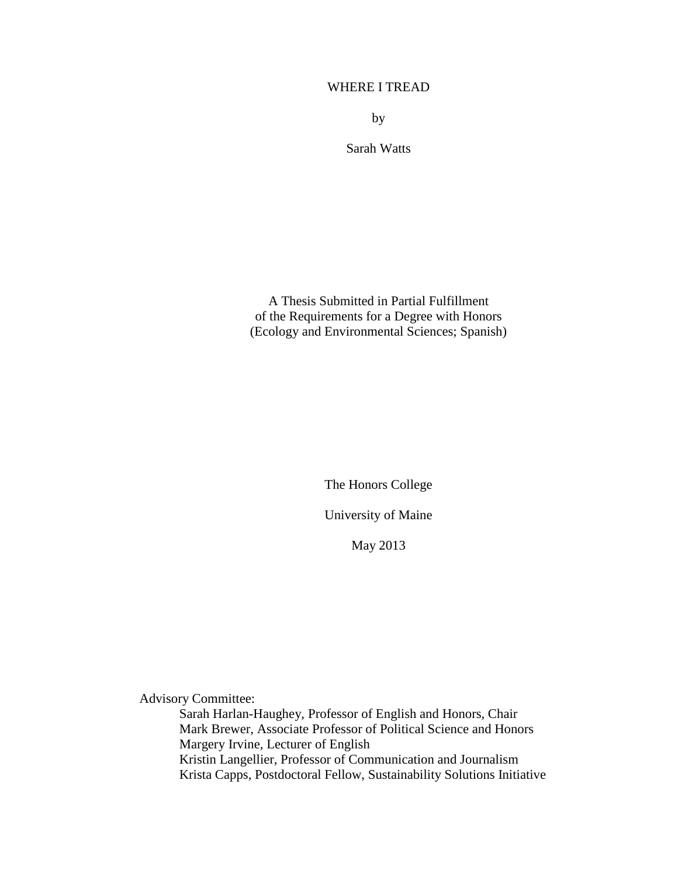# WHERE I TREAD

by

Sarah Watts

A Thesis Submitted in Partial Fulfillment
of the Requirements for a Degree with Honors
(Ecology and Environmental Sciences; Spanish)

The Honors College

University of Maine

May 2013

Advisory Committee:

Sarah Harlan-Haughey, Professor of English and Honors, Chair
Mark Brewer, Associate Professor of Political Science and Honors
Margery Irvine, Lecturer of English
Kristin Langellier, Professor of Communication and Journalism
Krista Capps, Postdoctoral Fellow, Sustainability Solutions Initiative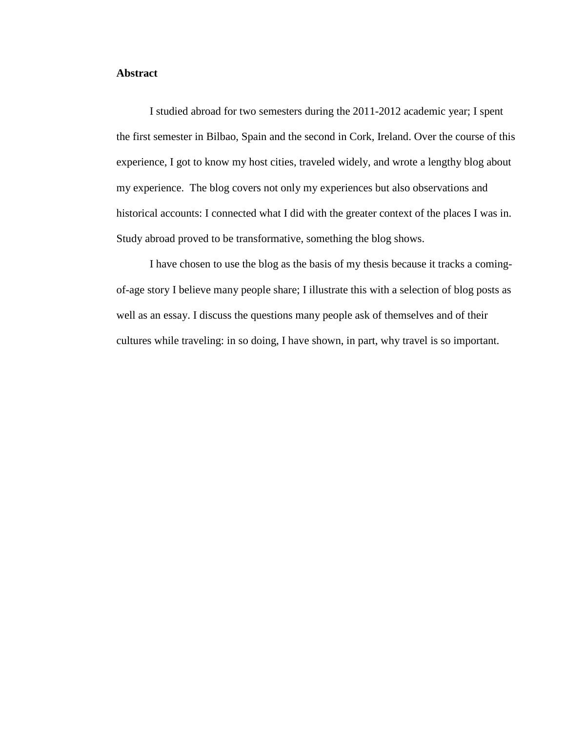**Abstract**

I studied abroad for two semesters during the 2011-2012 academic year; I spent the first semester in Bilbao, Spain and the second in Cork, Ireland. Over the course of this experience, I got to know my host cities, traveled widely, and wrote a lengthy blog about my experience. The blog covers not only my experiences but also observations and historical accounts: I connected what I did with the greater context of the places I was in. Study abroad proved to be transformative, something the blog shows.

I have chosen to use the blog as the basis of my thesis because it tracks a coming-of-age story I believe many people share; I illustrate this with a selection of blog posts as well as an essay. I discuss the questions many people ask of themselves and of their cultures while traveling: in so doing, I have shown, in part, why travel is so important.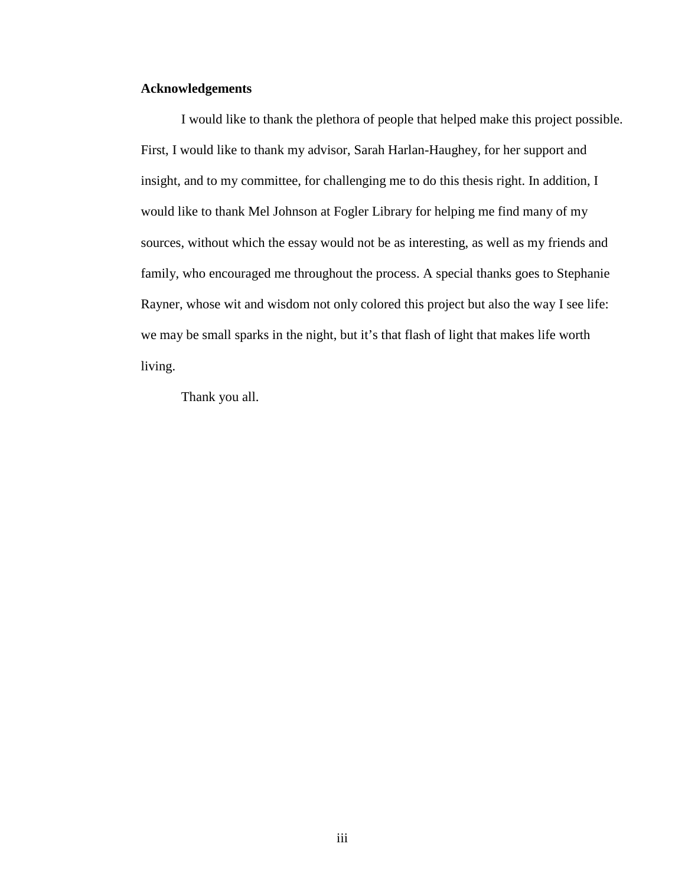## Acknowledgements

I would like to thank the plethora of people that helped make this project possible. First, I would like to thank my advisor, Sarah Harlan-Haughey, for her support and insight, and to my committee, for challenging me to do this thesis right. In addition, I would like to thank Mel Johnson at Fogler Library for helping me find many of my sources, without which the essay would not be as interesting, as well as my friends and family, who encouraged me throughout the process. A special thanks goes to Stephanie Rayner, whose wit and wisdom not only colored this project but also the way I see life: we may be small sparks in the night, but it's that flash of light that makes life worth living.

Thank you all.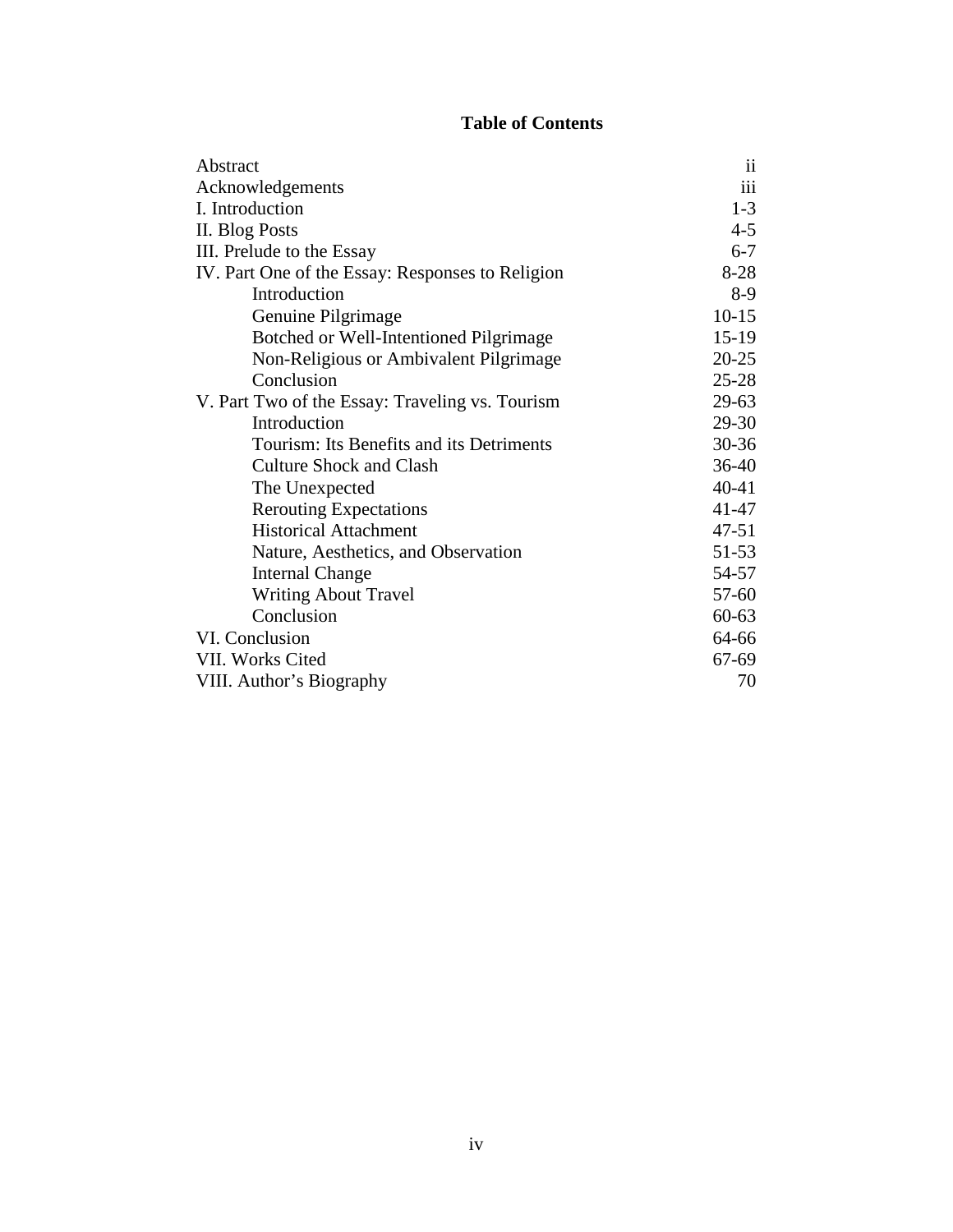# Table of Contents

| | |
|---|---|
| Abstract | ii |
| Acknowledgements | iii |
| I. Introduction | 1-3 |
| II. Blog Posts | 4-5 |
| III. Prelude to the Essay | 6-7 |
| IV. Part One of the Essay: Responses to Religion | 8-28 |
| Introduction | 8-9 |
| Genuine Pilgrimage | 10-15 |
| Botched or Well-Intentioned Pilgrimage | 15-19 |
| Non-Religious or Ambivalent Pilgrimage | 20-25 |
| Conclusion | 25-28 |
| V. Part Two of the Essay: Traveling vs. Tourism | 29-63 |
| Introduction | 29-30 |
| Tourism: Its Benefits and its Detriments | 30-36 |
| Culture Shock and Clash | 36-40 |
| The Unexpected | 40-41 |
| Rerouting Expectations | 41-47 |
| Historical Attachment | 47-51 |
| Nature, Aesthetics, and Observation | 51-53 |
| Internal Change | 54-57 |
| Writing About Travel | 57-60 |
| Conclusion | 60-63 |
| VI. Conclusion | 64-66 |
| VII. Works Cited | 67-69 |
| VIII. Author's Biography | 70 |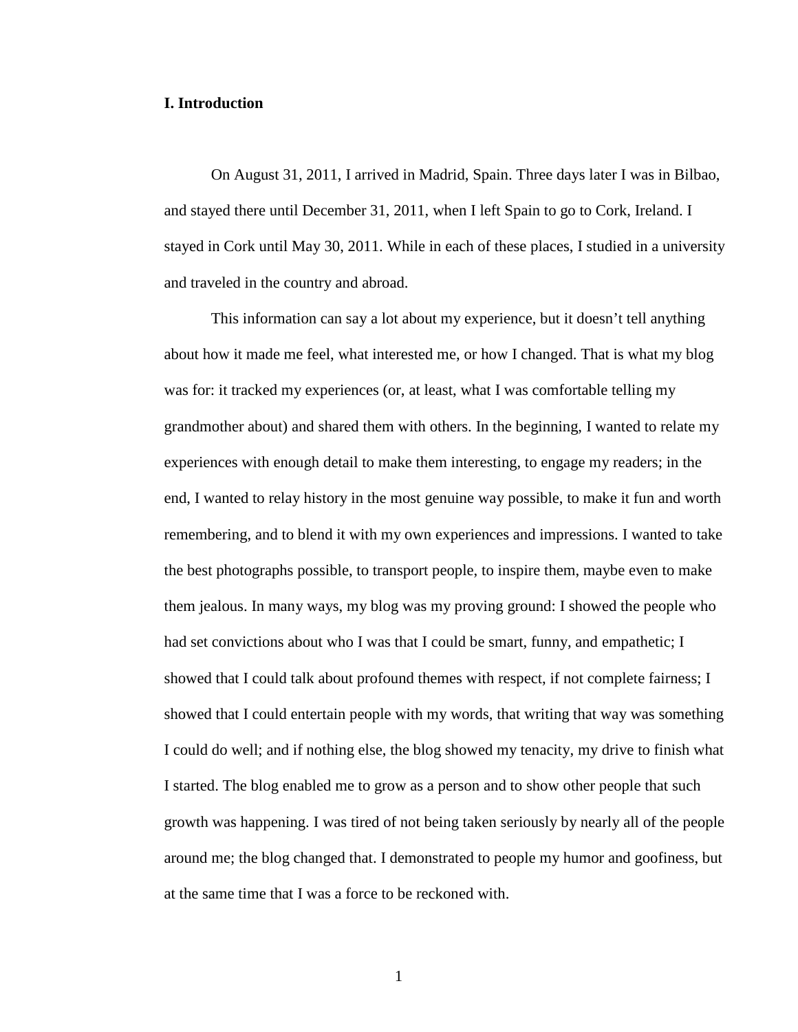## I. Introduction

On August 31, 2011, I arrived in Madrid, Spain. Three days later I was in Bilbao, and stayed there until December 31, 2011, when I left Spain to go to Cork, Ireland. I stayed in Cork until May 30, 2011. While in each of these places, I studied in a university and traveled in the country and abroad.

This information can say a lot about my experience, but it doesn't tell anything about how it made me feel, what interested me, or how I changed. That is what my blog was for: it tracked my experiences (or, at least, what I was comfortable telling my grandmother about) and shared them with others. In the beginning, I wanted to relate my experiences with enough detail to make them interesting, to engage my readers; in the end, I wanted to relay history in the most genuine way possible, to make it fun and worth remembering, and to blend it with my own experiences and impressions. I wanted to take the best photographs possible, to transport people, to inspire them, maybe even to make them jealous. In many ways, my blog was my proving ground: I showed the people who had set convictions about who I was that I could be smart, funny, and empathetic; I showed that I could talk about profound themes with respect, if not complete fairness; I showed that I could entertain people with my words, that writing that way was something I could do well; and if nothing else, the blog showed my tenacity, my drive to finish what I started. The blog enabled me to grow as a person and to show other people that such growth was happening. I was tired of not being taken seriously by nearly all of the people around me; the blog changed that. I demonstrated to people my humor and goofiness, but at the same time that I was a force to be reckoned with.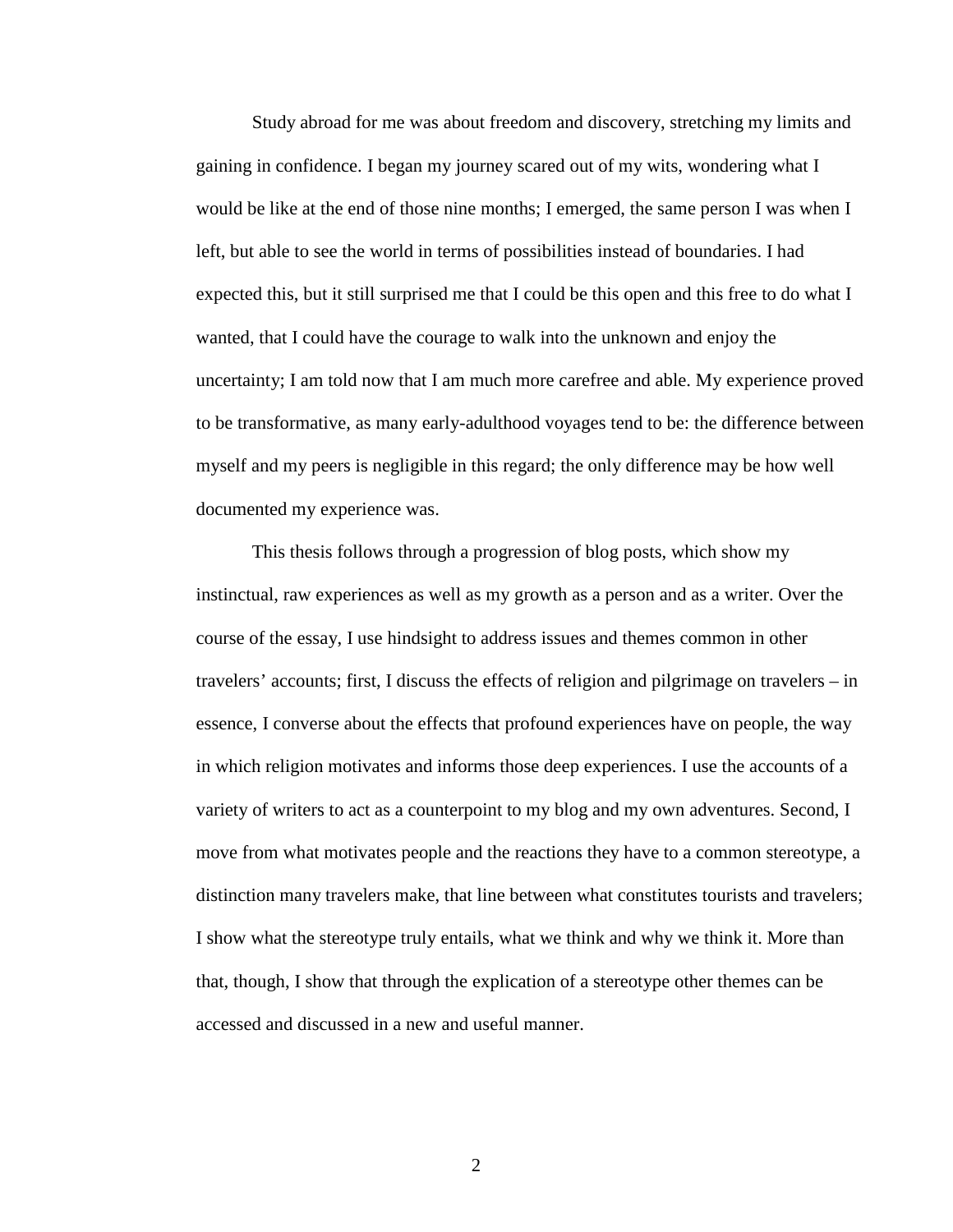Study abroad for me was about freedom and discovery, stretching my limits and gaining in confidence. I began my journey scared out of my wits, wondering what I would be like at the end of those nine months; I emerged, the same person I was when I left, but able to see the world in terms of possibilities instead of boundaries. I had expected this, but it still surprised me that I could be this open and this free to do what I wanted, that I could have the courage to walk into the unknown and enjoy the uncertainty; I am told now that I am much more carefree and able. My experience proved to be transformative, as many early-adulthood voyages tend to be: the difference between myself and my peers is negligible in this regard; the only difference may be how well documented my experience was.

This thesis follows through a progression of blog posts, which show my instinctual, raw experiences as well as my growth as a person and as a writer. Over the course of the essay, I use hindsight to address issues and themes common in other travelers' accounts; first, I discuss the effects of religion and pilgrimage on travelers – in essence, I converse about the effects that profound experiences have on people, the way in which religion motivates and informs those deep experiences. I use the accounts of a variety of writers to act as a counterpoint to my blog and my own adventures. Second, I move from what motivates people and the reactions they have to a common stereotype, a distinction many travelers make, that line between what constitutes tourists and travelers; I show what the stereotype truly entails, what we think and why we think it. More than that, though, I show that through the explication of a stereotype other themes can be accessed and discussed in a new and useful manner.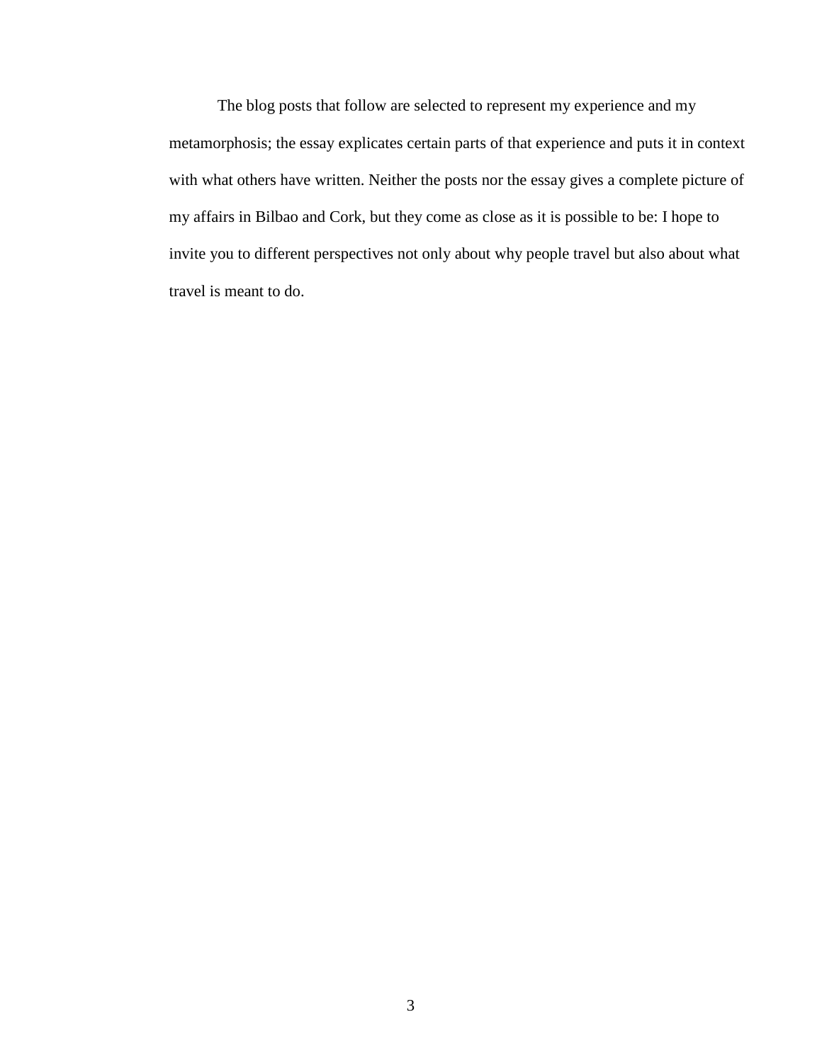The blog posts that follow are selected to represent my experience and my metamorphosis; the essay explicates certain parts of that experience and puts it in context with what others have written. Neither the posts nor the essay gives a complete picture of my affairs in Bilbao and Cork, but they come as close as it is possible to be: I hope to invite you to different perspectives not only about why people travel but also about what travel is meant to do.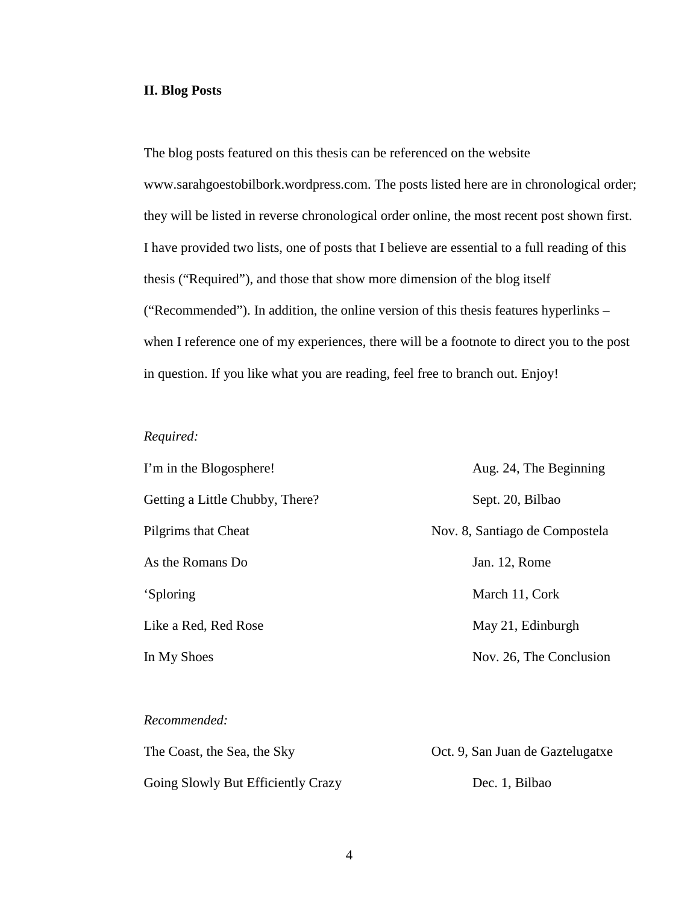## II. Blog Posts

The blog posts featured on this thesis can be referenced on the website www.sarahgoestobilbork.wordpress.com. The posts listed here are in chronological order; they will be listed in reverse chronological order online, the most recent post shown first. I have provided two lists, one of posts that I believe are essential to a full reading of this thesis ("Required"), and those that show more dimension of the blog itself ("Recommended"). In addition, the online version of this thesis features hyperlinks – when I reference one of my experiences, there will be a footnote to direct you to the post in question. If you like what you are reading, feel free to branch out. Enjoy!

*Required:*

| | |
|---|---|
| I'm in the Blogosphere! | Aug. 24, The Beginning |
| Getting a Little Chubby, There? | Sept. 20, Bilbao |
| Pilgrims that Cheat | Nov. 8, Santiago de Compostela |
| As the Romans Do | Jan. 12, Rome |
| 'Sploring | March 11, Cork |
| Like a Red, Red Rose | May 21, Edinburgh |
| In My Shoes | Nov. 26, The Conclusion |

*Recommended:*

| | |
|---|---|
| The Coast, the Sea, the Sky | Oct. 9, San Juan de Gaztelugatxe |
| Going Slowly But Efficiently Crazy | Dec. 1, Bilbao |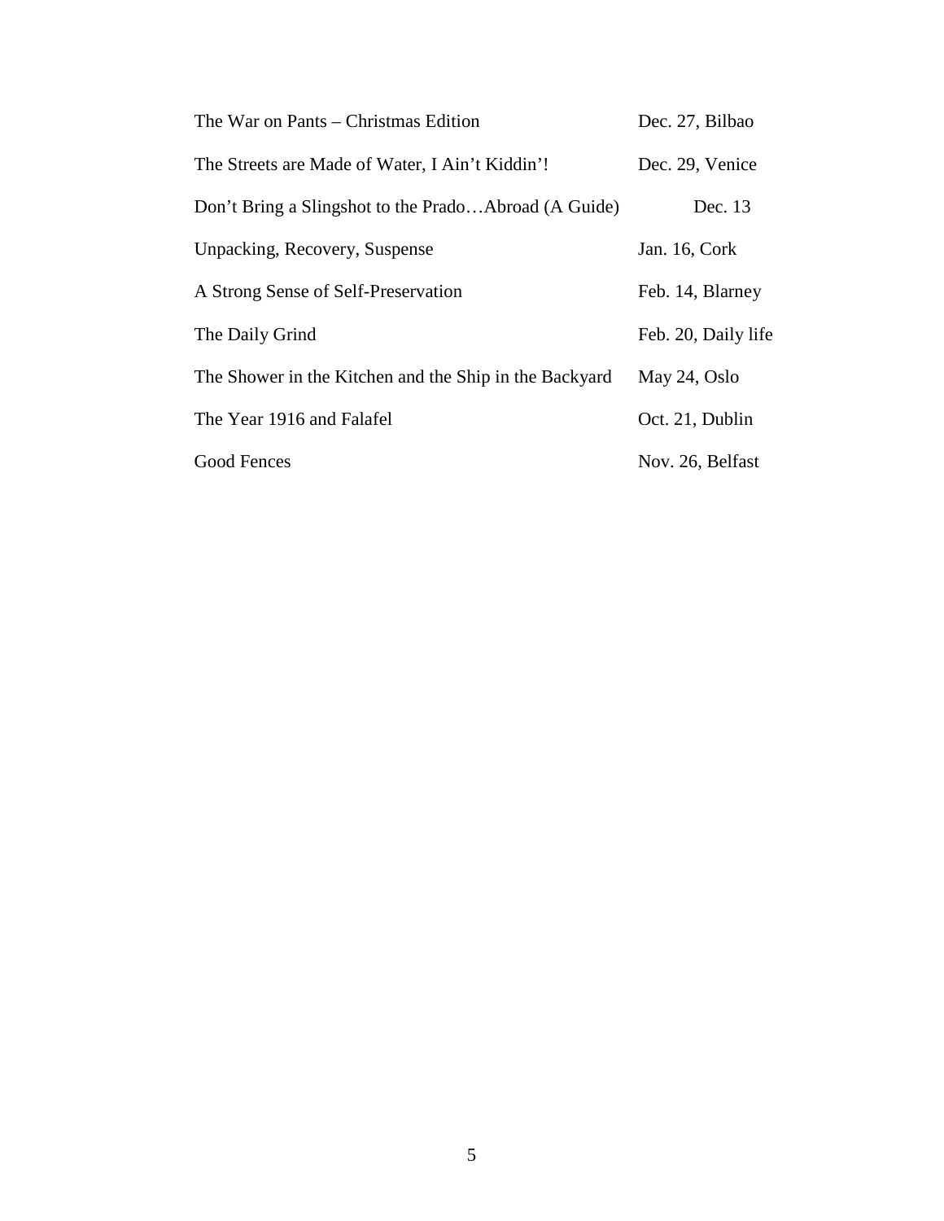| | |
|---|---|
| The War on Pants – Christmas Edition | Dec. 27, Bilbao |
| The Streets are Made of Water, I Ain't Kiddin'! | Dec. 29, Venice |
| Don't Bring a Slingshot to the Prado…Abroad (A Guide) | Dec. 13 |
| Unpacking, Recovery, Suspense | Jan. 16, Cork |
| A Strong Sense of Self-Preservation | Feb. 14, Blarney |
| The Daily Grind | Feb. 20, Daily life |
| The Shower in the Kitchen and the Ship in the Backyard | May 24, Oslo |
| The Year 1916 and Falafel | Oct. 21, Dublin |
| Good Fences | Nov. 26, Belfast |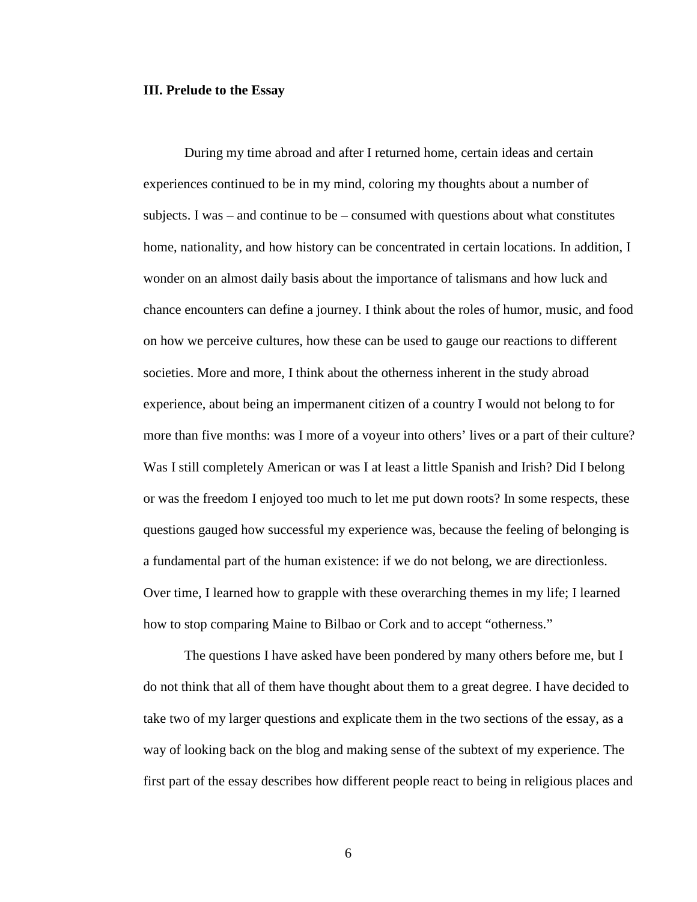### III. Prelude to the Essay

During my time abroad and after I returned home, certain ideas and certain experiences continued to be in my mind, coloring my thoughts about a number of subjects. I was – and continue to be – consumed with questions about what constitutes home, nationality, and how history can be concentrated in certain locations. In addition, I wonder on an almost daily basis about the importance of talismans and how luck and chance encounters can define a journey. I think about the roles of humor, music, and food on how we perceive cultures, how these can be used to gauge our reactions to different societies. More and more, I think about the otherness inherent in the study abroad experience, about being an impermanent citizen of a country I would not belong to for more than five months: was I more of a voyeur into others' lives or a part of their culture? Was I still completely American or was I at least a little Spanish and Irish? Did I belong or was the freedom I enjoyed too much to let me put down roots? In some respects, these questions gauged how successful my experience was, because the feeling of belonging is a fundamental part of the human existence: if we do not belong, we are directionless. Over time, I learned how to grapple with these overarching themes in my life; I learned how to stop comparing Maine to Bilbao or Cork and to accept "otherness."

The questions I have asked have been pondered by many others before me, but I do not think that all of them have thought about them to a great degree. I have decided to take two of my larger questions and explicate them in the two sections of the essay, as a way of looking back on the blog and making sense of the subtext of my experience. The first part of the essay describes how different people react to being in religious places and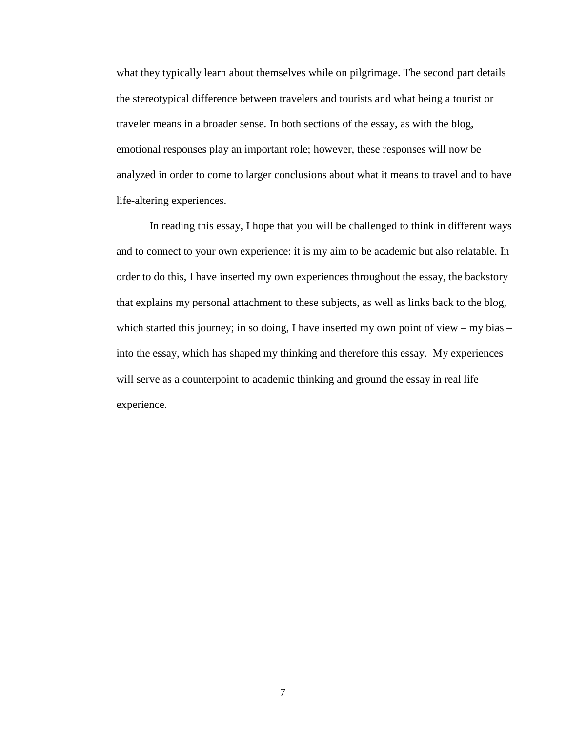what they typically learn about themselves while on pilgrimage. The second part details the stereotypical difference between travelers and tourists and what being a tourist or traveler means in a broader sense. In both sections of the essay, as with the blog, emotional responses play an important role; however, these responses will now be analyzed in order to come to larger conclusions about what it means to travel and to have life-altering experiences.

In reading this essay, I hope that you will be challenged to think in different ways and to connect to your own experience: it is my aim to be academic but also relatable. In order to do this, I have inserted my own experiences throughout the essay, the backstory that explains my personal attachment to these subjects, as well as links back to the blog, which started this journey; in so doing, I have inserted my own point of view – my bias – into the essay, which has shaped my thinking and therefore this essay. My experiences will serve as a counterpoint to academic thinking and ground the essay in real life experience.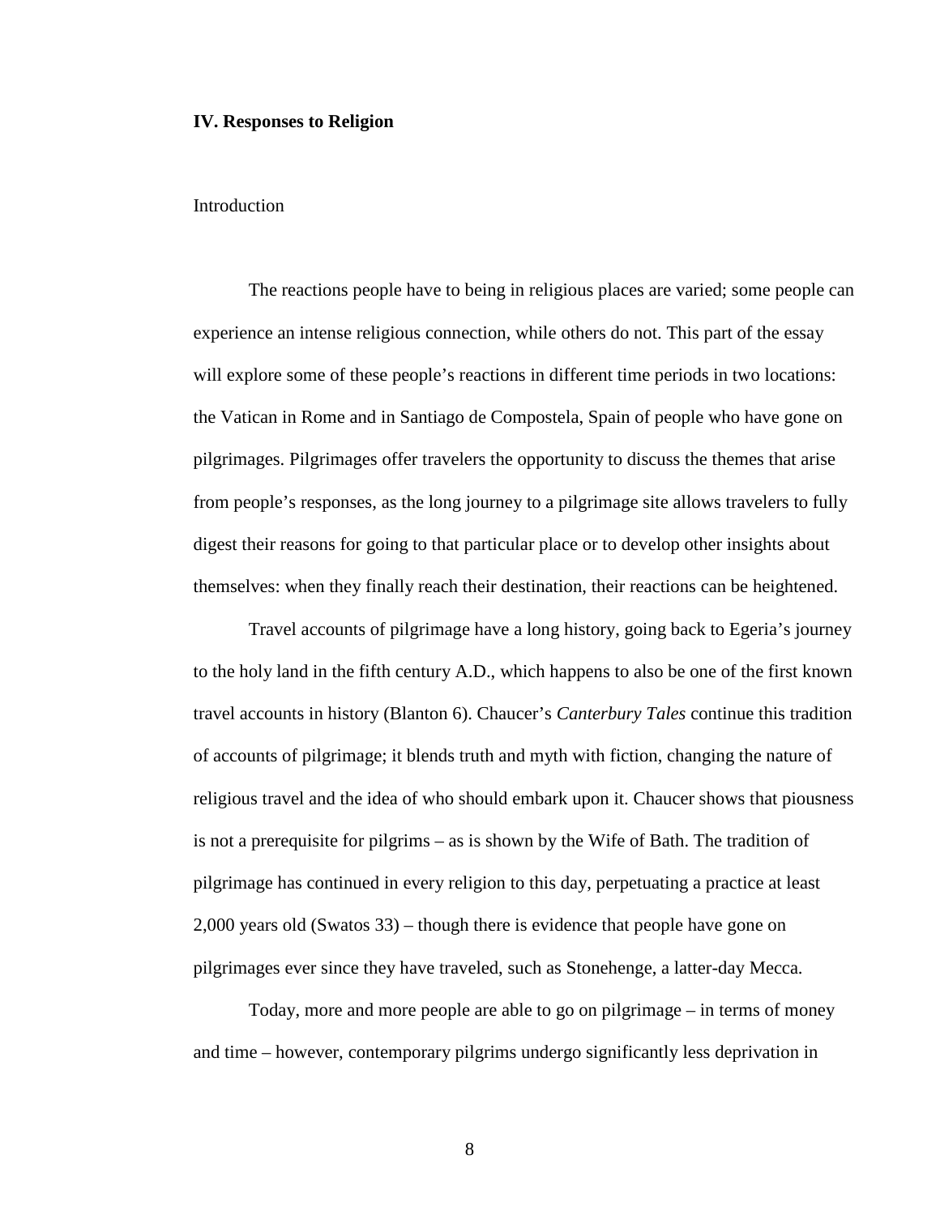## IV. Responses to Religion

Introduction

The reactions people have to being in religious places are varied; some people can experience an intense religious connection, while others do not. This part of the essay will explore some of these people's reactions in different time periods in two locations: the Vatican in Rome and in Santiago de Compostela, Spain of people who have gone on pilgrimages. Pilgrimages offer travelers the opportunity to discuss the themes that arise from people's responses, as the long journey to a pilgrimage site allows travelers to fully digest their reasons for going to that particular place or to develop other insights about themselves: when they finally reach their destination, their reactions can be heightened.

Travel accounts of pilgrimage have a long history, going back to Egeria's journey to the holy land in the fifth century A.D., which happens to also be one of the first known travel accounts in history (Blanton 6). Chaucer's *Canterbury Tales* continue this tradition of accounts of pilgrimage; it blends truth and myth with fiction, changing the nature of religious travel and the idea of who should embark upon it. Chaucer shows that piousness is not a prerequisite for pilgrims – as is shown by the Wife of Bath. The tradition of pilgrimage has continued in every religion to this day, perpetuating a practice at least 2,000 years old (Swatos 33) – though there is evidence that people have gone on pilgrimages ever since they have traveled, such as Stonehenge, a latter-day Mecca.

Today, more and more people are able to go on pilgrimage – in terms of money and time – however, contemporary pilgrims undergo significantly less deprivation in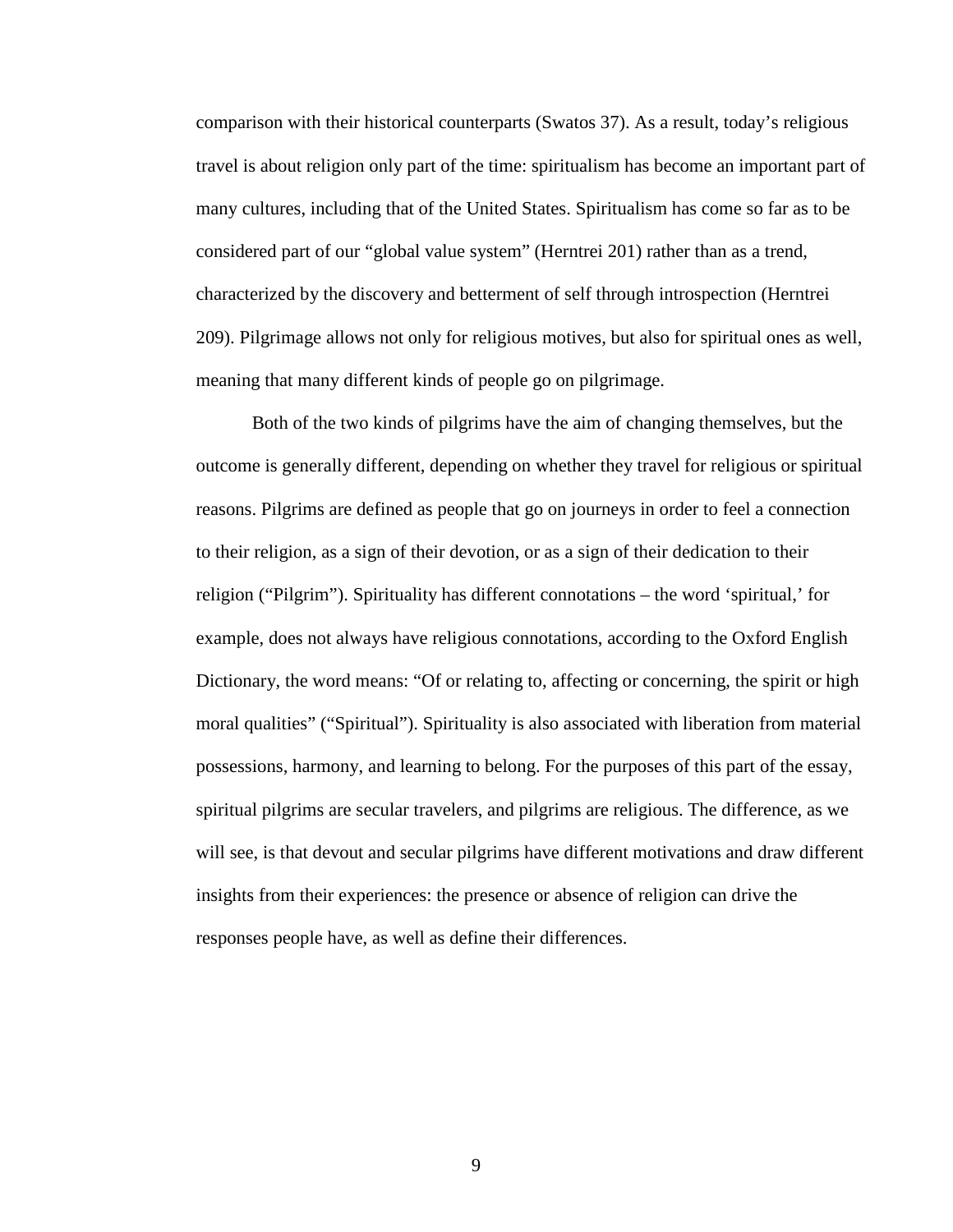comparison with their historical counterparts (Swatos 37). As a result, today's religious travel is about religion only part of the time: spiritualism has become an important part of many cultures, including that of the United States. Spiritualism has come so far as to be considered part of our "global value system" (Herntrei 201) rather than as a trend, characterized by the discovery and betterment of self through introspection (Herntrei 209). Pilgrimage allows not only for religious motives, but also for spiritual ones as well, meaning that many different kinds of people go on pilgrimage.

Both of the two kinds of pilgrims have the aim of changing themselves, but the outcome is generally different, depending on whether they travel for religious or spiritual reasons. Pilgrims are defined as people that go on journeys in order to feel a connection to their religion, as a sign of their devotion, or as a sign of their dedication to their religion ("Pilgrim"). Spirituality has different connotations – the word 'spiritual,' for example, does not always have religious connotations, according to the Oxford English Dictionary, the word means: "Of or relating to, affecting or concerning, the spirit or high moral qualities" ("Spiritual"). Spirituality is also associated with liberation from material possessions, harmony, and learning to belong. For the purposes of this part of the essay, spiritual pilgrims are secular travelers, and pilgrims are religious. The difference, as we will see, is that devout and secular pilgrims have different motivations and draw different insights from their experiences: the presence or absence of religion can drive the responses people have, as well as define their differences.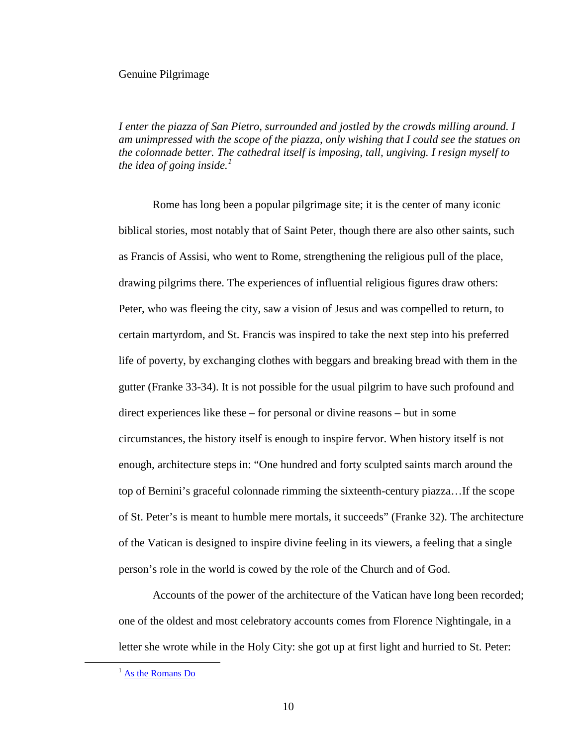## Genuine Pilgrimage

*I enter the piazza of San Pietro, surrounded and jostled by the crowds milling around. I am unimpressed with the scope of the piazza, only wishing that I could see the statues on the colonnade better. The cathedral itself is imposing, tall, ungiving. I resign myself to the idea of going inside.*[1]

Rome has long been a popular pilgrimage site; it is the center of many iconic biblical stories, most notably that of Saint Peter, though there are also other saints, such as Francis of Assisi, who went to Rome, strengthening the religious pull of the place, drawing pilgrims there. The experiences of influential religious figures draw others: Peter, who was fleeing the city, saw a vision of Jesus and was compelled to return, to certain martyrdom, and St. Francis was inspired to take the next step into his preferred life of poverty, by exchanging clothes with beggars and breaking bread with them in the gutter (Franke 33-34). It is not possible for the usual pilgrim to have such profound and direct experiences like these – for personal or divine reasons – but in some circumstances, the history itself is enough to inspire fervor. When history itself is not enough, architecture steps in: "One hundred and forty sculpted saints march around the top of Bernini's graceful colonnade rimming the sixteenth-century piazza…If the scope of St. Peter's is meant to humble mere mortals, it succeeds" (Franke 32). The architecture of the Vatican is designed to inspire divine feeling in its viewers, a feeling that a single person's role in the world is cowed by the role of the Church and of God.

Accounts of the power of the architecture of the Vatican have long been recorded; one of the oldest and most celebratory accounts comes from Florence Nightingale, in a letter she wrote while in the Holy City: she got up at first light and hurried to St. Peter:

[1] As the Romans Do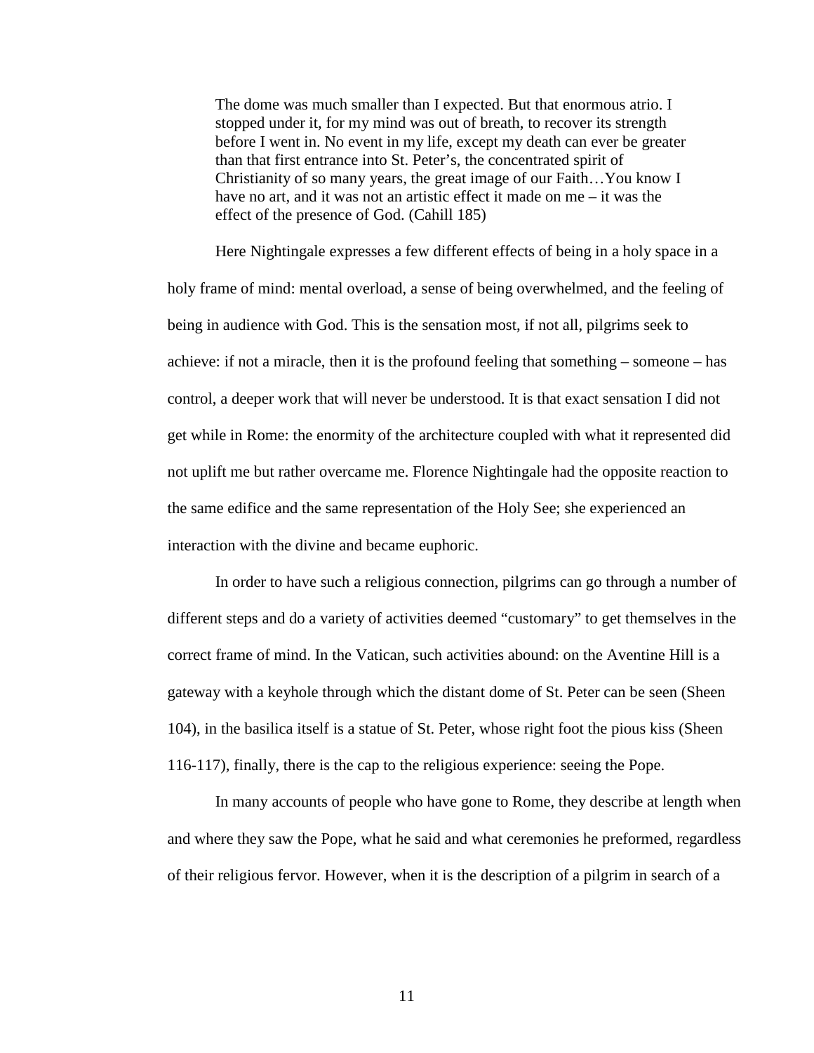> The dome was much smaller than I expected. But that enormous atrio. I stopped under it, for my mind was out of breath, to recover its strength before I went in. No event in my life, except my death can ever be greater than that first entrance into St. Peter's, the concentrated spirit of Christianity of so many years, the great image of our Faith…You know I have no art, and it was not an artistic effect it made on me – it was the effect of the presence of God. (Cahill 185)

Here Nightingale expresses a few different effects of being in a holy space in a holy frame of mind: mental overload, a sense of being overwhelmed, and the feeling of being in audience with God. This is the sensation most, if not all, pilgrims seek to achieve: if not a miracle, then it is the profound feeling that something – someone – has control, a deeper work that will never be understood. It is that exact sensation I did not get while in Rome: the enormity of the architecture coupled with what it represented did not uplift me but rather overcame me. Florence Nightingale had the opposite reaction to the same edifice and the same representation of the Holy See; she experienced an interaction with the divine and became euphoric.

In order to have such a religious connection, pilgrims can go through a number of different steps and do a variety of activities deemed "customary" to get themselves in the correct frame of mind. In the Vatican, such activities abound: on the Aventine Hill is a gateway with a keyhole through which the distant dome of St. Peter can be seen (Sheen 104), in the basilica itself is a statue of St. Peter, whose right foot the pious kiss (Sheen 116-117), finally, there is the cap to the religious experience: seeing the Pope.

In many accounts of people who have gone to Rome, they describe at length when and where they saw the Pope, what he said and what ceremonies he preformed, regardless of their religious fervor. However, when it is the description of a pilgrim in search of a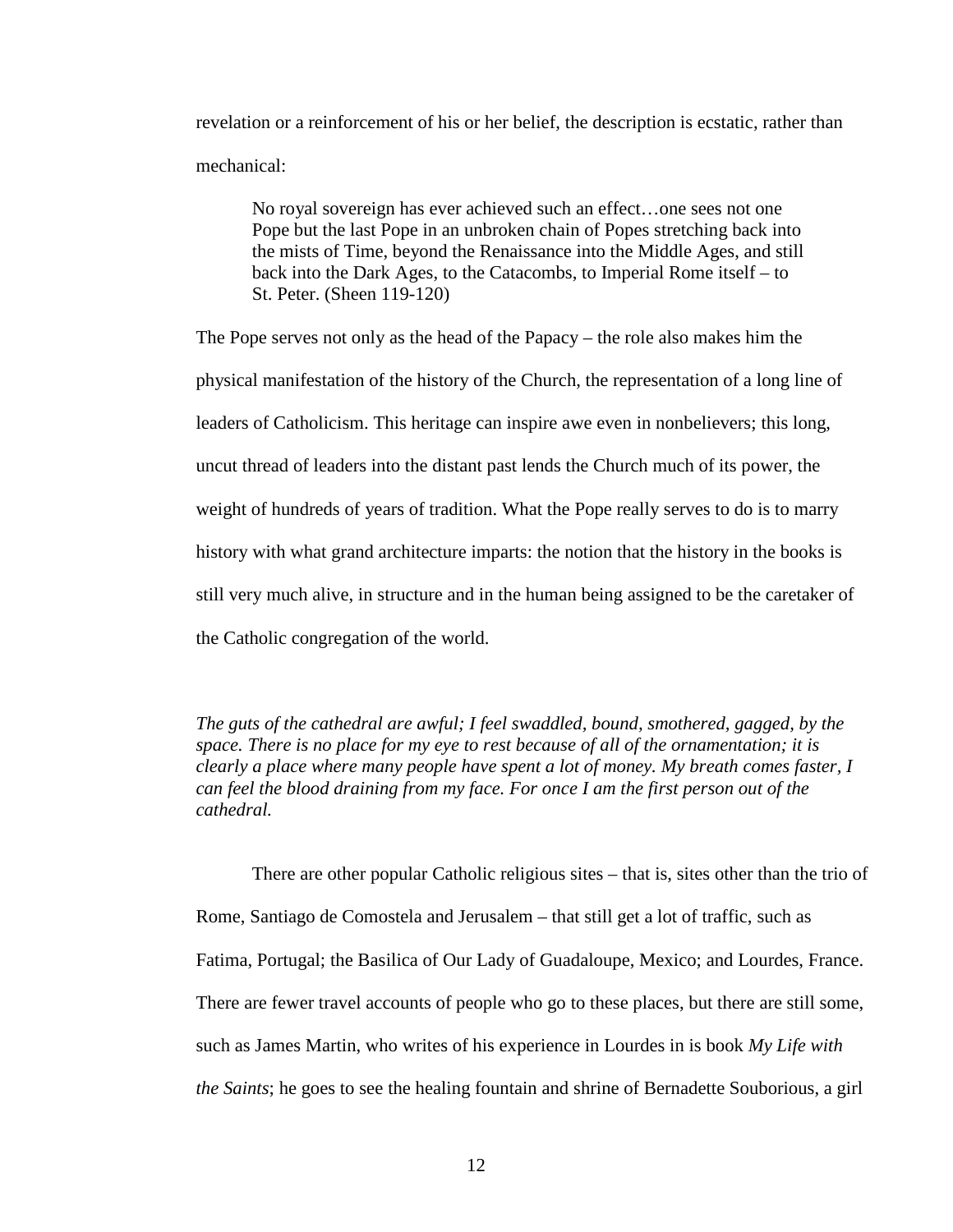revelation or a reinforcement of his or her belief, the description is ecstatic, rather than mechanical:

> No royal sovereign has ever achieved such an effect…one sees not one Pope but the last Pope in an unbroken chain of Popes stretching back into the mists of Time, beyond the Renaissance into the Middle Ages, and still back into the Dark Ages, to the Catacombs, to Imperial Rome itself – to St. Peter. (Sheen 119-120)

The Pope serves not only as the head of the Papacy – the role also makes him the physical manifestation of the history of the Church, the representation of a long line of leaders of Catholicism. This heritage can inspire awe even in nonbelievers; this long, uncut thread of leaders into the distant past lends the Church much of its power, the weight of hundreds of years of tradition. What the Pope really serves to do is to marry history with what grand architecture imparts: the notion that the history in the books is still very much alive, in structure and in the human being assigned to be the caretaker of the Catholic congregation of the world.

*The guts of the cathedral are awful; I feel swaddled, bound, smothered, gagged, by the space. There is no place for my eye to rest because of all of the ornamentation; it is clearly a place where many people have spent a lot of money. My breath comes faster, I can feel the blood draining from my face. For once I am the first person out of the cathedral.*

There are other popular Catholic religious sites – that is, sites other than the trio of Rome, Santiago de Comostela and Jerusalem – that still get a lot of traffic, such as Fatima, Portugal; the Basilica of Our Lady of Guadaloupe, Mexico; and Lourdes, France. There are fewer travel accounts of people who go to these places, but there are still some, such as James Martin, who writes of his experience in Lourdes in is book *My Life with the Saints*; he goes to see the healing fountain and shrine of Bernadette Souborious, a girl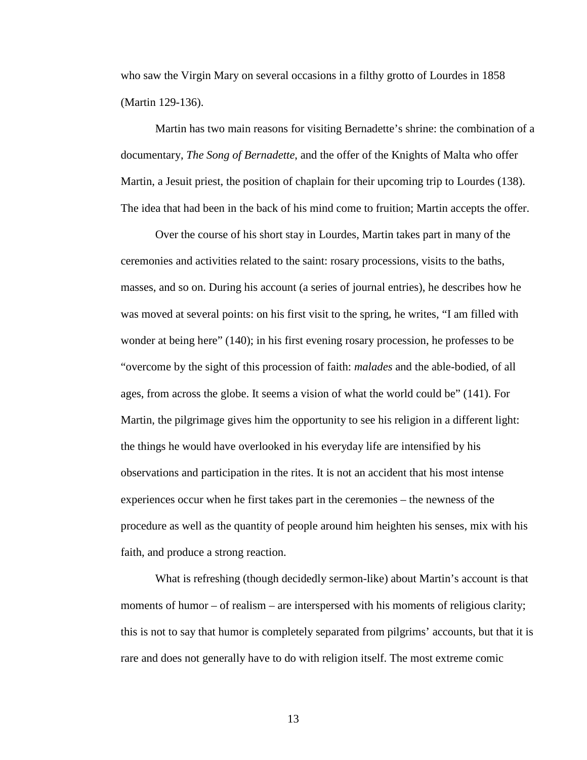who saw the Virgin Mary on several occasions in a filthy grotto of Lourdes in 1858 (Martin 129-136).

Martin has two main reasons for visiting Bernadette's shrine: the combination of a documentary, *The Song of Bernadette*, and the offer of the Knights of Malta who offer Martin, a Jesuit priest, the position of chaplain for their upcoming trip to Lourdes (138). The idea that had been in the back of his mind come to fruition; Martin accepts the offer.

Over the course of his short stay in Lourdes, Martin takes part in many of the ceremonies and activities related to the saint: rosary processions, visits to the baths, masses, and so on. During his account (a series of journal entries), he describes how he was moved at several points: on his first visit to the spring, he writes, "I am filled with wonder at being here" (140); in his first evening rosary procession, he professes to be "overcome by the sight of this procession of faith: *malades* and the able-bodied, of all ages, from across the globe. It seems a vision of what the world could be" (141). For Martin, the pilgrimage gives him the opportunity to see his religion in a different light: the things he would have overlooked in his everyday life are intensified by his observations and participation in the rites. It is not an accident that his most intense experiences occur when he first takes part in the ceremonies – the newness of the procedure as well as the quantity of people around him heighten his senses, mix with his faith, and produce a strong reaction.

What is refreshing (though decidedly sermon-like) about Martin's account is that moments of humor – of realism – are interspersed with his moments of religious clarity; this is not to say that humor is completely separated from pilgrims' accounts, but that it is rare and does not generally have to do with religion itself. The most extreme comic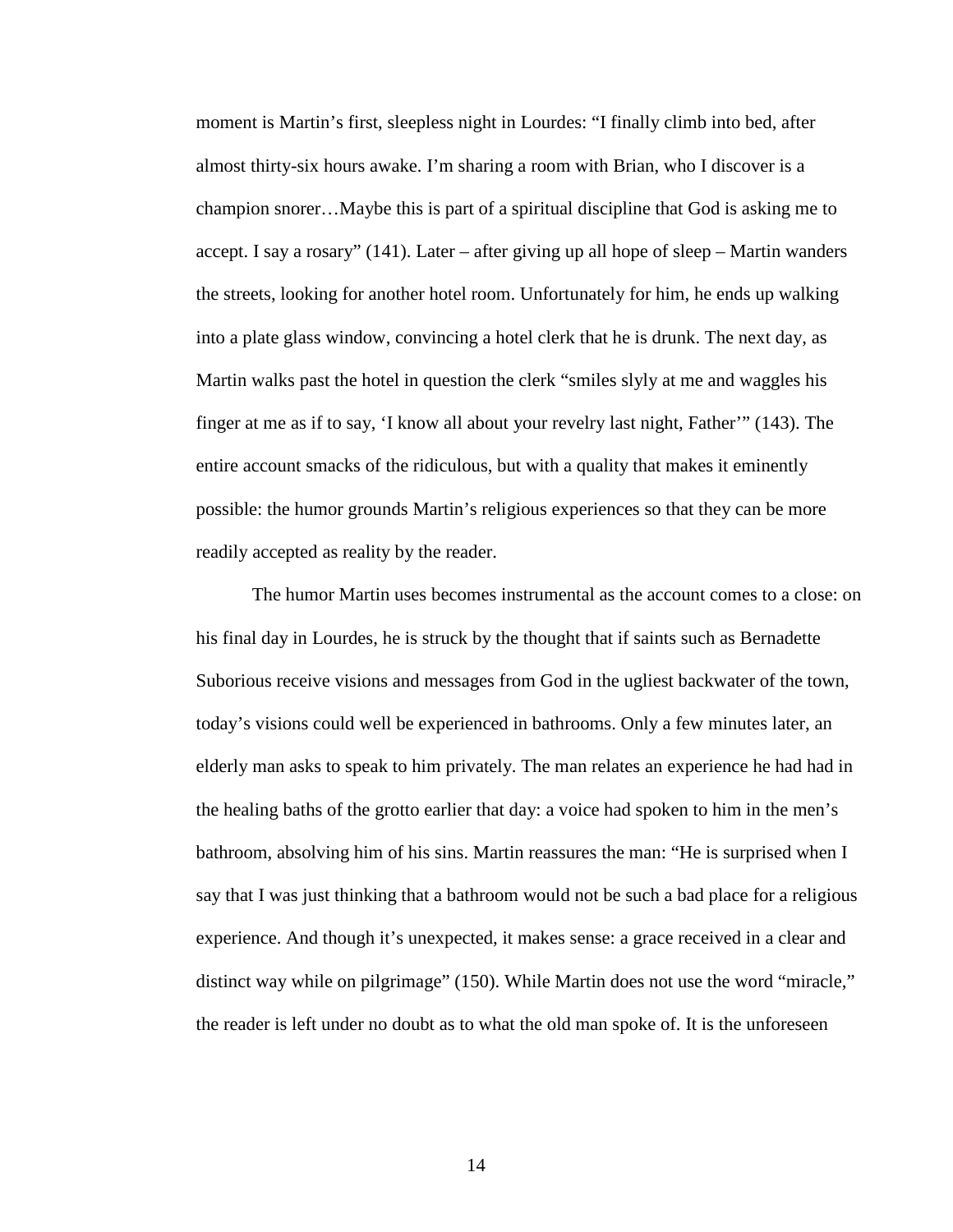moment is Martin's first, sleepless night in Lourdes: "I finally climb into bed, after almost thirty-six hours awake. I'm sharing a room with Brian, who I discover is a champion snorer…Maybe this is part of a spiritual discipline that God is asking me to accept. I say a rosary" (141). Later – after giving up all hope of sleep – Martin wanders the streets, looking for another hotel room. Unfortunately for him, he ends up walking into a plate glass window, convincing a hotel clerk that he is drunk. The next day, as Martin walks past the hotel in question the clerk "smiles slyly at me and waggles his finger at me as if to say, 'I know all about your revelry last night, Father'" (143). The entire account smacks of the ridiculous, but with a quality that makes it eminently possible: the humor grounds Martin's religious experiences so that they can be more readily accepted as reality by the reader.

The humor Martin uses becomes instrumental as the account comes to a close: on his final day in Lourdes, he is struck by the thought that if saints such as Bernadette Suborious receive visions and messages from God in the ugliest backwater of the town, today's visions could well be experienced in bathrooms. Only a few minutes later, an elderly man asks to speak to him privately. The man relates an experience he had had in the healing baths of the grotto earlier that day: a voice had spoken to him in the men's bathroom, absolving him of his sins. Martin reassures the man: "He is surprised when I say that I was just thinking that a bathroom would not be such a bad place for a religious experience. And though it's unexpected, it makes sense: a grace received in a clear and distinct way while on pilgrimage" (150). While Martin does not use the word "miracle," the reader is left under no doubt as to what the old man spoke of. It is the unforeseen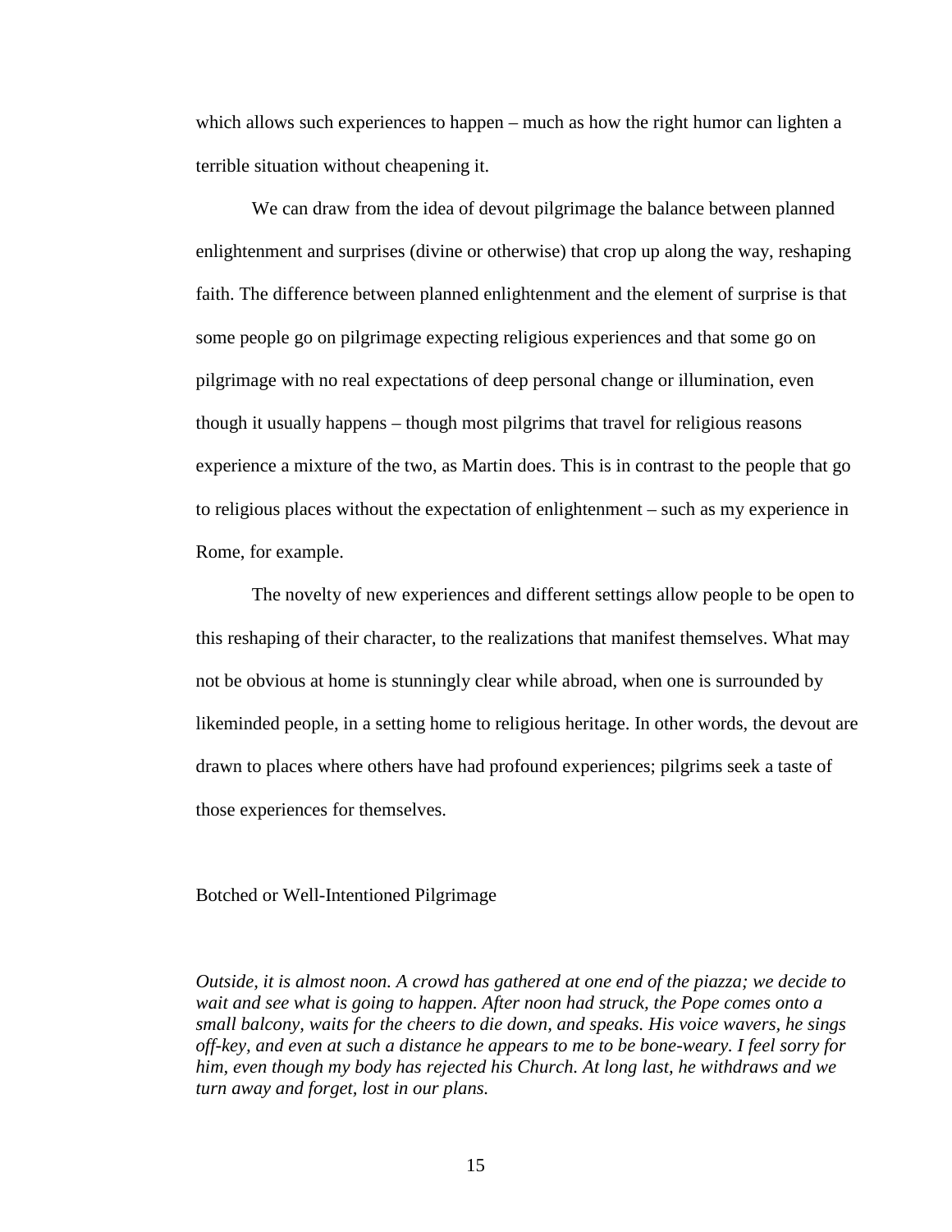which allows such experiences to happen – much as how the right humor can lighten a terrible situation without cheapening it.

We can draw from the idea of devout pilgrimage the balance between planned enlightenment and surprises (divine or otherwise) that crop up along the way, reshaping faith. The difference between planned enlightenment and the element of surprise is that some people go on pilgrimage expecting religious experiences and that some go on pilgrimage with no real expectations of deep personal change or illumination, even though it usually happens – though most pilgrims that travel for religious reasons experience a mixture of the two, as Martin does. This is in contrast to the people that go to religious places without the expectation of enlightenment – such as my experience in Rome, for example.

The novelty of new experiences and different settings allow people to be open to this reshaping of their character, to the realizations that manifest themselves. What may not be obvious at home is stunningly clear while abroad, when one is surrounded by likeminded people, in a setting home to religious heritage. In other words, the devout are drawn to places where others have had profound experiences; pilgrims seek a taste of those experiences for themselves.

## Botched or Well-Intentioned Pilgrimage

*Outside, it is almost noon. A crowd has gathered at one end of the piazza; we decide to wait and see what is going to happen. After noon had struck, the Pope comes onto a small balcony, waits for the cheers to die down, and speaks. His voice wavers, he sings off-key, and even at such a distance he appears to me to be bone-weary. I feel sorry for him, even though my body has rejected his Church. At long last, he withdraws and we turn away and forget, lost in our plans.*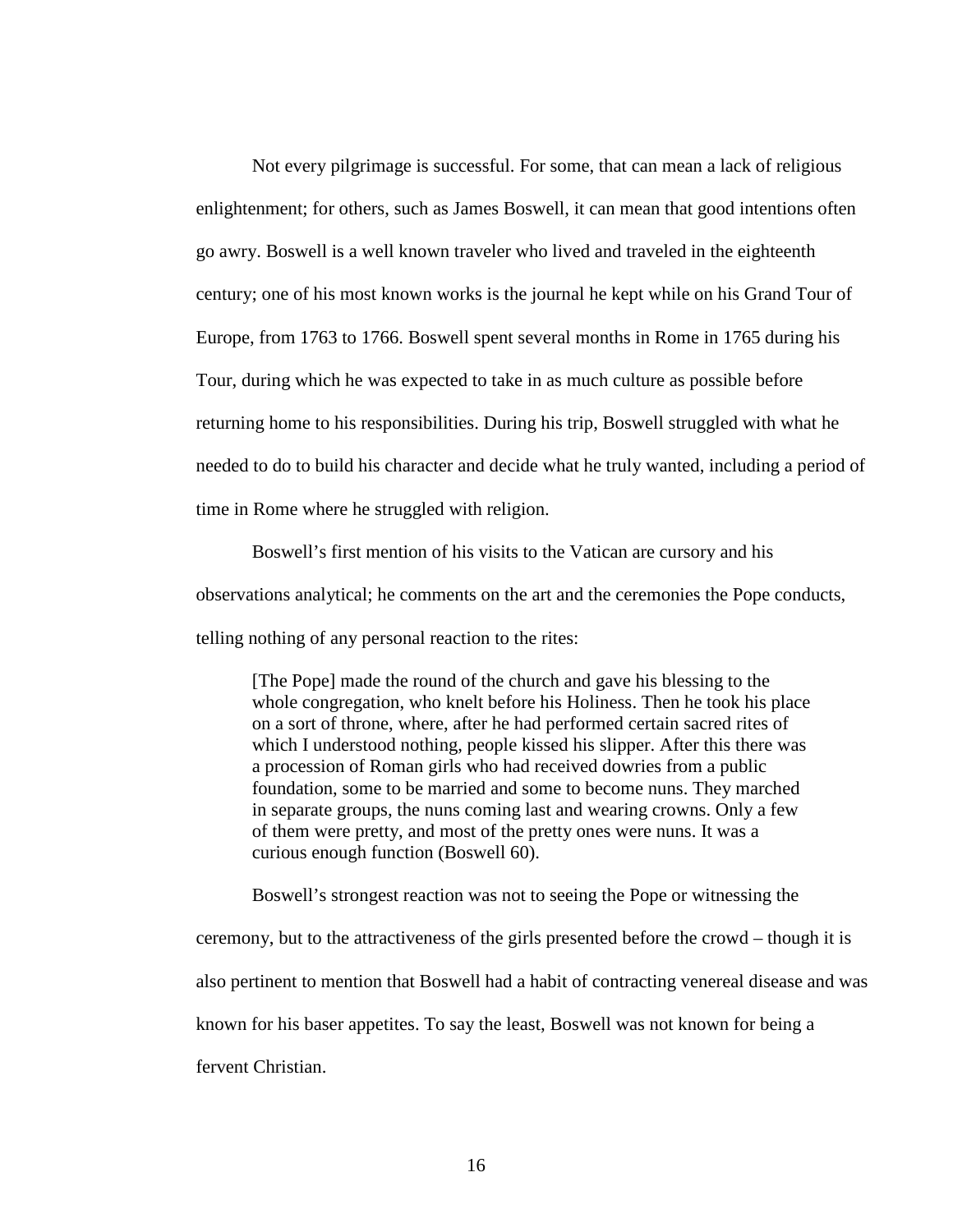Not every pilgrimage is successful. For some, that can mean a lack of religious enlightenment; for others, such as James Boswell, it can mean that good intentions often go awry. Boswell is a well known traveler who lived and traveled in the eighteenth century; one of his most known works is the journal he kept while on his Grand Tour of Europe, from 1763 to 1766. Boswell spent several months in Rome in 1765 during his Tour, during which he was expected to take in as much culture as possible before returning home to his responsibilities. During his trip, Boswell struggled with what he needed to do to build his character and decide what he truly wanted, including a period of time in Rome where he struggled with religion.

Boswell's first mention of his visits to the Vatican are cursory and his observations analytical; he comments on the art and the ceremonies the Pope conducts, telling nothing of any personal reaction to the rites:

> [The Pope] made the round of the church and gave his blessing to the whole congregation, who knelt before his Holiness. Then he took his place on a sort of throne, where, after he had performed certain sacred rites of which I understood nothing, people kissed his slipper. After this there was a procession of Roman girls who had received dowries from a public foundation, some to be married and some to become nuns. They marched in separate groups, the nuns coming last and wearing crowns. Only a few of them were pretty, and most of the pretty ones were nuns. It was a curious enough function (Boswell 60).

Boswell's strongest reaction was not to seeing the Pope or witnessing the ceremony, but to the attractiveness of the girls presented before the crowd – though it is also pertinent to mention that Boswell had a habit of contracting venereal disease and was known for his baser appetites. To say the least, Boswell was not known for being a fervent Christian.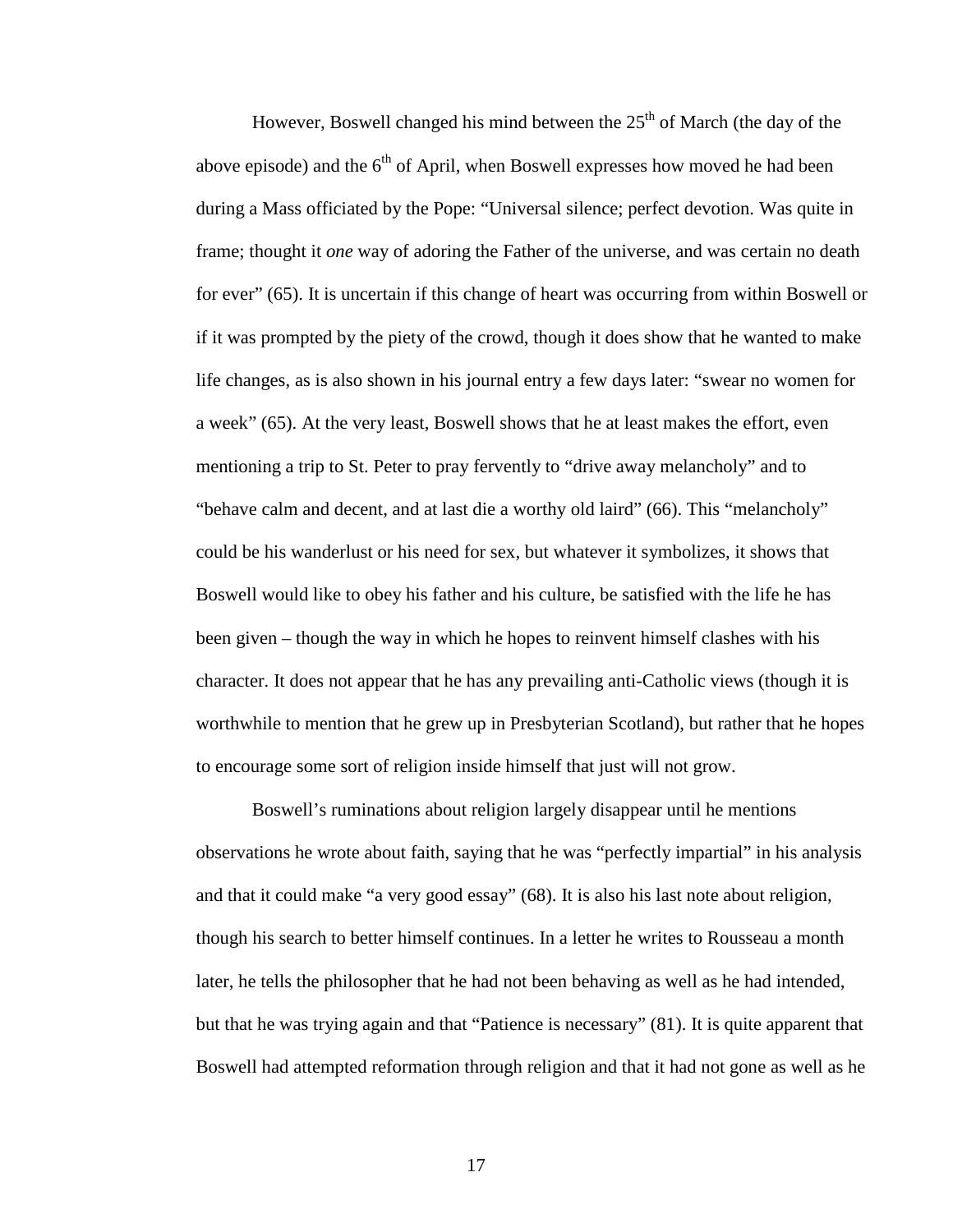However, Boswell changed his mind between the 25th of March (the day of the above episode) and the 6th of April, when Boswell expresses how moved he had been during a Mass officiated by the Pope: "Universal silence; perfect devotion. Was quite in frame; thought it *one* way of adoring the Father of the universe, and was certain no death for ever" (65). It is uncertain if this change of heart was occurring from within Boswell or if it was prompted by the piety of the crowd, though it does show that he wanted to make life changes, as is also shown in his journal entry a few days later: "swear no women for a week" (65). At the very least, Boswell shows that he at least makes the effort, even mentioning a trip to St. Peter to pray fervently to "drive away melancholy" and to "behave calm and decent, and at last die a worthy old laird" (66). This "melancholy" could be his wanderlust or his need for sex, but whatever it symbolizes, it shows that Boswell would like to obey his father and his culture, be satisfied with the life he has been given – though the way in which he hopes to reinvent himself clashes with his character. It does not appear that he has any prevailing anti-Catholic views (though it is worthwhile to mention that he grew up in Presbyterian Scotland), but rather that he hopes to encourage some sort of religion inside himself that just will not grow.

Boswell's ruminations about religion largely disappear until he mentions observations he wrote about faith, saying that he was "perfectly impartial" in his analysis and that it could make "a very good essay" (68). It is also his last note about religion, though his search to better himself continues. In a letter he writes to Rousseau a month later, he tells the philosopher that he had not been behaving as well as he had intended, but that he was trying again and that "Patience is necessary" (81). It is quite apparent that Boswell had attempted reformation through religion and that it had not gone as well as he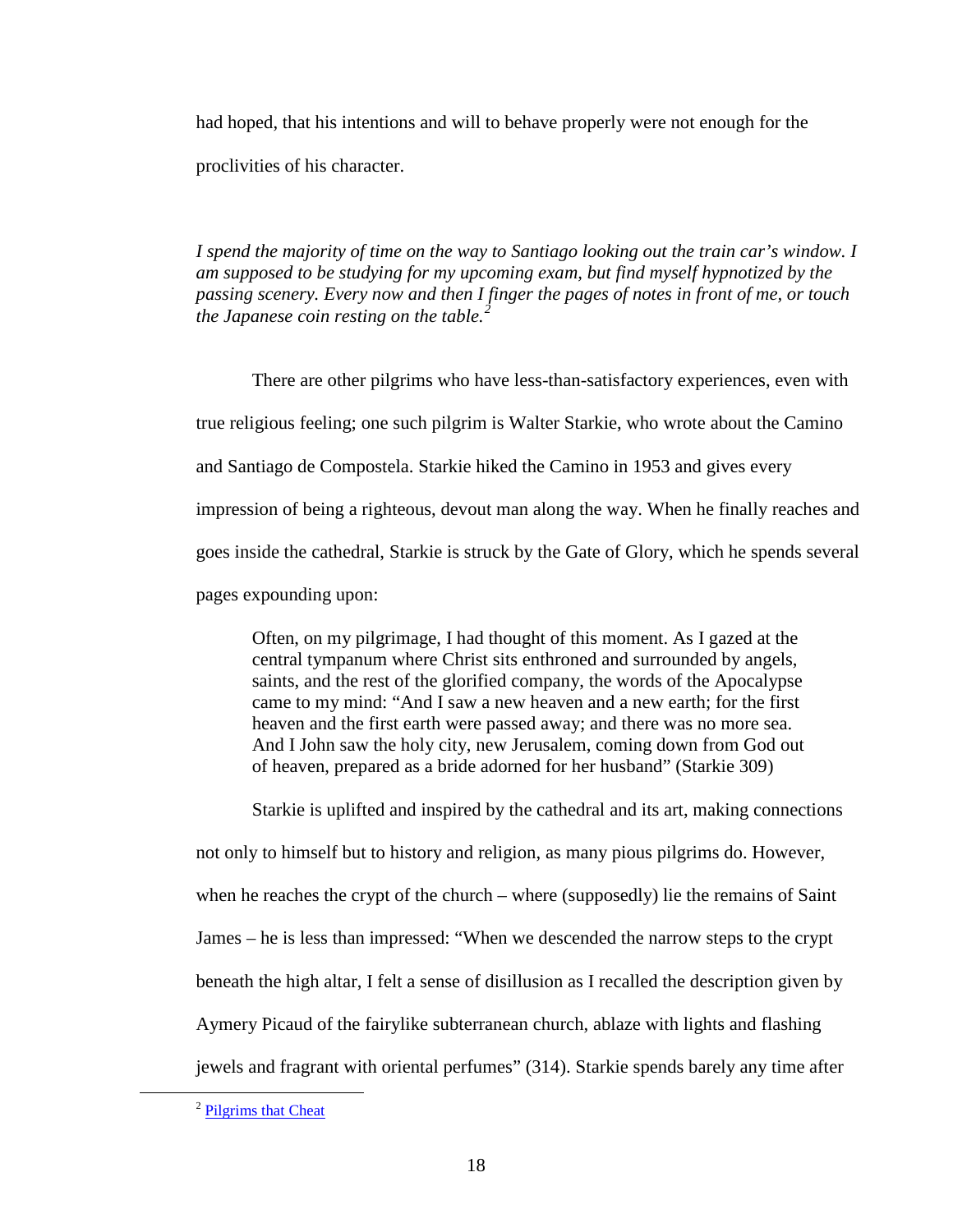had hoped, that his intentions and will to behave properly were not enough for the proclivities of his character.

*I spend the majority of time on the way to Santiago looking out the train car's window. I am supposed to be studying for my upcoming exam, but find myself hypnotized by the passing scenery. Every now and then I finger the pages of notes in front of me, or touch the Japanese coin resting on the table.*[2]

There are other pilgrims who have less-than-satisfactory experiences, even with true religious feeling; one such pilgrim is Walter Starkie, who wrote about the Camino and Santiago de Compostela. Starkie hiked the Camino in 1953 and gives every impression of being a righteous, devout man along the way. When he finally reaches and goes inside the cathedral, Starkie is struck by the Gate of Glory, which he spends several pages expounding upon:

> Often, on my pilgrimage, I had thought of this moment. As I gazed at the central tympanum where Christ sits enthroned and surrounded by angels, saints, and the rest of the glorified company, the words of the Apocalypse came to my mind: "And I saw a new heaven and a new earth; for the first heaven and the first earth were passed away; and there was no more sea. And I John saw the holy city, new Jerusalem, coming down from God out of heaven, prepared as a bride adorned for her husband" (Starkie 309)

Starkie is uplifted and inspired by the cathedral and its art, making connections not only to himself but to history and religion, as many pious pilgrims do. However, when he reaches the crypt of the church – where (supposedly) lie the remains of Saint James – he is less than impressed: "When we descended the narrow steps to the crypt beneath the high altar, I felt a sense of disillusion as I recalled the description given by Aymery Picaud of the fairylike subterranean church, ablaze with lights and flashing jewels and fragrant with oriental perfumes" (314). Starkie spends barely any time after

[2] Pilgrims that Cheat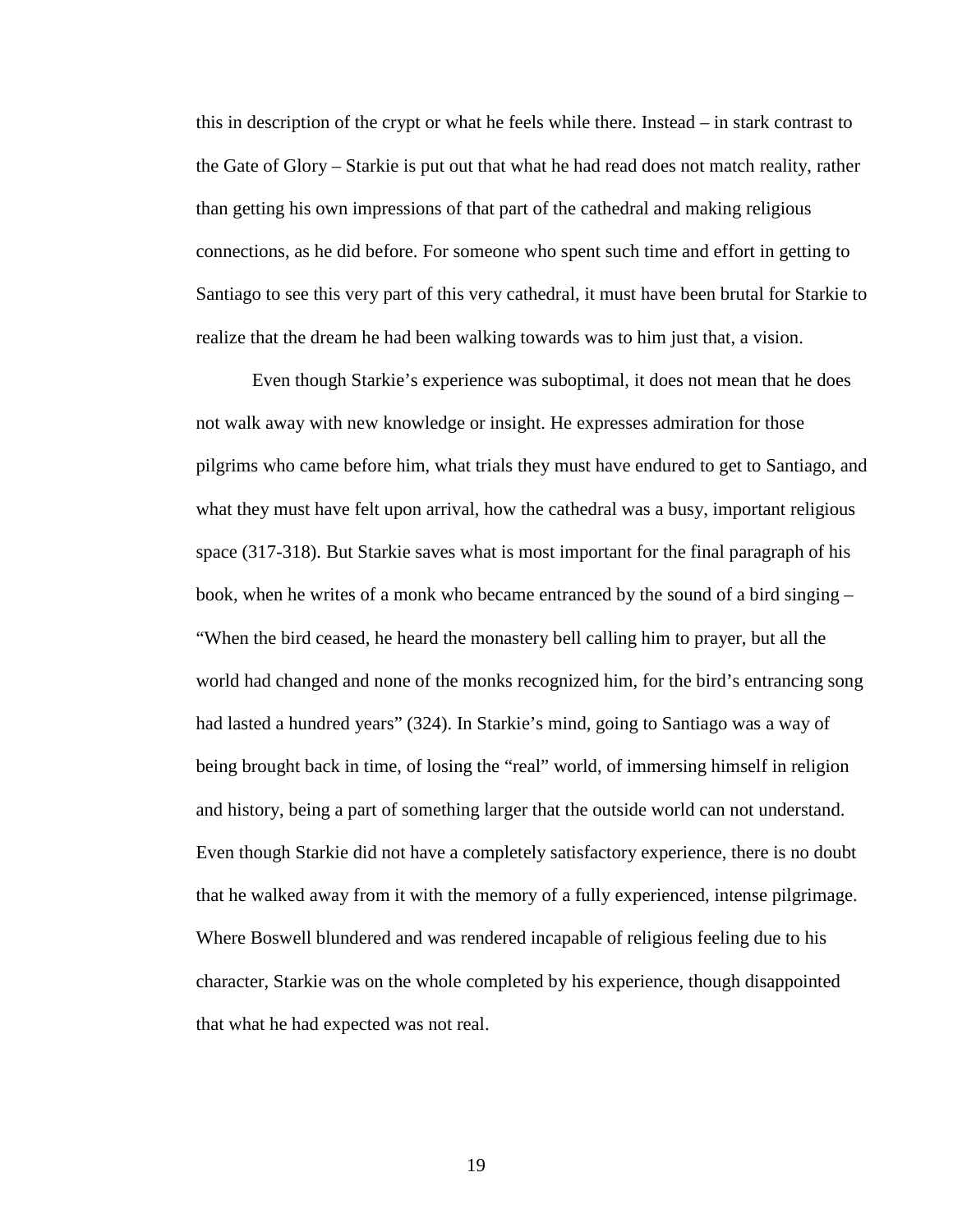this in description of the crypt or what he feels while there. Instead – in stark contrast to the Gate of Glory – Starkie is put out that what he had read does not match reality, rather than getting his own impressions of that part of the cathedral and making religious connections, as he did before. For someone who spent such time and effort in getting to Santiago to see this very part of this very cathedral, it must have been brutal for Starkie to realize that the dream he had been walking towards was to him just that, a vision.

Even though Starkie's experience was suboptimal, it does not mean that he does not walk away with new knowledge or insight. He expresses admiration for those pilgrims who came before him, what trials they must have endured to get to Santiago, and what they must have felt upon arrival, how the cathedral was a busy, important religious space (317-318). But Starkie saves what is most important for the final paragraph of his book, when he writes of a monk who became entranced by the sound of a bird singing – "When the bird ceased, he heard the monastery bell calling him to prayer, but all the world had changed and none of the monks recognized him, for the bird's entrancing song had lasted a hundred years" (324). In Starkie's mind, going to Santiago was a way of being brought back in time, of losing the "real" world, of immersing himself in religion and history, being a part of something larger that the outside world can not understand. Even though Starkie did not have a completely satisfactory experience, there is no doubt that he walked away from it with the memory of a fully experienced, intense pilgrimage. Where Boswell blundered and was rendered incapable of religious feeling due to his character, Starkie was on the whole completed by his experience, though disappointed that what he had expected was not real.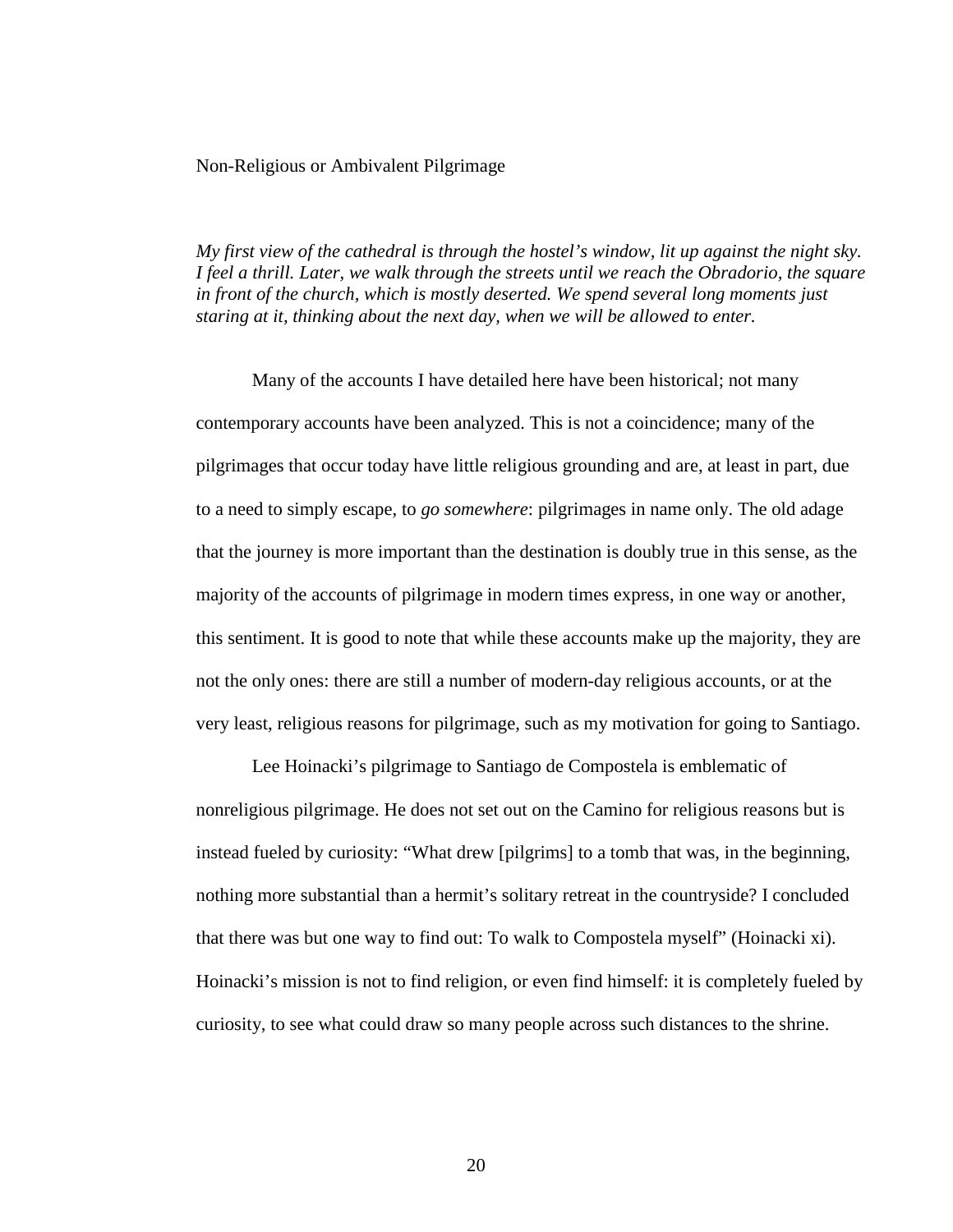## Non-Religious or Ambivalent Pilgrimage

*My first view of the cathedral is through the hostel's window, lit up against the night sky. I feel a thrill. Later, we walk through the streets until we reach the Obradorio, the square in front of the church, which is mostly deserted. We spend several long moments just staring at it, thinking about the next day, when we will be allowed to enter.*

Many of the accounts I have detailed here have been historical; not many contemporary accounts have been analyzed. This is not a coincidence; many of the pilgrimages that occur today have little religious grounding and are, at least in part, due to a need to simply escape, to *go somewhere*: pilgrimages in name only. The old adage that the journey is more important than the destination is doubly true in this sense, as the majority of the accounts of pilgrimage in modern times express, in one way or another, this sentiment. It is good to note that while these accounts make up the majority, they are not the only ones: there are still a number of modern-day religious accounts, or at the very least, religious reasons for pilgrimage, such as my motivation for going to Santiago.

Lee Hoinacki's pilgrimage to Santiago de Compostela is emblematic of nonreligious pilgrimage. He does not set out on the Camino for religious reasons but is instead fueled by curiosity: "What drew [pilgrims] to a tomb that was, in the beginning, nothing more substantial than a hermit's solitary retreat in the countryside? I concluded that there was but one way to find out: To walk to Compostela myself" (Hoinacki xi). Hoinacki's mission is not to find religion, or even find himself: it is completely fueled by curiosity, to see what could draw so many people across such distances to the shrine.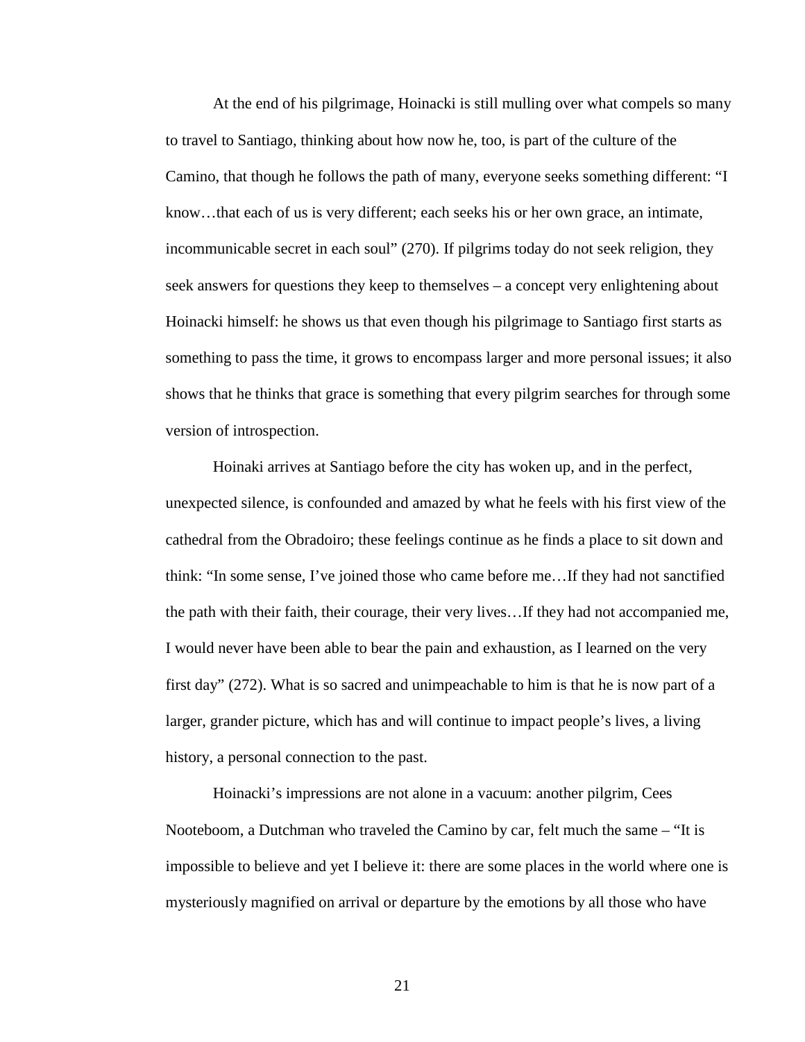At the end of his pilgrimage, Hoinacki is still mulling over what compels so many to travel to Santiago, thinking about how now he, too, is part of the culture of the Camino, that though he follows the path of many, everyone seeks something different: "I know…that each of us is very different; each seeks his or her own grace, an intimate, incommunicable secret in each soul" (270). If pilgrims today do not seek religion, they seek answers for questions they keep to themselves – a concept very enlightening about Hoinacki himself: he shows us that even though his pilgrimage to Santiago first starts as something to pass the time, it grows to encompass larger and more personal issues; it also shows that he thinks that grace is something that every pilgrim searches for through some version of introspection.

Hoinaki arrives at Santiago before the city has woken up, and in the perfect, unexpected silence, is confounded and amazed by what he feels with his first view of the cathedral from the Obradoiro; these feelings continue as he finds a place to sit down and think: "In some sense, I've joined those who came before me…If they had not sanctified the path with their faith, their courage, their very lives…If they had not accompanied me, I would never have been able to bear the pain and exhaustion, as I learned on the very first day" (272). What is so sacred and unimpeachable to him is that he is now part of a larger, grander picture, which has and will continue to impact people's lives, a living history, a personal connection to the past.

Hoinacki's impressions are not alone in a vacuum: another pilgrim, Cees Nooteboom, a Dutchman who traveled the Camino by car, felt much the same – "It is impossible to believe and yet I believe it: there are some places in the world where one is mysteriously magnified on arrival or departure by the emotions by all those who have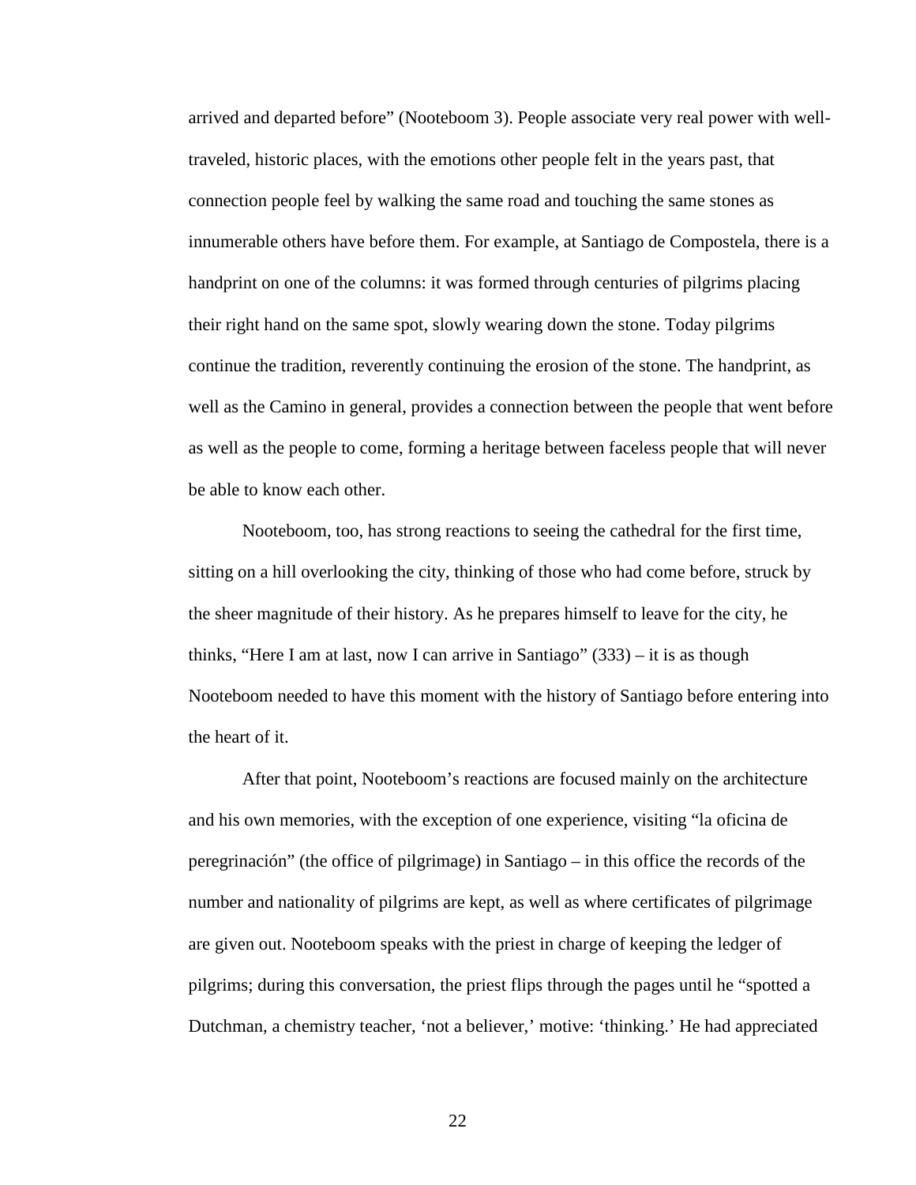arrived and departed before" (Nooteboom 3). People associate very real power with well-traveled, historic places, with the emotions other people felt in the years past, that connection people feel by walking the same road and touching the same stones as innumerable others have before them. For example, at Santiago de Compostela, there is a handprint on one of the columns: it was formed through centuries of pilgrims placing their right hand on the same spot, slowly wearing down the stone. Today pilgrims continue the tradition, reverently continuing the erosion of the stone. The handprint, as well as the Camino in general, provides a connection between the people that went before as well as the people to come, forming a heritage between faceless people that will never be able to know each other.

Nooteboom, too, has strong reactions to seeing the cathedral for the first time, sitting on a hill overlooking the city, thinking of those who had come before, struck by the sheer magnitude of their history. As he prepares himself to leave for the city, he thinks, "Here I am at last, now I can arrive in Santiago" (333) – it is as though Nooteboom needed to have this moment with the history of Santiago before entering into the heart of it.

After that point, Nooteboom's reactions are focused mainly on the architecture and his own memories, with the exception of one experience, visiting "la oficina de peregrinación" (the office of pilgrimage) in Santiago – in this office the records of the number and nationality of pilgrims are kept, as well as where certificates of pilgrimage are given out. Nooteboom speaks with the priest in charge of keeping the ledger of pilgrims; during this conversation, the priest flips through the pages until he "spotted a Dutchman, a chemistry teacher, 'not a believer,' motive: 'thinking.' He had appreciated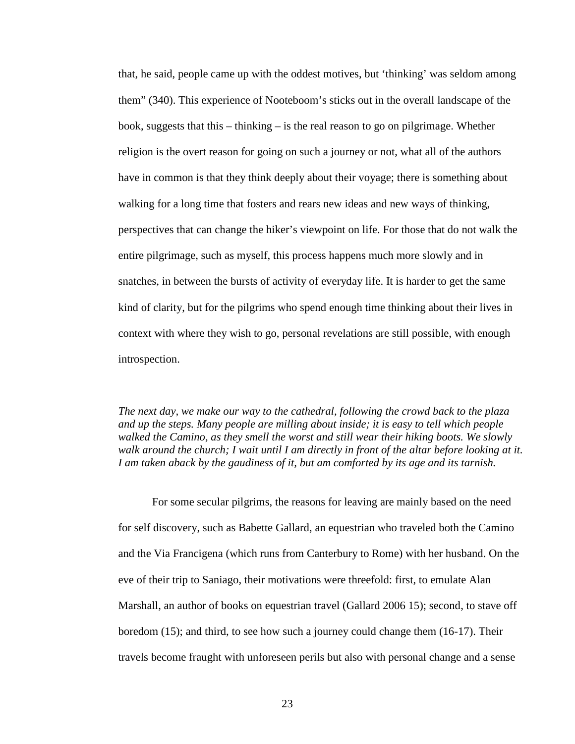that, he said, people came up with the oddest motives, but 'thinking' was seldom among them" (340). This experience of Nooteboom's sticks out in the overall landscape of the book, suggests that this – thinking – is the real reason to go on pilgrimage. Whether religion is the overt reason for going on such a journey or not, what all of the authors have in common is that they think deeply about their voyage; there is something about walking for a long time that fosters and rears new ideas and new ways of thinking, perspectives that can change the hiker's viewpoint on life. For those that do not walk the entire pilgrimage, such as myself, this process happens much more slowly and in snatches, in between the bursts of activity of everyday life. It is harder to get the same kind of clarity, but for the pilgrims who spend enough time thinking about their lives in context with where they wish to go, personal revelations are still possible, with enough introspection.

*The next day, we make our way to the cathedral, following the crowd back to the plaza and up the steps. Many people are milling about inside; it is easy to tell which people walked the Camino, as they smell the worst and still wear their hiking boots. We slowly walk around the church; I wait until I am directly in front of the altar before looking at it. I am taken aback by the gaudiness of it, but am comforted by its age and its tarnish.*

For some secular pilgrims, the reasons for leaving are mainly based on the need for self discovery, such as Babette Gallard, an equestrian who traveled both the Camino and the Via Francigena (which runs from Canterbury to Rome) with her husband. On the eve of their trip to Saniago, their motivations were threefold: first, to emulate Alan Marshall, an author of books on equestrian travel (Gallard 2006 15); second, to stave off boredom (15); and third, to see how such a journey could change them (16-17). Their travels become fraught with unforeseen perils but also with personal change and a sense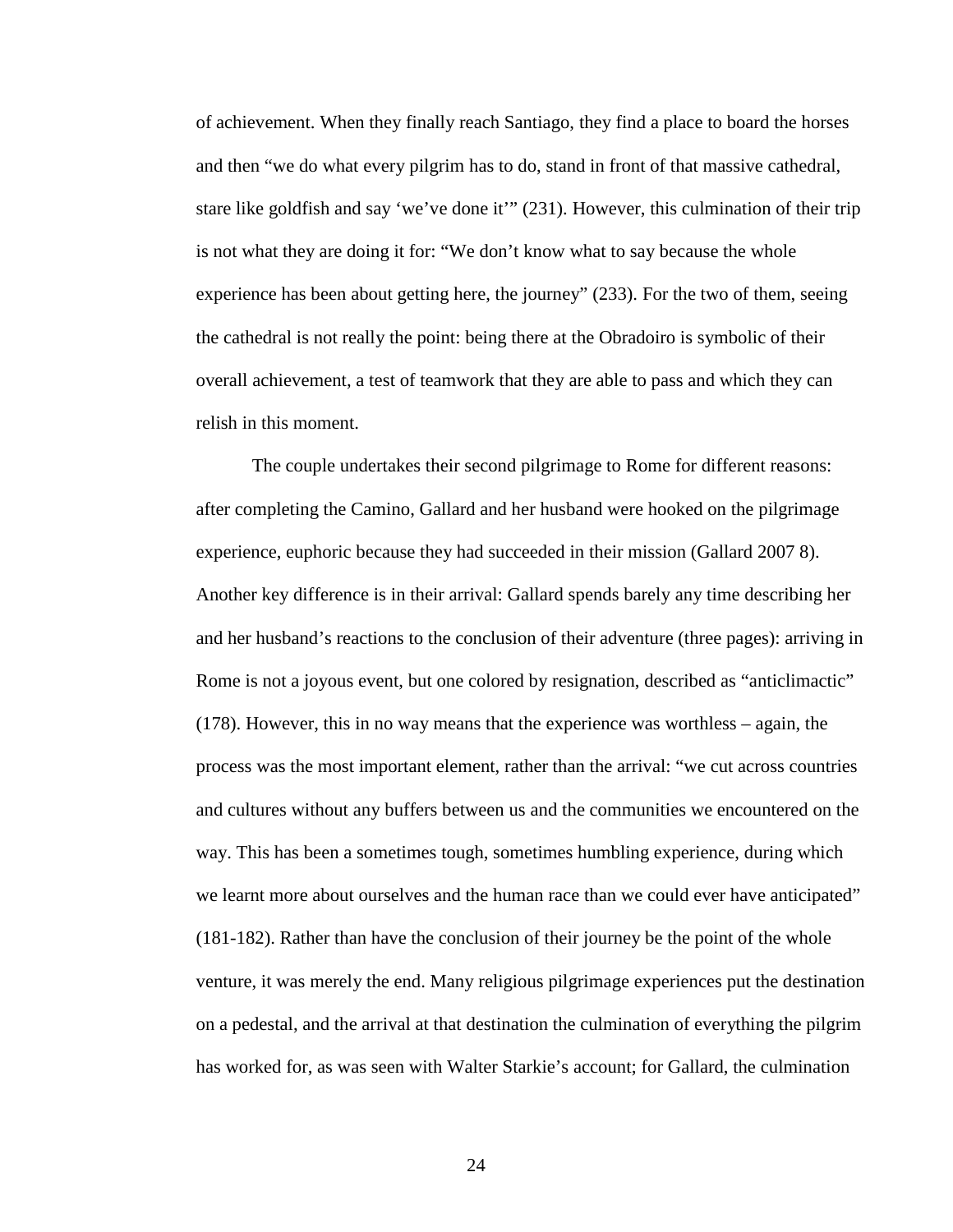of achievement. When they finally reach Santiago, they find a place to board the horses and then "we do what every pilgrim has to do, stand in front of that massive cathedral, stare like goldfish and say 'we've done it'" (231). However, this culmination of their trip is not what they are doing it for: "We don't know what to say because the whole experience has been about getting here, the journey" (233). For the two of them, seeing the cathedral is not really the point: being there at the Obradoiro is symbolic of their overall achievement, a test of teamwork that they are able to pass and which they can relish in this moment.

The couple undertakes their second pilgrimage to Rome for different reasons: after completing the Camino, Gallard and her husband were hooked on the pilgrimage experience, euphoric because they had succeeded in their mission (Gallard 2007 8). Another key difference is in their arrival: Gallard spends barely any time describing her and her husband's reactions to the conclusion of their adventure (three pages): arriving in Rome is not a joyous event, but one colored by resignation, described as "anticlimactic" (178). However, this in no way means that the experience was worthless – again, the process was the most important element, rather than the arrival: "we cut across countries and cultures without any buffers between us and the communities we encountered on the way. This has been a sometimes tough, sometimes humbling experience, during which we learnt more about ourselves and the human race than we could ever have anticipated" (181-182). Rather than have the conclusion of their journey be the point of the whole venture, it was merely the end. Many religious pilgrimage experiences put the destination on a pedestal, and the arrival at that destination the culmination of everything the pilgrim has worked for, as was seen with Walter Starkie's account; for Gallard, the culmination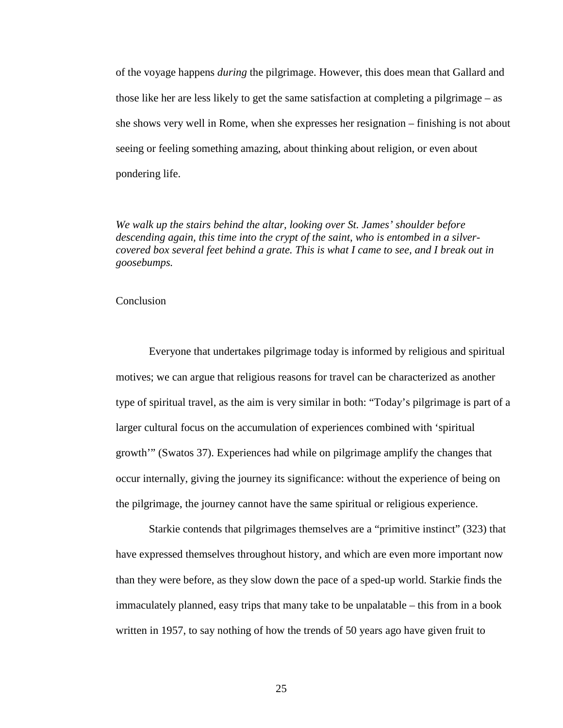of the voyage happens *during* the pilgrimage. However, this does mean that Gallard and those like her are less likely to get the same satisfaction at completing a pilgrimage – as she shows very well in Rome, when she expresses her resignation – finishing is not about seeing or feeling something amazing, about thinking about religion, or even about pondering life.

*We walk up the stairs behind the altar, looking over St. James' shoulder before descending again, this time into the crypt of the saint, who is entombed in a silver-covered box several feet behind a grate. This is what I came to see, and I break out in goosebumps.*

## Conclusion

Everyone that undertakes pilgrimage today is informed by religious and spiritual motives; we can argue that religious reasons for travel can be characterized as another type of spiritual travel, as the aim is very similar in both: "Today's pilgrimage is part of a larger cultural focus on the accumulation of experiences combined with 'spiritual growth'" (Swatos 37). Experiences had while on pilgrimage amplify the changes that occur internally, giving the journey its significance: without the experience of being on the pilgrimage, the journey cannot have the same spiritual or religious experience.

Starkie contends that pilgrimages themselves are a "primitive instinct" (323) that have expressed themselves throughout history, and which are even more important now than they were before, as they slow down the pace of a sped-up world. Starkie finds the immaculately planned, easy trips that many take to be unpalatable – this from in a book written in 1957, to say nothing of how the trends of 50 years ago have given fruit to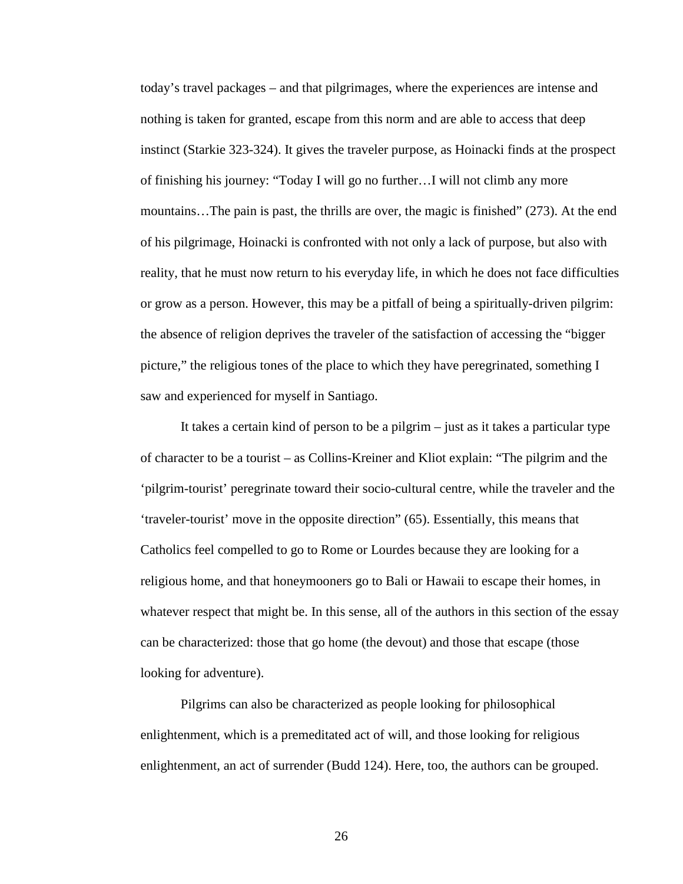today's travel packages – and that pilgrimages, where the experiences are intense and nothing is taken for granted, escape from this norm and are able to access that deep instinct (Starkie 323-324). It gives the traveler purpose, as Hoinacki finds at the prospect of finishing his journey: "Today I will go no further…I will not climb any more mountains…The pain is past, the thrills are over, the magic is finished" (273). At the end of his pilgrimage, Hoinacki is confronted with not only a lack of purpose, but also with reality, that he must now return to his everyday life, in which he does not face difficulties or grow as a person. However, this may be a pitfall of being a spiritually-driven pilgrim: the absence of religion deprives the traveler of the satisfaction of accessing the "bigger picture," the religious tones of the place to which they have peregrinated, something I saw and experienced for myself in Santiago.

It takes a certain kind of person to be a pilgrim – just as it takes a particular type of character to be a tourist – as Collins-Kreiner and Kliot explain: "The pilgrim and the 'pilgrim-tourist' peregrinate toward their socio-cultural centre, while the traveler and the 'traveler-tourist' move in the opposite direction" (65). Essentially, this means that Catholics feel compelled to go to Rome or Lourdes because they are looking for a religious home, and that honeymooners go to Bali or Hawaii to escape their homes, in whatever respect that might be. In this sense, all of the authors in this section of the essay can be characterized: those that go home (the devout) and those that escape (those looking for adventure).

Pilgrims can also be characterized as people looking for philosophical enlightenment, which is a premeditated act of will, and those looking for religious enlightenment, an act of surrender (Budd 124). Here, too, the authors can be grouped.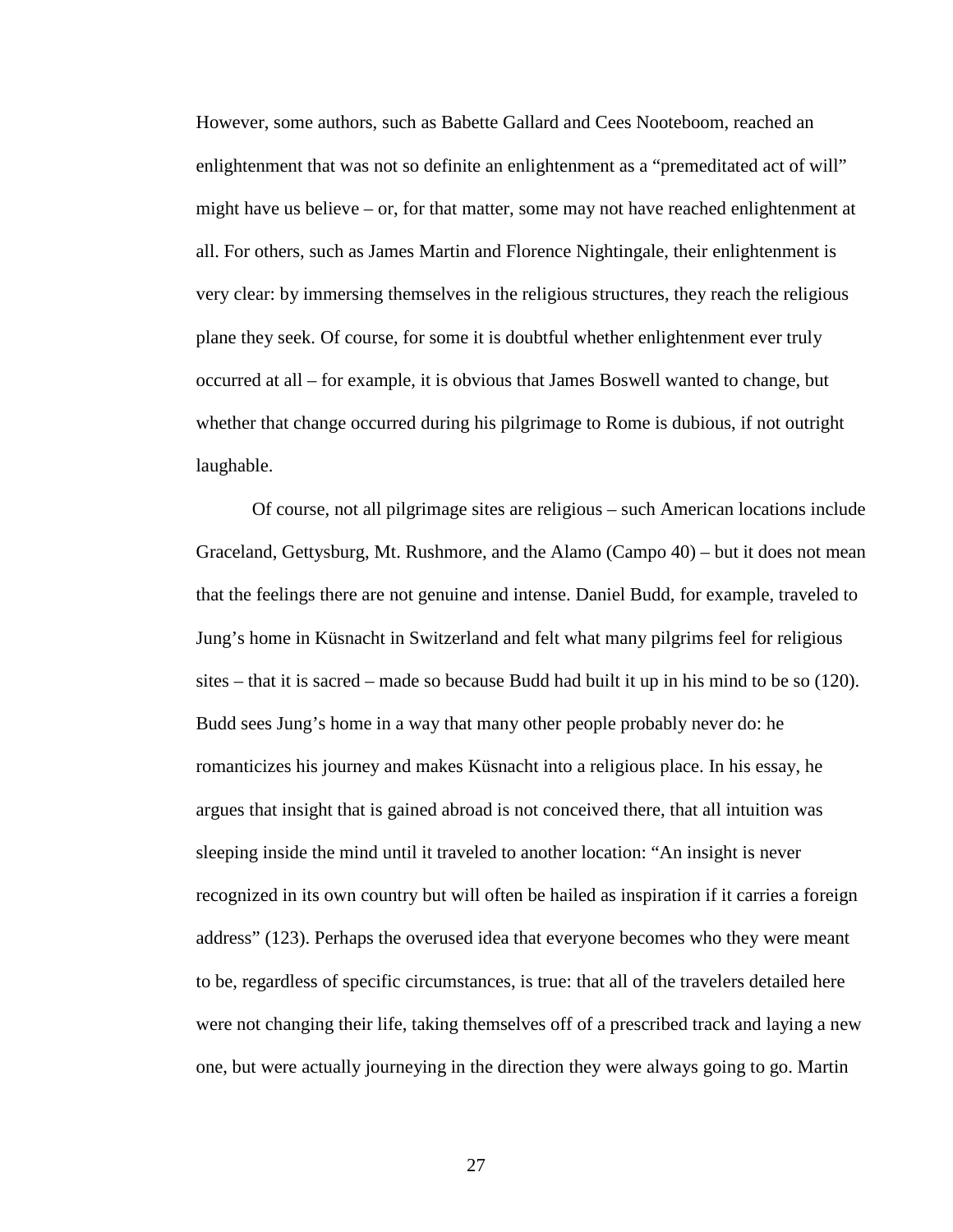However, some authors, such as Babette Gallard and Cees Nooteboom, reached an enlightenment that was not so definite an enlightenment as a "premeditated act of will" might have us believe – or, for that matter, some may not have reached enlightenment at all. For others, such as James Martin and Florence Nightingale, their enlightenment is very clear: by immersing themselves in the religious structures, they reach the religious plane they seek. Of course, for some it is doubtful whether enlightenment ever truly occurred at all – for example, it is obvious that James Boswell wanted to change, but whether that change occurred during his pilgrimage to Rome is dubious, if not outright laughable.

Of course, not all pilgrimage sites are religious – such American locations include Graceland, Gettysburg, Mt. Rushmore, and the Alamo (Campo 40) – but it does not mean that the feelings there are not genuine and intense. Daniel Budd, for example, traveled to Jung's home in Küsnacht in Switzerland and felt what many pilgrims feel for religious sites – that it is sacred – made so because Budd had built it up in his mind to be so (120). Budd sees Jung's home in a way that many other people probably never do: he romanticizes his journey and makes Küsnacht into a religious place. In his essay, he argues that insight that is gained abroad is not conceived there, that all intuition was sleeping inside the mind until it traveled to another location: "An insight is never recognized in its own country but will often be hailed as inspiration if it carries a foreign address" (123). Perhaps the overused idea that everyone becomes who they were meant to be, regardless of specific circumstances, is true: that all of the travelers detailed here were not changing their life, taking themselves off of a prescribed track and laying a new one, but were actually journeying in the direction they were always going to go. Martin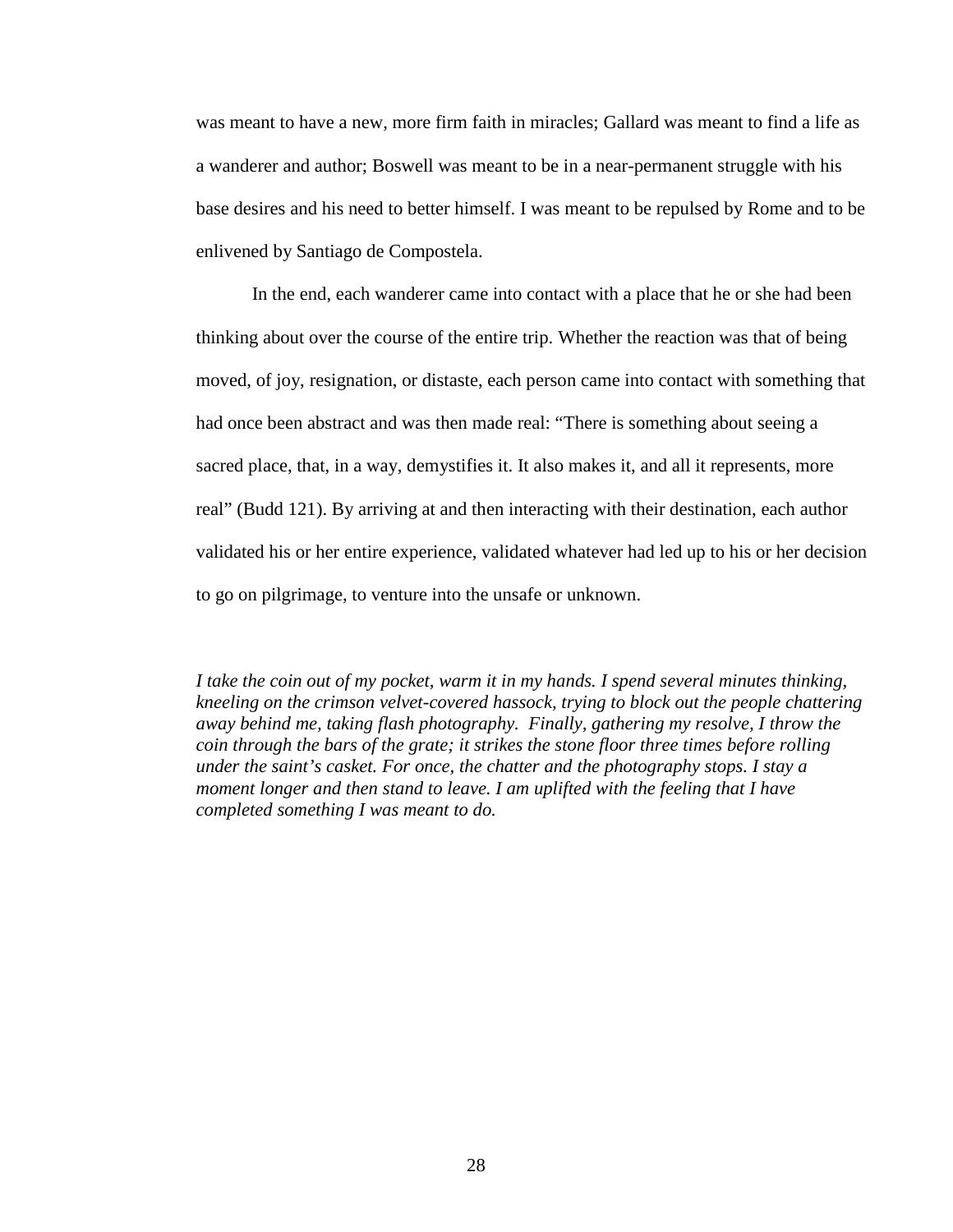was meant to have a new, more firm faith in miracles; Gallard was meant to find a life as a wanderer and author; Boswell was meant to be in a near-permanent struggle with his base desires and his need to better himself. I was meant to be repulsed by Rome and to be enlivened by Santiago de Compostela.

In the end, each wanderer came into contact with a place that he or she had been thinking about over the course of the entire trip. Whether the reaction was that of being moved, of joy, resignation, or distaste, each person came into contact with something that had once been abstract and was then made real: "There is something about seeing a sacred place, that, in a way, demystifies it. It also makes it, and all it represents, more real" (Budd 121). By arriving at and then interacting with their destination, each author validated his or her entire experience, validated whatever had led up to his or her decision to go on pilgrimage, to venture into the unsafe or unknown.

*I take the coin out of my pocket, warm it in my hands. I spend several minutes thinking, kneeling on the crimson velvet-covered hassock, trying to block out the people chattering away behind me, taking flash photography. Finally, gathering my resolve, I throw the coin through the bars of the grate; it strikes the stone floor three times before rolling under the saint's casket. For once, the chatter and the photography stops. I stay a moment longer and then stand to leave. I am uplifted with the feeling that I have completed something I was meant to do.*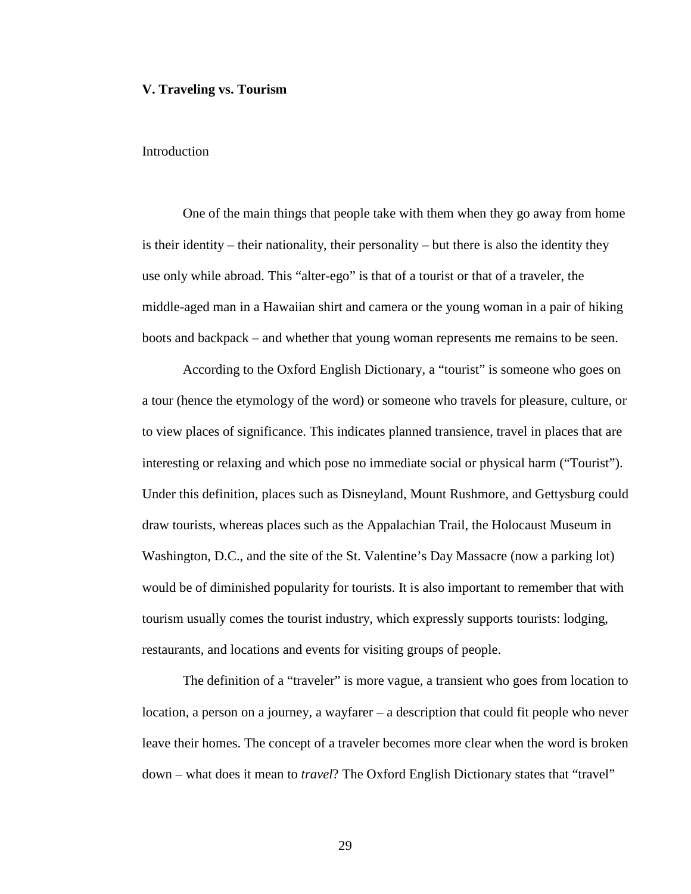## V. Traveling vs. Tourism

### Introduction

One of the main things that people take with them when they go away from home is their identity – their nationality, their personality – but there is also the identity they use only while abroad. This "alter-ego" is that of a tourist or that of a traveler, the middle-aged man in a Hawaiian shirt and camera or the young woman in a pair of hiking boots and backpack – and whether that young woman represents me remains to be seen.

According to the Oxford English Dictionary, a "tourist" is someone who goes on a tour (hence the etymology of the word) or someone who travels for pleasure, culture, or to view places of significance. This indicates planned transience, travel in places that are interesting or relaxing and which pose no immediate social or physical harm ("Tourist"). Under this definition, places such as Disneyland, Mount Rushmore, and Gettysburg could draw tourists, whereas places such as the Appalachian Trail, the Holocaust Museum in Washington, D.C., and the site of the St. Valentine's Day Massacre (now a parking lot) would be of diminished popularity for tourists. It is also important to remember that with tourism usually comes the tourist industry, which expressly supports tourists: lodging, restaurants, and locations and events for visiting groups of people.

The definition of a "traveler" is more vague, a transient who goes from location to location, a person on a journey, a wayfarer – a description that could fit people who never leave their homes. The concept of a traveler becomes more clear when the word is broken down – what does it mean to *travel*? The Oxford English Dictionary states that "travel"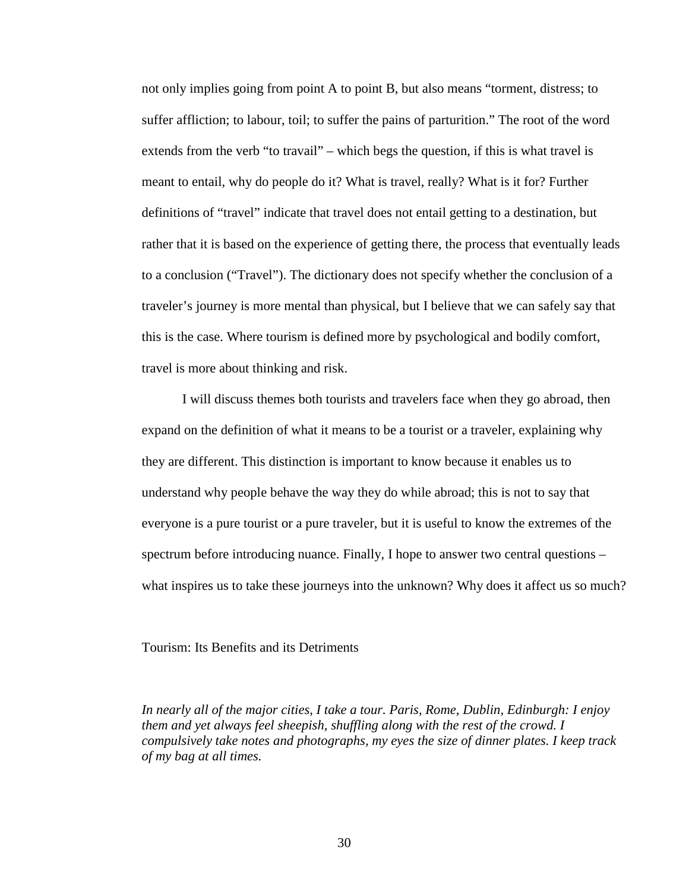not only implies going from point A to point B, but also means "torment, distress; to suffer affliction; to labour, toil; to suffer the pains of parturition." The root of the word extends from the verb "to travail" – which begs the question, if this is what travel is meant to entail, why do people do it? What is travel, really? What is it for? Further definitions of "travel" indicate that travel does not entail getting to a destination, but rather that it is based on the experience of getting there, the process that eventually leads to a conclusion ("Travel"). The dictionary does not specify whether the conclusion of a traveler's journey is more mental than physical, but I believe that we can safely say that this is the case. Where tourism is defined more by psychological and bodily comfort, travel is more about thinking and risk.

I will discuss themes both tourists and travelers face when they go abroad, then expand on the definition of what it means to be a tourist or a traveler, explaining why they are different. This distinction is important to know because it enables us to understand why people behave the way they do while abroad; this is not to say that everyone is a pure tourist or a pure traveler, but it is useful to know the extremes of the spectrum before introducing nuance. Finally, I hope to answer two central questions – what inspires us to take these journeys into the unknown? Why does it affect us so much?

## Tourism: Its Benefits and its Detriments

*In nearly all of the major cities, I take a tour. Paris, Rome, Dublin, Edinburgh: I enjoy them and yet always feel sheepish, shuffling along with the rest of the crowd. I compulsively take notes and photographs, my eyes the size of dinner plates. I keep track of my bag at all times.*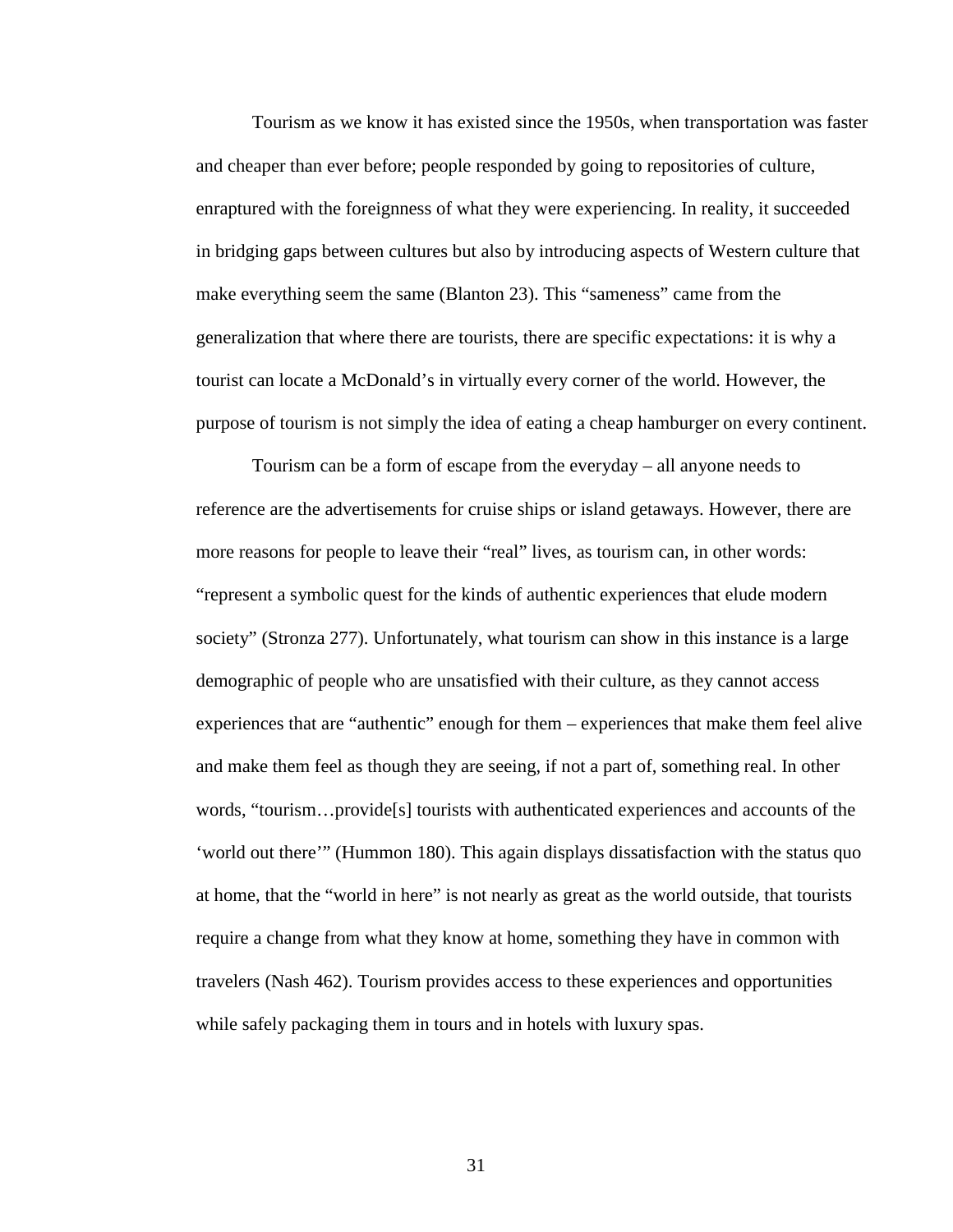Tourism as we know it has existed since the 1950s, when transportation was faster and cheaper than ever before; people responded by going to repositories of culture, enraptured with the foreignness of what they were experiencing. In reality, it succeeded in bridging gaps between cultures but also by introducing aspects of Western culture that make everything seem the same (Blanton 23). This "sameness" came from the generalization that where there are tourists, there are specific expectations: it is why a tourist can locate a McDonald's in virtually every corner of the world. However, the purpose of tourism is not simply the idea of eating a cheap hamburger on every continent.

Tourism can be a form of escape from the everyday – all anyone needs to reference are the advertisements for cruise ships or island getaways. However, there are more reasons for people to leave their "real" lives, as tourism can, in other words: "represent a symbolic quest for the kinds of authentic experiences that elude modern society" (Stronza 277). Unfortunately, what tourism can show in this instance is a large demographic of people who are unsatisfied with their culture, as they cannot access experiences that are "authentic" enough for them – experiences that make them feel alive and make them feel as though they are seeing, if not a part of, something real. In other words, "tourism…provide[s] tourists with authenticated experiences and accounts of the 'world out there'" (Hummon 180). This again displays dissatisfaction with the status quo at home, that the "world in here" is not nearly as great as the world outside, that tourists require a change from what they know at home, something they have in common with travelers (Nash 462). Tourism provides access to these experiences and opportunities while safely packaging them in tours and in hotels with luxury spas.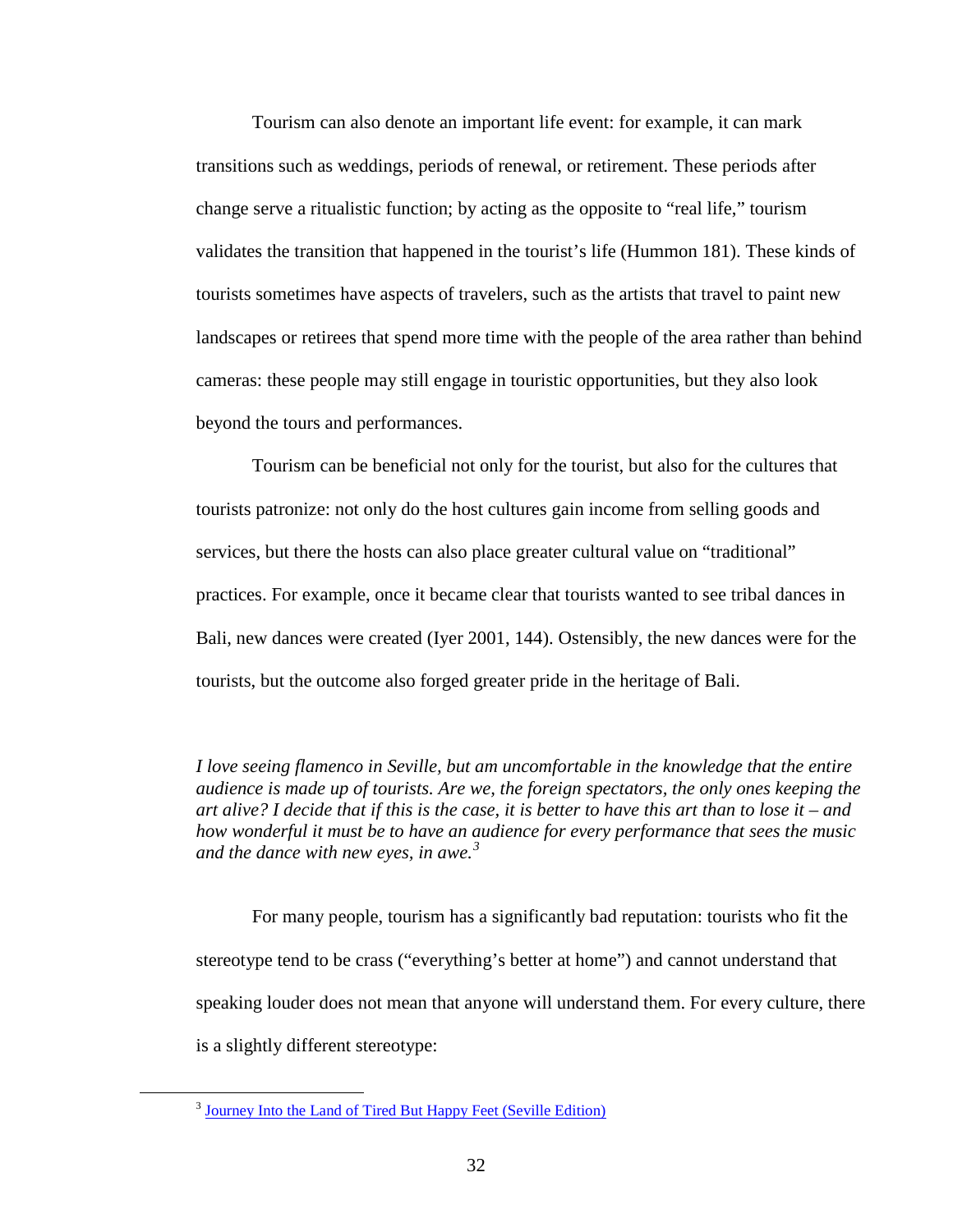Tourism can also denote an important life event: for example, it can mark transitions such as weddings, periods of renewal, or retirement. These periods after change serve a ritualistic function; by acting as the opposite to "real life," tourism validates the transition that happened in the tourist's life (Hummon 181). These kinds of tourists sometimes have aspects of travelers, such as the artists that travel to paint new landscapes or retirees that spend more time with the people of the area rather than behind cameras: these people may still engage in touristic opportunities, but they also look beyond the tours and performances.

Tourism can be beneficial not only for the tourist, but also for the cultures that tourists patronize: not only do the host cultures gain income from selling goods and services, but there the hosts can also place greater cultural value on "traditional" practices. For example, once it became clear that tourists wanted to see tribal dances in Bali, new dances were created (Iyer 2001, 144). Ostensibly, the new dances were for the tourists, but the outcome also forged greater pride in the heritage of Bali.

*I love seeing flamenco in Seville, but am uncomfortable in the knowledge that the entire audience is made up of tourists. Are we, the foreign spectators, the only ones keeping the art alive? I decide that if this is the case, it is better to have this art than to lose it – and how wonderful it must be to have an audience for every performance that sees the music and the dance with new eyes, in awe.*[3]

For many people, tourism has a significantly bad reputation: tourists who fit the stereotype tend to be crass ("everything's better at home") and cannot understand that speaking louder does not mean that anyone will understand them. For every culture, there is a slightly different stereotype:

[3] Journey Into the Land of Tired But Happy Feet (Seville Edition)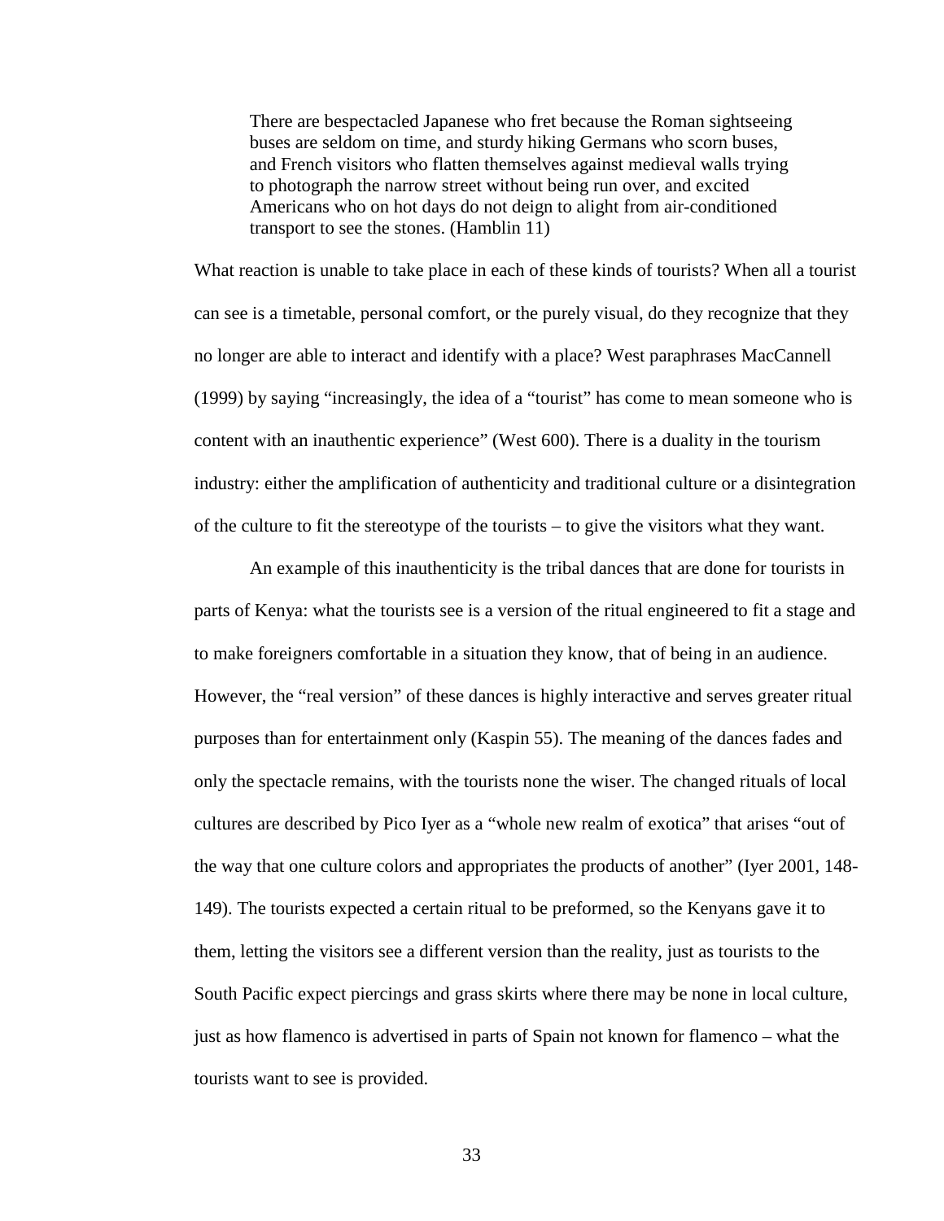> There are bespectacled Japanese who fret because the Roman sightseeing buses are seldom on time, and sturdy hiking Germans who scorn buses, and French visitors who flatten themselves against medieval walls trying to photograph the narrow street without being run over, and excited Americans who on hot days do not deign to alight from air-conditioned transport to see the stones. (Hamblin 11)

What reaction is unable to take place in each of these kinds of tourists? When all a tourist can see is a timetable, personal comfort, or the purely visual, do they recognize that they no longer are able to interact and identify with a place? West paraphrases MacCannell (1999) by saying "increasingly, the idea of a "tourist" has come to mean someone who is content with an inauthentic experience" (West 600). There is a duality in the tourism industry: either the amplification of authenticity and traditional culture or a disintegration of the culture to fit the stereotype of the tourists – to give the visitors what they want.

An example of this inauthenticity is the tribal dances that are done for tourists in parts of Kenya: what the tourists see is a version of the ritual engineered to fit a stage and to make foreigners comfortable in a situation they know, that of being in an audience. However, the "real version" of these dances is highly interactive and serves greater ritual purposes than for entertainment only (Kaspin 55). The meaning of the dances fades and only the spectacle remains, with the tourists none the wiser. The changed rituals of local cultures are described by Pico Iyer as a "whole new realm of exotica" that arises "out of the way that one culture colors and appropriates the products of another" (Iyer 2001, 148-149). The tourists expected a certain ritual to be preformed, so the Kenyans gave it to them, letting the visitors see a different version than the reality, just as tourists to the South Pacific expect piercings and grass skirts where there may be none in local culture, just as how flamenco is advertised in parts of Spain not known for flamenco – what the tourists want to see is provided.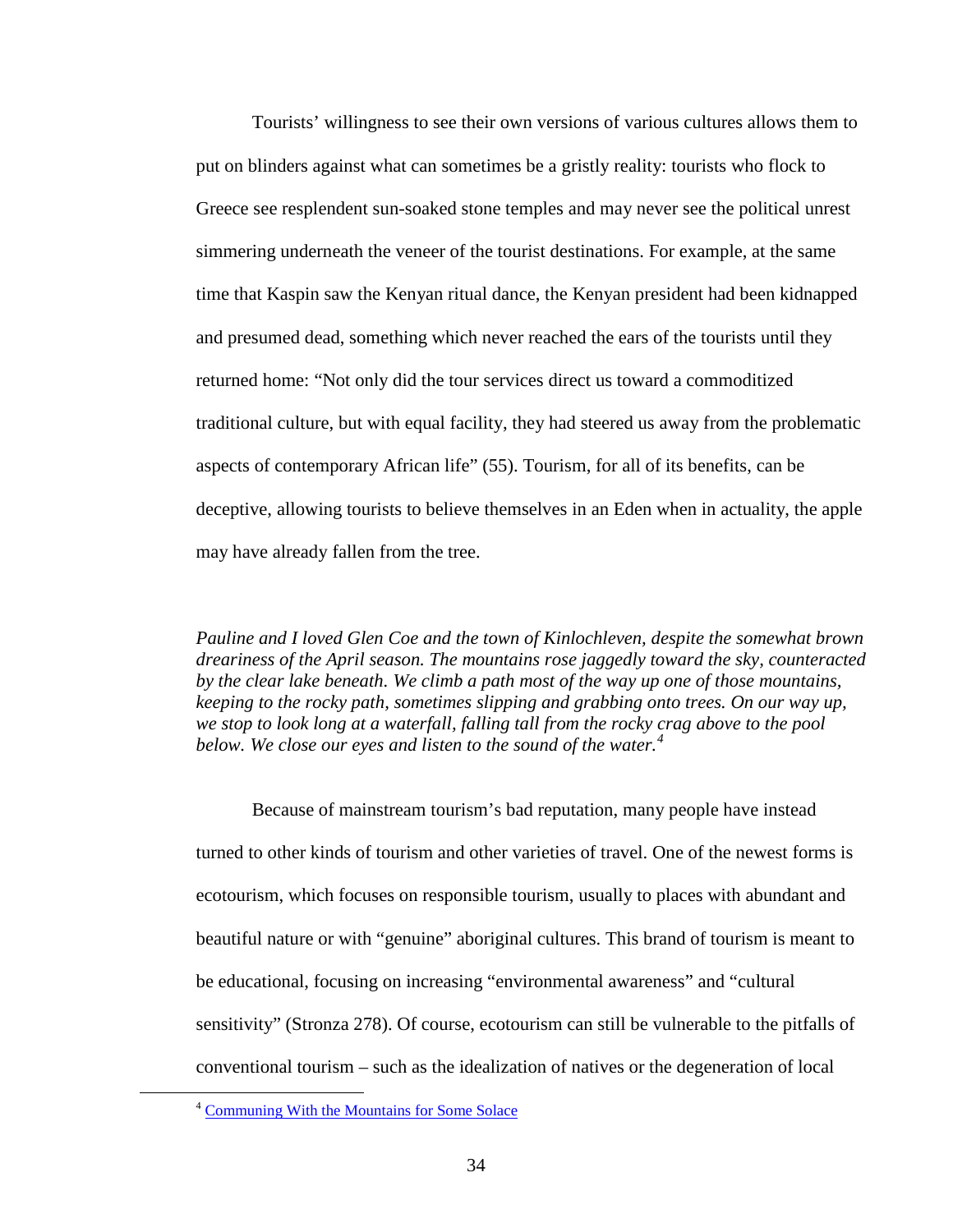Tourists' willingness to see their own versions of various cultures allows them to put on blinders against what can sometimes be a gristly reality: tourists who flock to Greece see resplendent sun-soaked stone temples and may never see the political unrest simmering underneath the veneer of the tourist destinations. For example, at the same time that Kaspin saw the Kenyan ritual dance, the Kenyan president had been kidnapped and presumed dead, something which never reached the ears of the tourists until they returned home: "Not only did the tour services direct us toward a commoditized traditional culture, but with equal facility, they had steered us away from the problematic aspects of contemporary African life" (55). Tourism, for all of its benefits, can be deceptive, allowing tourists to believe themselves in an Eden when in actuality, the apple may have already fallen from the tree.

*Pauline and I loved Glen Coe and the town of Kinlochleven, despite the somewhat brown dreariness of the April season. The mountains rose jaggedly toward the sky, counteracted by the clear lake beneath. We climb a path most of the way up one of those mountains, keeping to the rocky path, sometimes slipping and grabbing onto trees. On our way up, we stop to look long at a waterfall, falling tall from the rocky crag above to the pool below. We close our eyes and listen to the sound of the water.*[4]

Because of mainstream tourism's bad reputation, many people have instead turned to other kinds of tourism and other varieties of travel. One of the newest forms is ecotourism, which focuses on responsible tourism, usually to places with abundant and beautiful nature or with "genuine" aboriginal cultures. This brand of tourism is meant to be educational, focusing on increasing "environmental awareness" and "cultural sensitivity" (Stronza 278). Of course, ecotourism can still be vulnerable to the pitfalls of conventional tourism – such as the idealization of natives or the degeneration of local

[4] Communing With the Mountains for Some Solace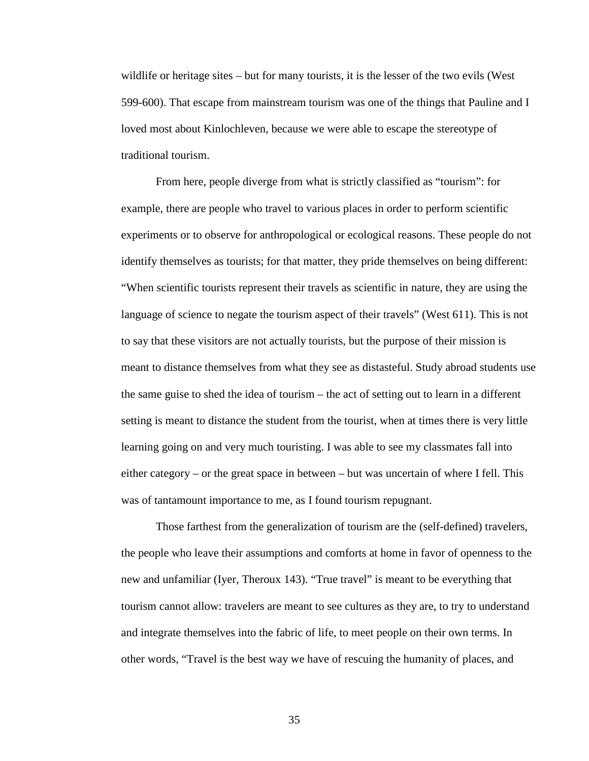wildlife or heritage sites – but for many tourists, it is the lesser of the two evils (West 599-600). That escape from mainstream tourism was one of the things that Pauline and I loved most about Kinlochleven, because we were able to escape the stereotype of traditional tourism.

From here, people diverge from what is strictly classified as "tourism": for example, there are people who travel to various places in order to perform scientific experiments or to observe for anthropological or ecological reasons. These people do not identify themselves as tourists; for that matter, they pride themselves on being different: "When scientific tourists represent their travels as scientific in nature, they are using the language of science to negate the tourism aspect of their travels" (West 611). This is not to say that these visitors are not actually tourists, but the purpose of their mission is meant to distance themselves from what they see as distasteful. Study abroad students use the same guise to shed the idea of tourism – the act of setting out to learn in a different setting is meant to distance the student from the tourist, when at times there is very little learning going on and very much touristing. I was able to see my classmates fall into either category – or the great space in between – but was uncertain of where I fell. This was of tantamount importance to me, as I found tourism repugnant.

Those farthest from the generalization of tourism are the (self-defined) travelers, the people who leave their assumptions and comforts at home in favor of openness to the new and unfamiliar (Iyer, Theroux 143). "True travel" is meant to be everything that tourism cannot allow: travelers are meant to see cultures as they are, to try to understand and integrate themselves into the fabric of life, to meet people on their own terms. In other words, "Travel is the best way we have of rescuing the humanity of places, and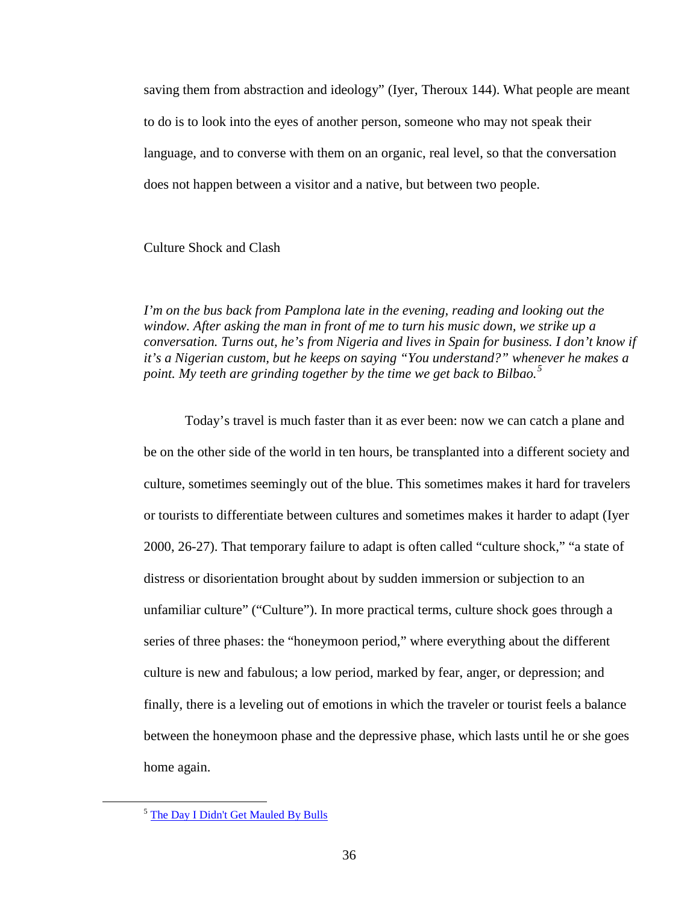saving them from abstraction and ideology" (Iyer, Theroux 144). What people are meant to do is to look into the eyes of another person, someone who may not speak their language, and to converse with them on an organic, real level, so that the conversation does not happen between a visitor and a native, but between two people.

## Culture Shock and Clash

*I'm on the bus back from Pamplona late in the evening, reading and looking out the window. After asking the man in front of me to turn his music down, we strike up a conversation. Turns out, he's from Nigeria and lives in Spain for business. I don't know if it's a Nigerian custom, but he keeps on saying "You understand?" whenever he makes a point. My teeth are grinding together by the time we get back to Bilbao.*[5]

Today's travel is much faster than it as ever been: now we can catch a plane and be on the other side of the world in ten hours, be transplanted into a different society and culture, sometimes seemingly out of the blue. This sometimes makes it hard for travelers or tourists to differentiate between cultures and sometimes makes it harder to adapt (Iyer 2000, 26-27). That temporary failure to adapt is often called "culture shock," "a state of distress or disorientation brought about by sudden immersion or subjection to an unfamiliar culture" ("Culture"). In more practical terms, culture shock goes through a series of three phases: the "honeymoon period," where everything about the different culture is new and fabulous; a low period, marked by fear, anger, or depression; and finally, there is a leveling out of emotions in which the traveler or tourist feels a balance between the honeymoon phase and the depressive phase, which lasts until he or she goes home again.

[5] The Day I Didn't Get Mauled By Bulls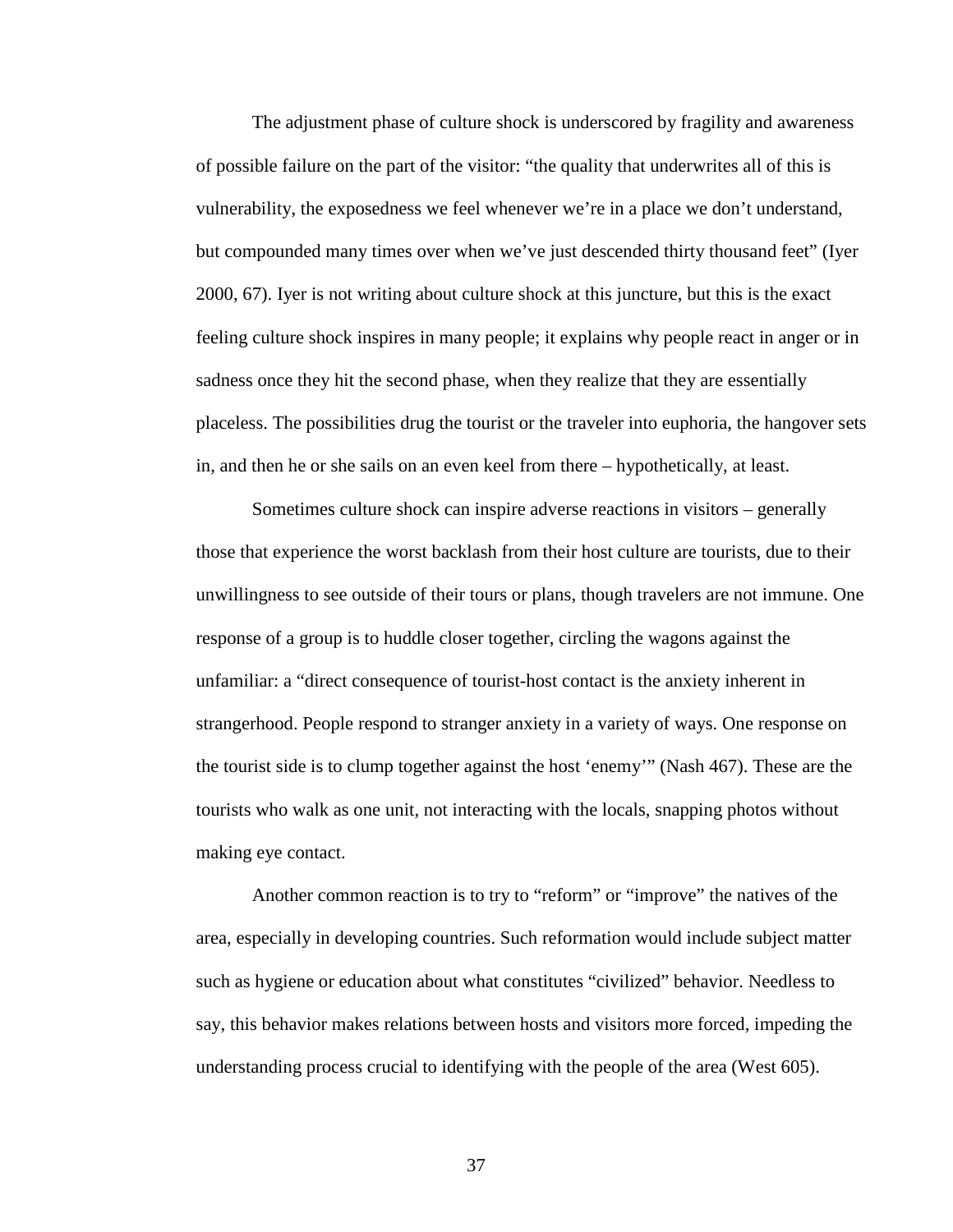The adjustment phase of culture shock is underscored by fragility and awareness of possible failure on the part of the visitor: “the quality that underwrites all of this is vulnerability, the exposedness we feel whenever we’re in a place we don’t understand, but compounded many times over when we’ve just descended thirty thousand feet” (Iyer 2000, 67). Iyer is not writing about culture shock at this juncture, but this is the exact feeling culture shock inspires in many people; it explains why people react in anger or in sadness once they hit the second phase, when they realize that they are essentially placeless. The possibilities drug the tourist or the traveler into euphoria, the hangover sets in, and then he or she sails on an even keel from there – hypothetically, at least.

Sometimes culture shock can inspire adverse reactions in visitors – generally those that experience the worst backlash from their host culture are tourists, due to their unwillingness to see outside of their tours or plans, though travelers are not immune. One response of a group is to huddle closer together, circling the wagons against the unfamiliar: a “direct consequence of tourist-host contact is the anxiety inherent in strangerhood. People respond to stranger anxiety in a variety of ways. One response on the tourist side is to clump together against the host ‘enemy’” (Nash 467). These are the tourists who walk as one unit, not interacting with the locals, snapping photos without making eye contact.

Another common reaction is to try to “reform” or “improve” the natives of the area, especially in developing countries. Such reformation would include subject matter such as hygiene or education about what constitutes “civilized” behavior. Needless to say, this behavior makes relations between hosts and visitors more forced, impeding the understanding process crucial to identifying with the people of the area (West 605).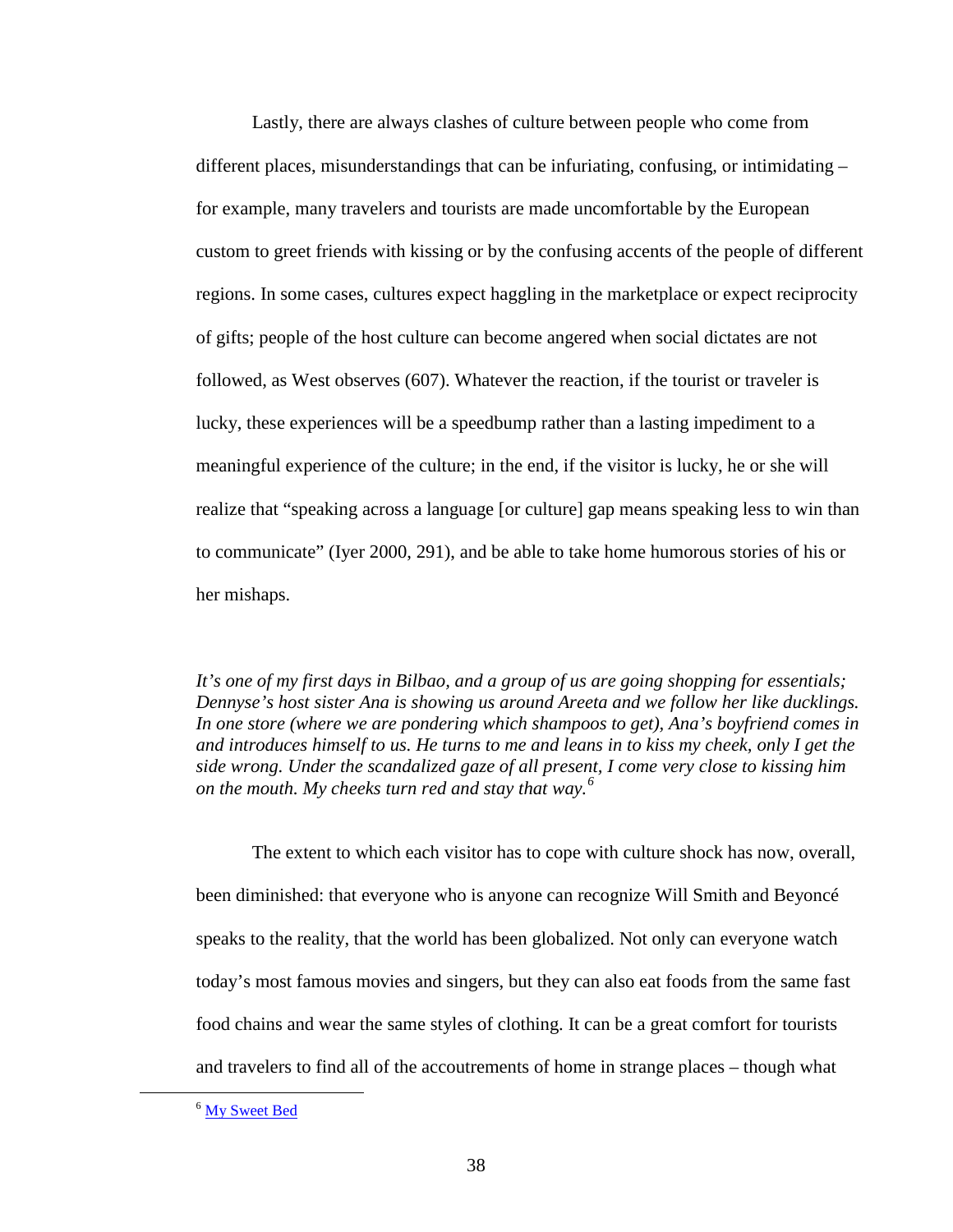Lastly, there are always clashes of culture between people who come from different places, misunderstandings that can be infuriating, confusing, or intimidating – for example, many travelers and tourists are made uncomfortable by the European custom to greet friends with kissing or by the confusing accents of the people of different regions. In some cases, cultures expect haggling in the marketplace or expect reciprocity of gifts; people of the host culture can become angered when social dictates are not followed, as West observes (607). Whatever the reaction, if the tourist or traveler is lucky, these experiences will be a speedbump rather than a lasting impediment to a meaningful experience of the culture; in the end, if the visitor is lucky, he or she will realize that "speaking across a language [or culture] gap means speaking less to win than to communicate" (Iyer 2000, 291), and be able to take home humorous stories of his or her mishaps.

*It's one of my first days in Bilbao, and a group of us are going shopping for essentials; Dennyse's host sister Ana is showing us around Areeta and we follow her like ducklings. In one store (where we are pondering which shampoos to get), Ana's boyfriend comes in and introduces himself to us. He turns to me and leans in to kiss my cheek, only I get the side wrong. Under the scandalized gaze of all present, I come very close to kissing him on the mouth. My cheeks turn red and stay that way.*[6]

The extent to which each visitor has to cope with culture shock has now, overall, been diminished: that everyone who is anyone can recognize Will Smith and Beyoncé speaks to the reality, that the world has been globalized. Not only can everyone watch today's most famous movies and singers, but they can also eat foods from the same fast food chains and wear the same styles of clothing. It can be a great comfort for tourists and travelers to find all of the accoutrements of home in strange places – though what

[6] My Sweet Bed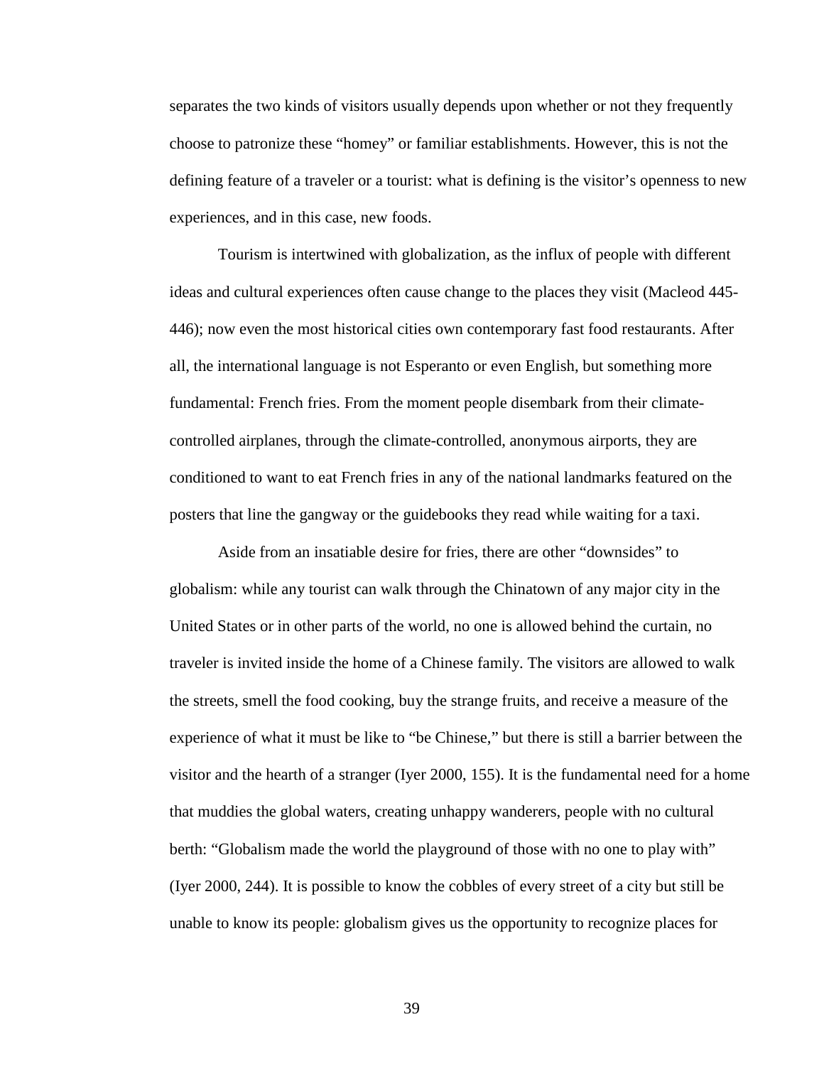separates the two kinds of visitors usually depends upon whether or not they frequently choose to patronize these "homey" or familiar establishments. However, this is not the defining feature of a traveler or a tourist: what is defining is the visitor's openness to new experiences, and in this case, new foods.

Tourism is intertwined with globalization, as the influx of people with different ideas and cultural experiences often cause change to the places they visit (Macleod 445-446); now even the most historical cities own contemporary fast food restaurants. After all, the international language is not Esperanto or even English, but something more fundamental: French fries. From the moment people disembark from their climate-controlled airplanes, through the climate-controlled, anonymous airports, they are conditioned to want to eat French fries in any of the national landmarks featured on the posters that line the gangway or the guidebooks they read while waiting for a taxi.

Aside from an insatiable desire for fries, there are other "downsides" to globalism: while any tourist can walk through the Chinatown of any major city in the United States or in other parts of the world, no one is allowed behind the curtain, no traveler is invited inside the home of a Chinese family. The visitors are allowed to walk the streets, smell the food cooking, buy the strange fruits, and receive a measure of the experience of what it must be like to "be Chinese," but there is still a barrier between the visitor and the hearth of a stranger (Iyer 2000, 155). It is the fundamental need for a home that muddies the global waters, creating unhappy wanderers, people with no cultural berth: "Globalism made the world the playground of those with no one to play with" (Iyer 2000, 244). It is possible to know the cobbles of every street of a city but still be unable to know its people: globalism gives us the opportunity to recognize places for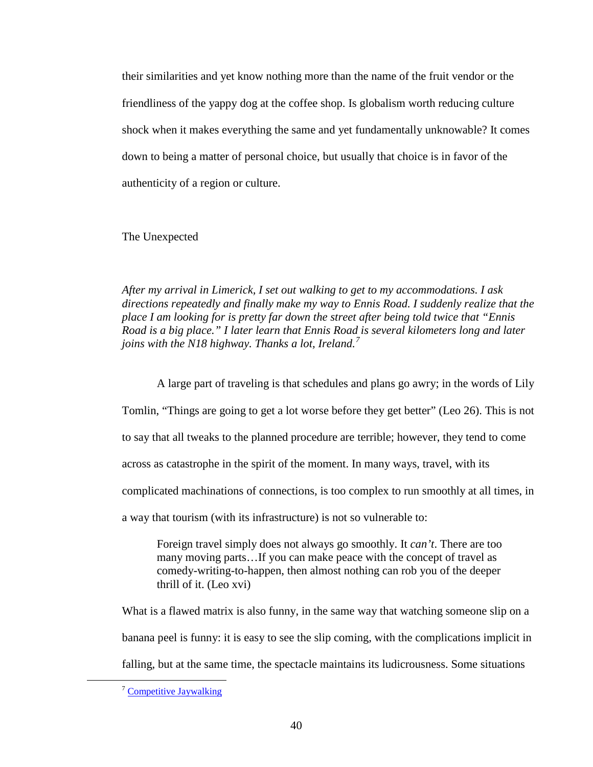their similarities and yet know nothing more than the name of the fruit vendor or the friendliness of the yappy dog at the coffee shop. Is globalism worth reducing culture shock when it makes everything the same and yet fundamentally unknowable? It comes down to being a matter of personal choice, but usually that choice is in favor of the authenticity of a region or culture.

## The Unexpected

*After my arrival in Limerick, I set out walking to get to my accommodations. I ask directions repeatedly and finally make my way to Ennis Road. I suddenly realize that the place I am looking for is pretty far down the street after being told twice that "Ennis Road is a big place." I later learn that Ennis Road is several kilometers long and later joins with the N18 highway. Thanks a lot, Ireland.*[7]

A large part of traveling is that schedules and plans go awry; in the words of Lily Tomlin, "Things are going to get a lot worse before they get better" (Leo 26). This is not to say that all tweaks to the planned procedure are terrible; however, they tend to come across as catastrophe in the spirit of the moment. In many ways, travel, with its complicated machinations of connections, is too complex to run smoothly at all times, in a way that tourism (with its infrastructure) is not so vulnerable to:

> Foreign travel simply does not always go smoothly. It *can't*. There are too many moving parts…If you can make peace with the concept of travel as comedy-writing-to-happen, then almost nothing can rob you of the deeper thrill of it. (Leo xvi)

What is a flawed matrix is also funny, in the same way that watching someone slip on a banana peel is funny: it is easy to see the slip coming, with the complications implicit in falling, but at the same time, the spectacle maintains its ludicrousness. Some situations

---

[7] Competitive Jaywalking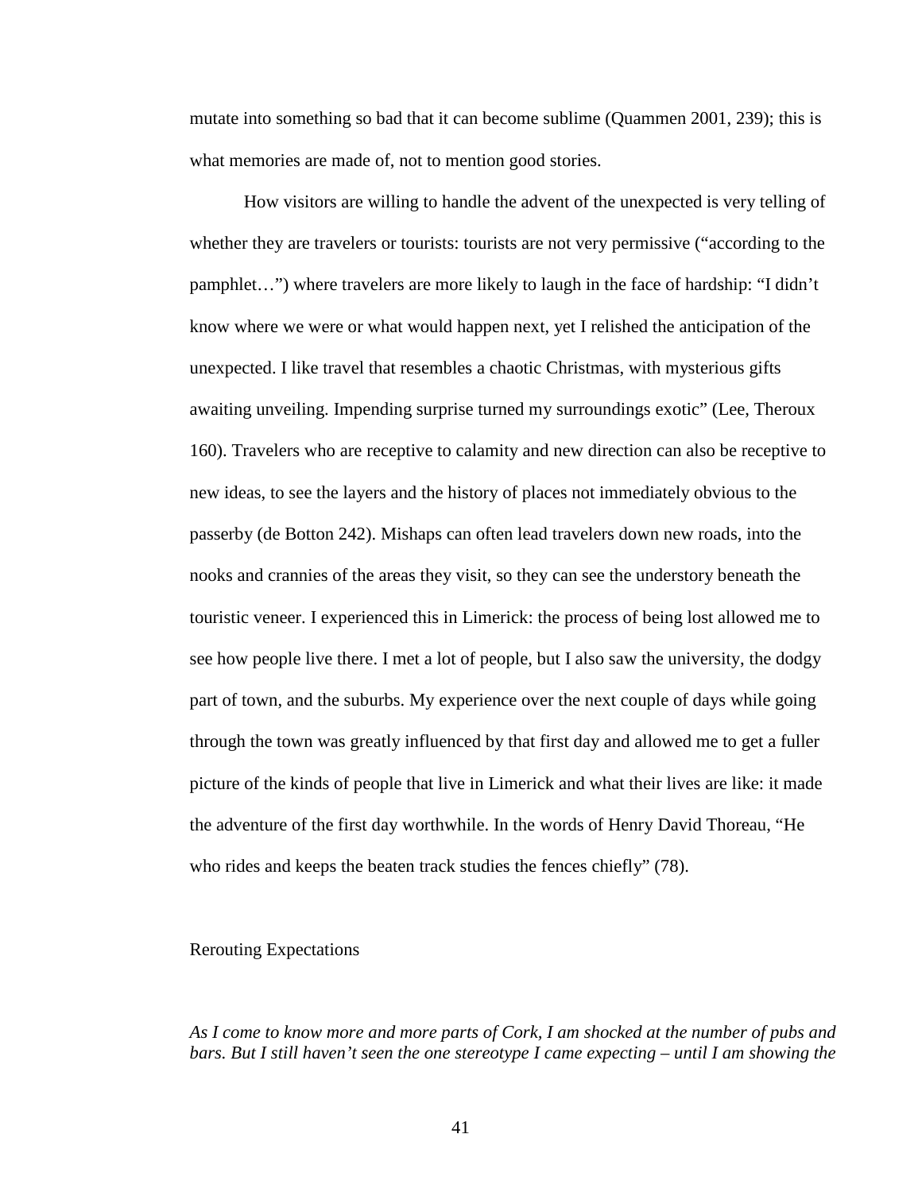mutate into something so bad that it can become sublime (Quammen 2001, 239); this is what memories are made of, not to mention good stories.

How visitors are willing to handle the advent of the unexpected is very telling of whether they are travelers or tourists: tourists are not very permissive ("according to the pamphlet…") where travelers are more likely to laugh in the face of hardship: "I didn't know where we were or what would happen next, yet I relished the anticipation of the unexpected. I like travel that resembles a chaotic Christmas, with mysterious gifts awaiting unveiling. Impending surprise turned my surroundings exotic" (Lee, Theroux 160). Travelers who are receptive to calamity and new direction can also be receptive to new ideas, to see the layers and the history of places not immediately obvious to the passerby (de Botton 242). Mishaps can often lead travelers down new roads, into the nooks and crannies of the areas they visit, so they can see the understory beneath the touristic veneer. I experienced this in Limerick: the process of being lost allowed me to see how people live there. I met a lot of people, but I also saw the university, the dodgy part of town, and the suburbs. My experience over the next couple of days while going through the town was greatly influenced by that first day and allowed me to get a fuller picture of the kinds of people that live in Limerick and what their lives are like: it made the adventure of the first day worthwhile. In the words of Henry David Thoreau, "He who rides and keeps the beaten track studies the fences chiefly" (78).

## Rerouting Expectations

*As I come to know more and more parts of Cork, I am shocked at the number of pubs and bars. But I still haven't seen the one stereotype I came expecting – until I am showing the*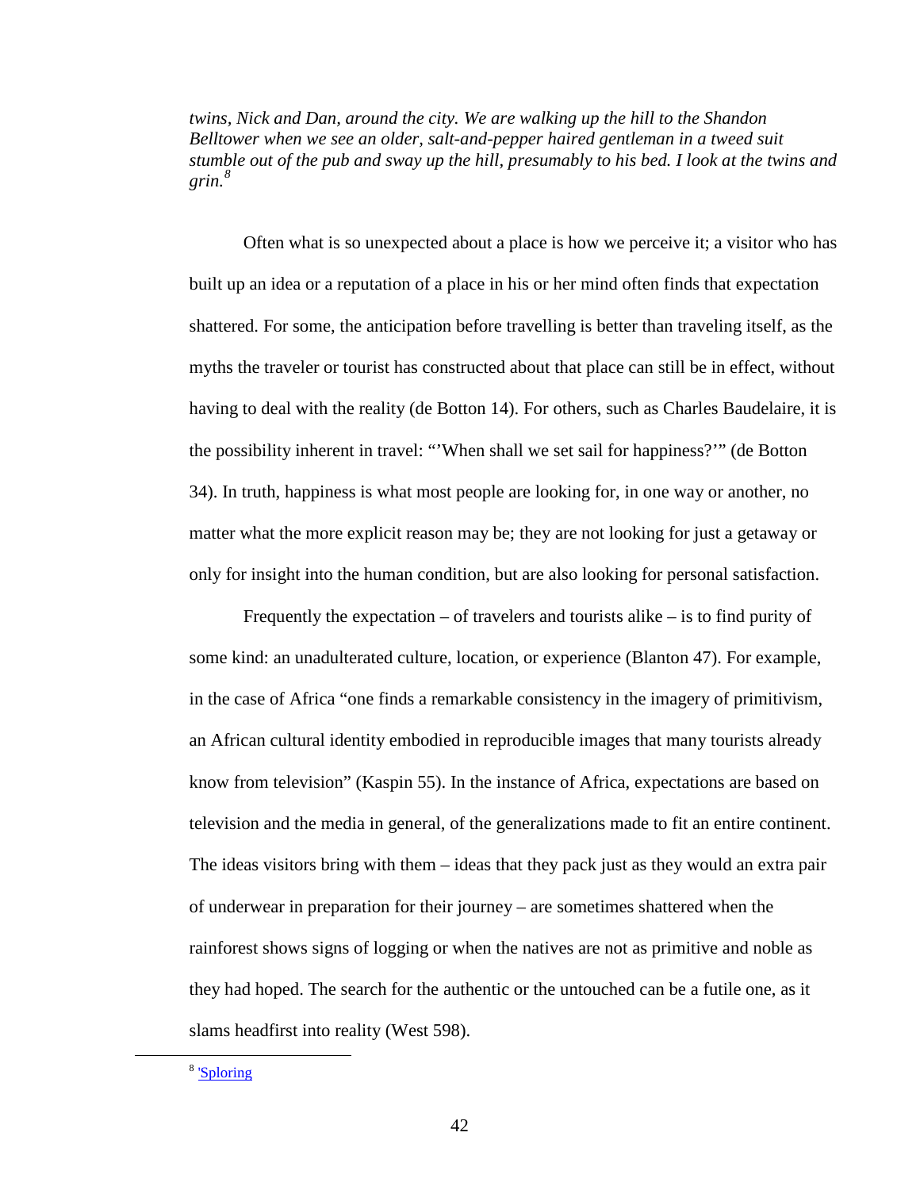*twins, Nick and Dan, around the city. We are walking up the hill to the Shandon Belltower when we see an older, salt-and-pepper haired gentleman in a tweed suit stumble out of the pub and sway up the hill, presumably to his bed. I look at the twins and grin.*[8]

Often what is so unexpected about a place is how we perceive it; a visitor who has built up an idea or a reputation of a place in his or her mind often finds that expectation shattered. For some, the anticipation before travelling is better than traveling itself, as the myths the traveler or tourist has constructed about that place can still be in effect, without having to deal with the reality (de Botton 14). For others, such as Charles Baudelaire, it is the possibility inherent in travel: "'When shall we set sail for happiness?'" (de Botton 34). In truth, happiness is what most people are looking for, in one way or another, no matter what the more explicit reason may be; they are not looking for just a getaway or only for insight into the human condition, but are also looking for personal satisfaction.

Frequently the expectation – of travelers and tourists alike – is to find purity of some kind: an unadulterated culture, location, or experience (Blanton 47). For example, in the case of Africa "one finds a remarkable consistency in the imagery of primitivism, an African cultural identity embodied in reproducible images that many tourists already know from television" (Kaspin 55). In the instance of Africa, expectations are based on television and the media in general, of the generalizations made to fit an entire continent. The ideas visitors bring with them – ideas that they pack just as they would an extra pair of underwear in preparation for their journey – are sometimes shattered when the rainforest shows signs of logging or when the natives are not as primitive and noble as they had hoped. The search for the authentic or the untouched can be a futile one, as it slams headfirst into reality (West 598).

[8] 'Sploring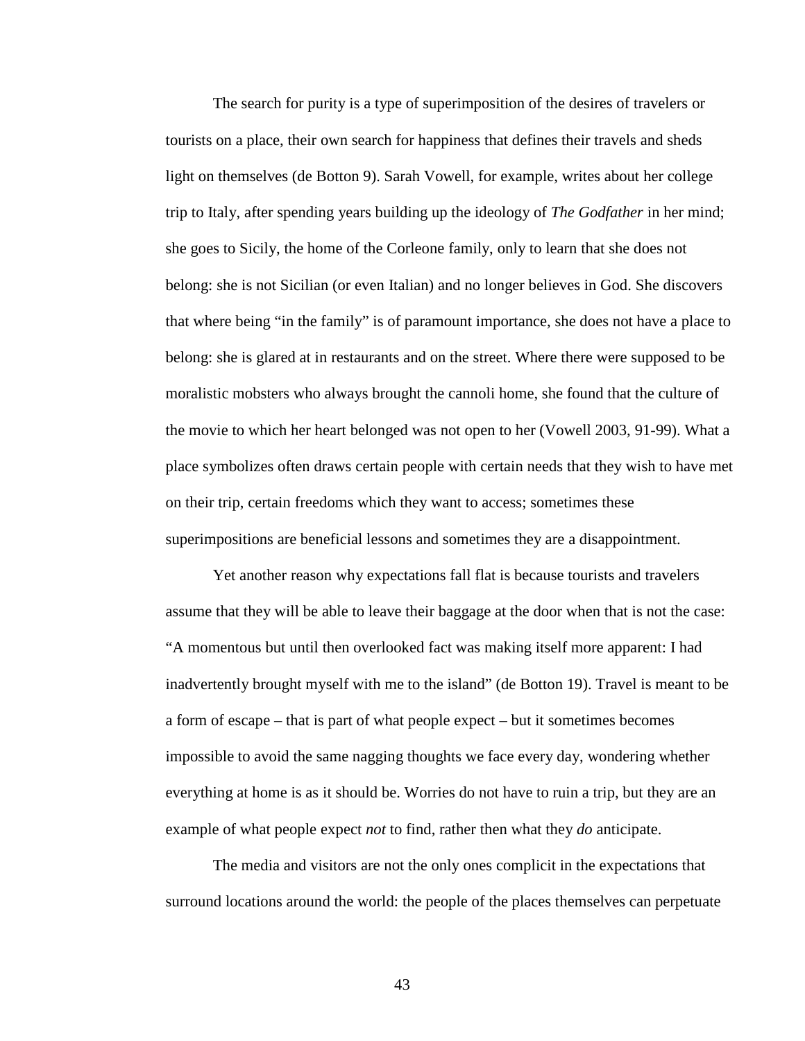The search for purity is a type of superimposition of the desires of travelers or tourists on a place, their own search for happiness that defines their travels and sheds light on themselves (de Botton 9). Sarah Vowell, for example, writes about her college trip to Italy, after spending years building up the ideology of *The Godfather* in her mind; she goes to Sicily, the home of the Corleone family, only to learn that she does not belong: she is not Sicilian (or even Italian) and no longer believes in God. She discovers that where being "in the family" is of paramount importance, she does not have a place to belong: she is glared at in restaurants and on the street. Where there were supposed to be moralistic mobsters who always brought the cannoli home, she found that the culture of the movie to which her heart belonged was not open to her (Vowell 2003, 91-99). What a place symbolizes often draws certain people with certain needs that they wish to have met on their trip, certain freedoms which they want to access; sometimes these superimpositions are beneficial lessons and sometimes they are a disappointment.

Yet another reason why expectations fall flat is because tourists and travelers assume that they will be able to leave their baggage at the door when that is not the case: "A momentous but until then overlooked fact was making itself more apparent: I had inadvertently brought myself with me to the island" (de Botton 19). Travel is meant to be a form of escape – that is part of what people expect – but it sometimes becomes impossible to avoid the same nagging thoughts we face every day, wondering whether everything at home is as it should be. Worries do not have to ruin a trip, but they are an example of what people expect *not* to find, rather then what they *do* anticipate.

The media and visitors are not the only ones complicit in the expectations that surround locations around the world: the people of the places themselves can perpetuate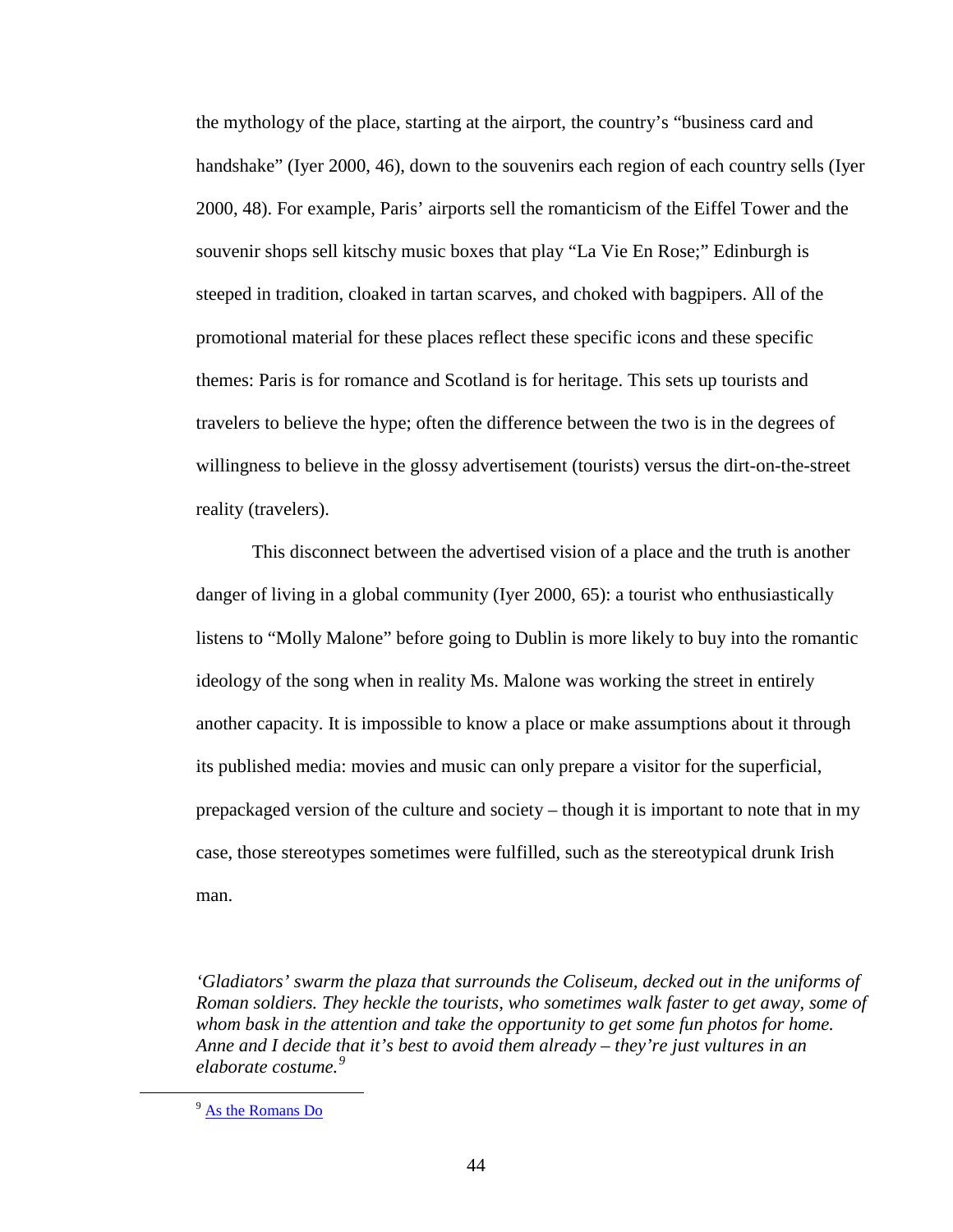the mythology of the place, starting at the airport, the country's "business card and handshake" (Iyer 2000, 46), down to the souvenirs each region of each country sells (Iyer 2000, 48). For example, Paris' airports sell the romanticism of the Eiffel Tower and the souvenir shops sell kitschy music boxes that play "La Vie En Rose;" Edinburgh is steeped in tradition, cloaked in tartan scarves, and choked with bagpipers. All of the promotional material for these places reflect these specific icons and these specific themes: Paris is for romance and Scotland is for heritage. This sets up tourists and travelers to believe the hype; often the difference between the two is in the degrees of willingness to believe in the glossy advertisement (tourists) versus the dirt-on-the-street reality (travelers).

This disconnect between the advertised vision of a place and the truth is another danger of living in a global community (Iyer 2000, 65): a tourist who enthusiastically listens to "Molly Malone" before going to Dublin is more likely to buy into the romantic ideology of the song when in reality Ms. Malone was working the street in entirely another capacity. It is impossible to know a place or make assumptions about it through its published media: movies and music can only prepare a visitor for the superficial, prepackaged version of the culture and society – though it is important to note that in my case, those stereotypes sometimes were fulfilled, such as the stereotypical drunk Irish man.

*'Gladiators' swarm the plaza that surrounds the Coliseum, decked out in the uniforms of Roman soldiers. They heckle the tourists, who sometimes walk faster to get away, some of whom bask in the attention and take the opportunity to get some fun photos for home. Anne and I decide that it's best to avoid them already – they're just vultures in an elaborate costume.*[9]

[9] As the Romans Do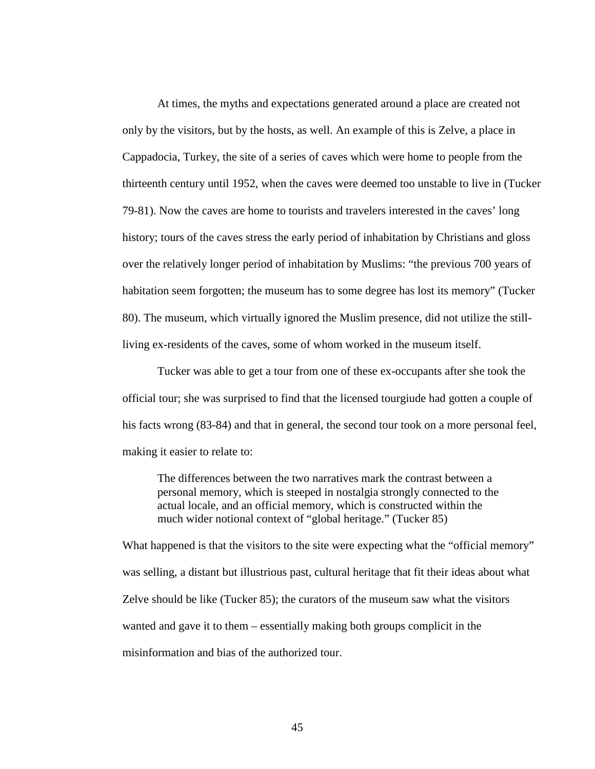At times, the myths and expectations generated around a place are created not only by the visitors, but by the hosts, as well. An example of this is Zelve, a place in Cappadocia, Turkey, the site of a series of caves which were home to people from the thirteenth century until 1952, when the caves were deemed too unstable to live in (Tucker 79-81). Now the caves are home to tourists and travelers interested in the caves' long history; tours of the caves stress the early period of inhabitation by Christians and gloss over the relatively longer period of inhabitation by Muslims: "the previous 700 years of habitation seem forgotten; the museum has to some degree has lost its memory" (Tucker 80). The museum, which virtually ignored the Muslim presence, did not utilize the still-living ex-residents of the caves, some of whom worked in the museum itself.

Tucker was able to get a tour from one of these ex-occupants after she took the official tour; she was surprised to find that the licensed tourgiude had gotten a couple of his facts wrong (83-84) and that in general, the second tour took on a more personal feel, making it easier to relate to:

> The differences between the two narratives mark the contrast between a personal memory, which is steeped in nostalgia strongly connected to the actual locale, and an official memory, which is constructed within the much wider notional context of "global heritage." (Tucker 85)

What happened is that the visitors to the site were expecting what the "official memory" was selling, a distant but illustrious past, cultural heritage that fit their ideas about what Zelve should be like (Tucker 85); the curators of the museum saw what the visitors wanted and gave it to them – essentially making both groups complicit in the misinformation and bias of the authorized tour.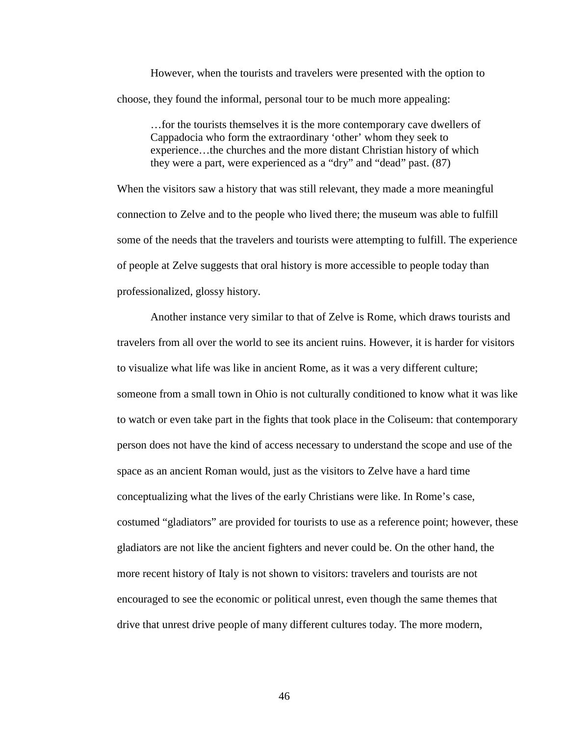However, when the tourists and travelers were presented with the option to choose, they found the informal, personal tour to be much more appealing:

> …for the tourists themselves it is the more contemporary cave dwellers of Cappadocia who form the extraordinary 'other' whom they seek to experience…the churches and the more distant Christian history of which they were a part, were experienced as a "dry" and "dead" past. (87)

When the visitors saw a history that was still relevant, they made a more meaningful connection to Zelve and to the people who lived there; the museum was able to fulfill some of the needs that the travelers and tourists were attempting to fulfill. The experience of people at Zelve suggests that oral history is more accessible to people today than professionalized, glossy history.

Another instance very similar to that of Zelve is Rome, which draws tourists and travelers from all over the world to see its ancient ruins. However, it is harder for visitors to visualize what life was like in ancient Rome, as it was a very different culture; someone from a small town in Ohio is not culturally conditioned to know what it was like to watch or even take part in the fights that took place in the Coliseum: that contemporary person does not have the kind of access necessary to understand the scope and use of the space as an ancient Roman would, just as the visitors to Zelve have a hard time conceptualizing what the lives of the early Christians were like. In Rome's case, costumed "gladiators" are provided for tourists to use as a reference point; however, these gladiators are not like the ancient fighters and never could be. On the other hand, the more recent history of Italy is not shown to visitors: travelers and tourists are not encouraged to see the economic or political unrest, even though the same themes that drive that unrest drive people of many different cultures today. The more modern,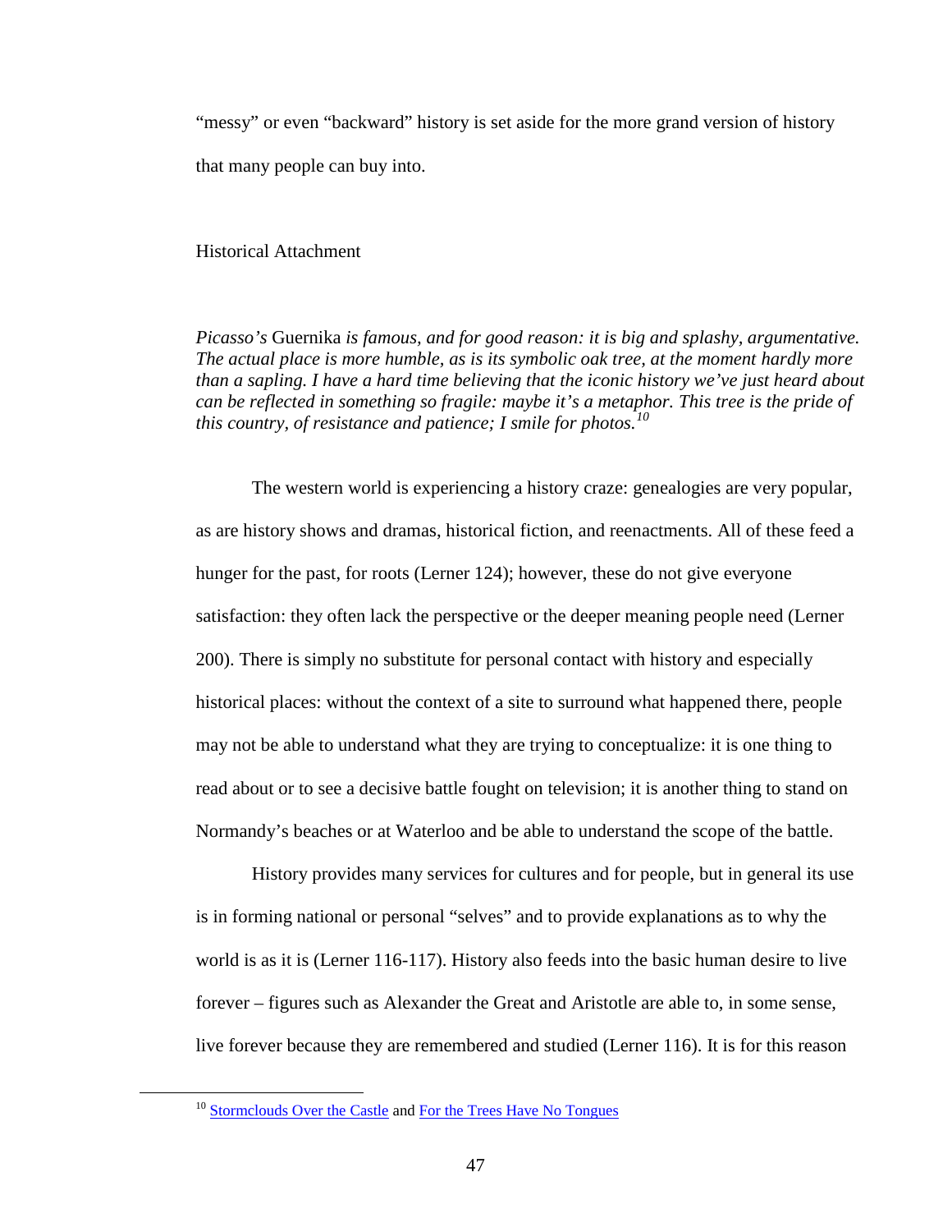"messy" or even "backward" history is set aside for the more grand version of history that many people can buy into.

## Historical Attachment

> *Picasso's* Guernika *is famous, and for good reason: it is big and splashy, argumentative. The actual place is more humble, as is its symbolic oak tree, at the moment hardly more than a sapling. I have a hard time believing that the iconic history we've just heard about can be reflected in something so fragile: maybe it's a metaphor. This tree is the pride of this country, of resistance and patience; I smile for photos.*[10]

The western world is experiencing a history craze: genealogies are very popular, as are history shows and dramas, historical fiction, and reenactments. All of these feed a hunger for the past, for roots (Lerner 124); however, these do not give everyone satisfaction: they often lack the perspective or the deeper meaning people need (Lerner 200). There is simply no substitute for personal contact with history and especially historical places: without the context of a site to surround what happened there, people may not be able to understand what they are trying to conceptualize: it is one thing to read about or to see a decisive battle fought on television; it is another thing to stand on Normandy's beaches or at Waterloo and be able to understand the scope of the battle.

History provides many services for cultures and for people, but in general its use is in forming national or personal "selves" and to provide explanations as to why the world is as it is (Lerner 116-117). History also feeds into the basic human desire to live forever – figures such as Alexander the Great and Aristotle are able to, in some sense, live forever because they are remembered and studied (Lerner 116). It is for this reason

---

[10] Stormclouds Over the Castle and For the Trees Have No Tongues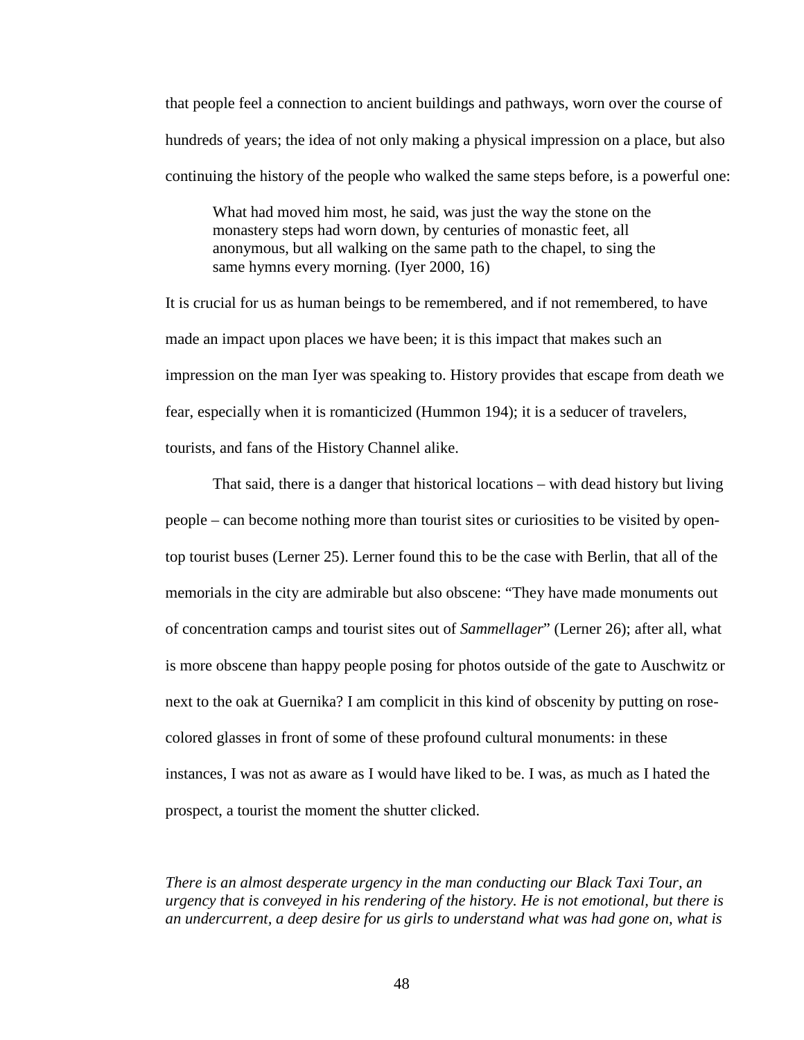that people feel a connection to ancient buildings and pathways, worn over the course of hundreds of years; the idea of not only making a physical impression on a place, but also continuing the history of the people who walked the same steps before, is a powerful one:

> What had moved him most, he said, was just the way the stone on the monastery steps had worn down, by centuries of monastic feet, all anonymous, but all walking on the same path to the chapel, to sing the same hymns every morning. (Iyer 2000, 16)

It is crucial for us as human beings to be remembered, and if not remembered, to have made an impact upon places we have been; it is this impact that makes such an impression on the man Iyer was speaking to. History provides that escape from death we fear, especially when it is romanticized (Hummon 194); it is a seducer of travelers, tourists, and fans of the History Channel alike.

That said, there is a danger that historical locations – with dead history but living people – can become nothing more than tourist sites or curiosities to be visited by open-top tourist buses (Lerner 25). Lerner found this to be the case with Berlin, that all of the memorials in the city are admirable but also obscene: "They have made monuments out of concentration camps and tourist sites out of *Sammellager*" (Lerner 26); after all, what is more obscene than happy people posing for photos outside of the gate to Auschwitz or next to the oak at Guernika? I am complicit in this kind of obscenity by putting on rose-colored glasses in front of some of these profound cultural monuments: in these instances, I was not as aware as I would have liked to be. I was, as much as I hated the prospect, a tourist the moment the shutter clicked.

*There is an almost desperate urgency in the man conducting our Black Taxi Tour, an urgency that is conveyed in his rendering of the history. He is not emotional, but there is an undercurrent, a deep desire for us girls to understand what was had gone on, what is*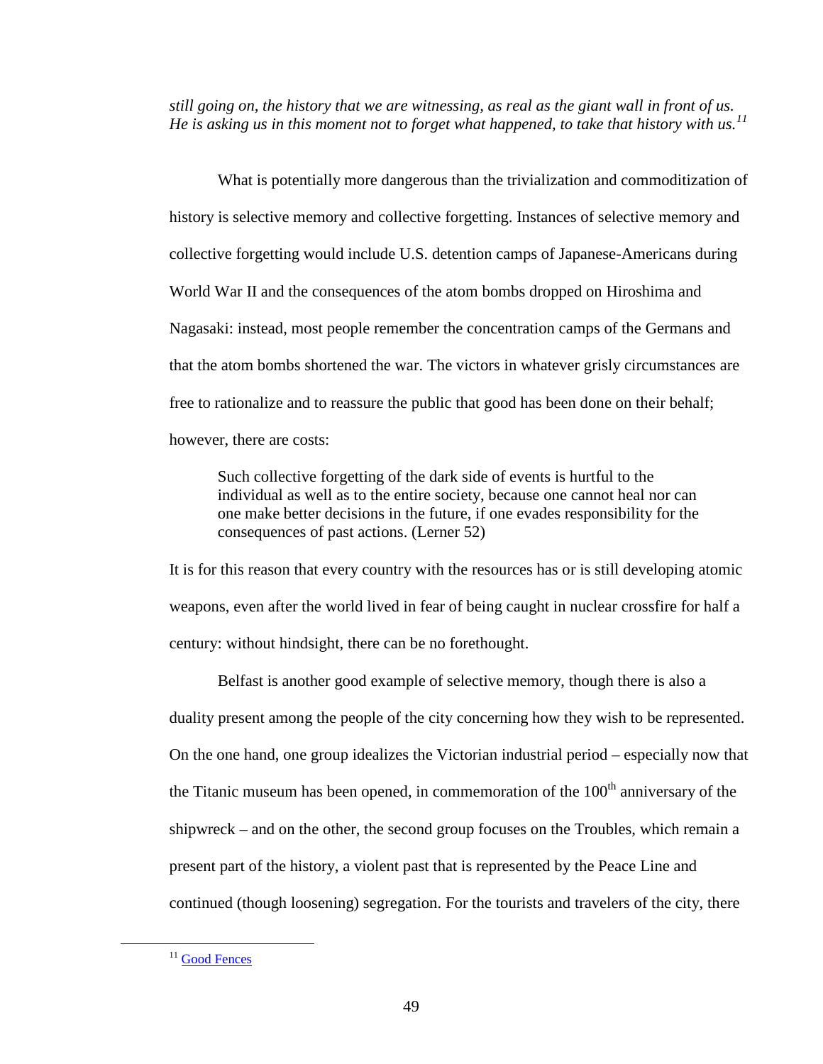*still going on, the history that we are witnessing, as real as the giant wall in front of us. He is asking us in this moment not to forget what happened, to take that history with us.*[11]

What is potentially more dangerous than the trivialization and commoditization of history is selective memory and collective forgetting. Instances of selective memory and collective forgetting would include U.S. detention camps of Japanese-Americans during World War II and the consequences of the atom bombs dropped on Hiroshima and Nagasaki: instead, most people remember the concentration camps of the Germans and that the atom bombs shortened the war. The victors in whatever grisly circumstances are free to rationalize and to reassure the public that good has been done on their behalf; however, there are costs:

> Such collective forgetting of the dark side of events is hurtful to the individual as well as to the entire society, because one cannot heal nor can one make better decisions in the future, if one evades responsibility for the consequences of past actions. (Lerner 52)

It is for this reason that every country with the resources has or is still developing atomic weapons, even after the world lived in fear of being caught in nuclear crossfire for half a century: without hindsight, there can be no forethought.

Belfast is another good example of selective memory, though there is also a duality present among the people of the city concerning how they wish to be represented. On the one hand, one group idealizes the Victorian industrial period – especially now that the Titanic museum has been opened, in commemoration of the 100th anniversary of the shipwreck – and on the other, the second group focuses on the Troubles, which remain a present part of the history, a violent past that is represented by the Peace Line and continued (though loosening) segregation. For the tourists and travelers of the city, there

[11] Good Fences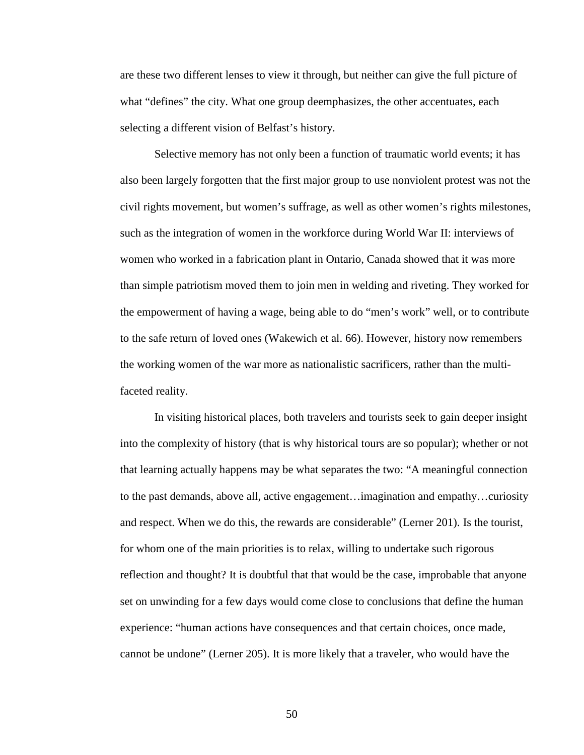are these two different lenses to view it through, but neither can give the full picture of what "defines" the city. What one group deemphasizes, the other accentuates, each selecting a different vision of Belfast's history.

Selective memory has not only been a function of traumatic world events; it has also been largely forgotten that the first major group to use nonviolent protest was not the civil rights movement, but women's suffrage, as well as other women's rights milestones, such as the integration of women in the workforce during World War II: interviews of women who worked in a fabrication plant in Ontario, Canada showed that it was more than simple patriotism moved them to join men in welding and riveting. They worked for the empowerment of having a wage, being able to do "men's work" well, or to contribute to the safe return of loved ones (Wakewich et al. 66). However, history now remembers the working women of the war more as nationalistic sacrificers, rather than the multi-faceted reality.

In visiting historical places, both travelers and tourists seek to gain deeper insight into the complexity of history (that is why historical tours are so popular); whether or not that learning actually happens may be what separates the two: "A meaningful connection to the past demands, above all, active engagement…imagination and empathy…curiosity and respect. When we do this, the rewards are considerable" (Lerner 201). Is the tourist, for whom one of the main priorities is to relax, willing to undertake such rigorous reflection and thought? It is doubtful that that would be the case, improbable that anyone set on unwinding for a few days would come close to conclusions that define the human experience: "human actions have consequences and that certain choices, once made, cannot be undone" (Lerner 205). It is more likely that a traveler, who would have the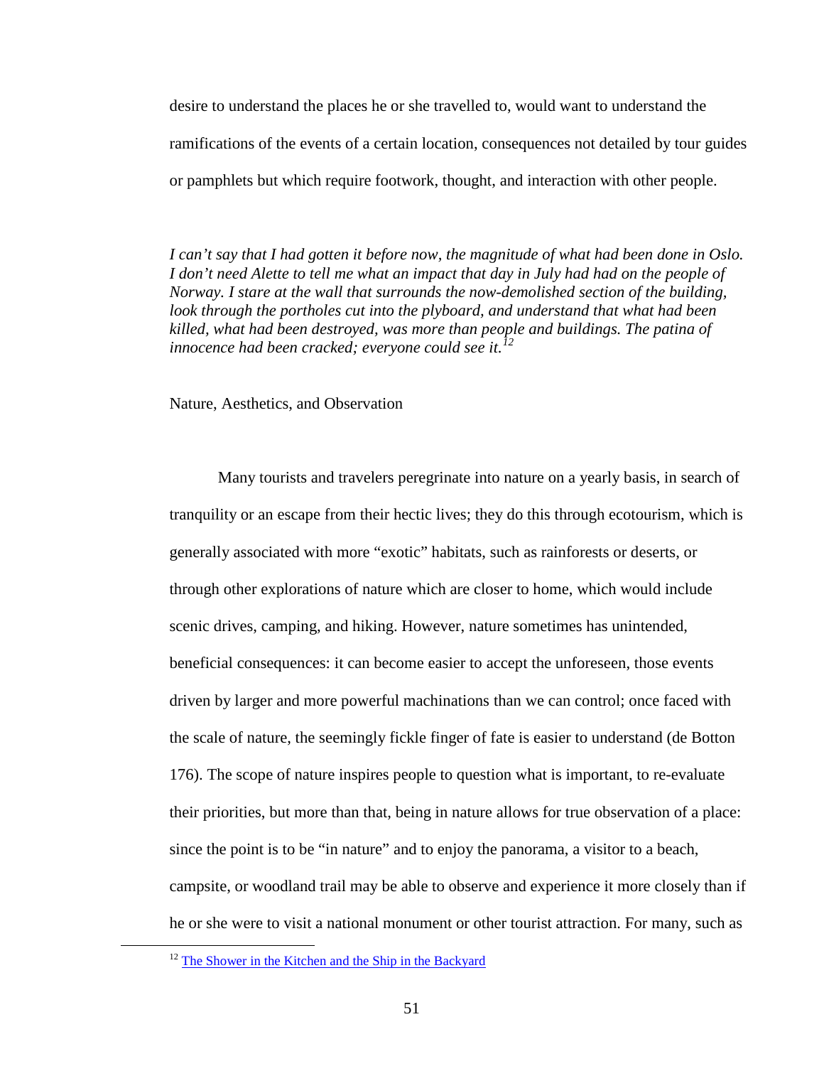desire to understand the places he or she travelled to, would want to understand the ramifications of the events of a certain location, consequences not detailed by tour guides or pamphlets but which require footwork, thought, and interaction with other people.

*I can't say that I had gotten it before now, the magnitude of what had been done in Oslo. I don't need Alette to tell me what an impact that day in July had had on the people of Norway. I stare at the wall that surrounds the now-demolished section of the building, look through the portholes cut into the plyboard, and understand that what had been killed, what had been destroyed, was more than people and buildings. The patina of innocence had been cracked; everyone could see it.*[12]

## Nature, Aesthetics, and Observation

Many tourists and travelers peregrinate into nature on a yearly basis, in search of tranquility or an escape from their hectic lives; they do this through ecotourism, which is generally associated with more "exotic" habitats, such as rainforests or deserts, or through other explorations of nature which are closer to home, which would include scenic drives, camping, and hiking. However, nature sometimes has unintended, beneficial consequences: it can become easier to accept the unforeseen, those events driven by larger and more powerful machinations than we can control; once faced with the scale of nature, the seemingly fickle finger of fate is easier to understand (de Botton 176). The scope of nature inspires people to question what is important, to re-evaluate their priorities, but more than that, being in nature allows for true observation of a place: since the point is to be "in nature" and to enjoy the panorama, a visitor to a beach, campsite, or woodland trail may be able to observe and experience it more closely than if he or she were to visit a national monument or other tourist attraction. For many, such as

[12] The Shower in the Kitchen and the Ship in the Backyard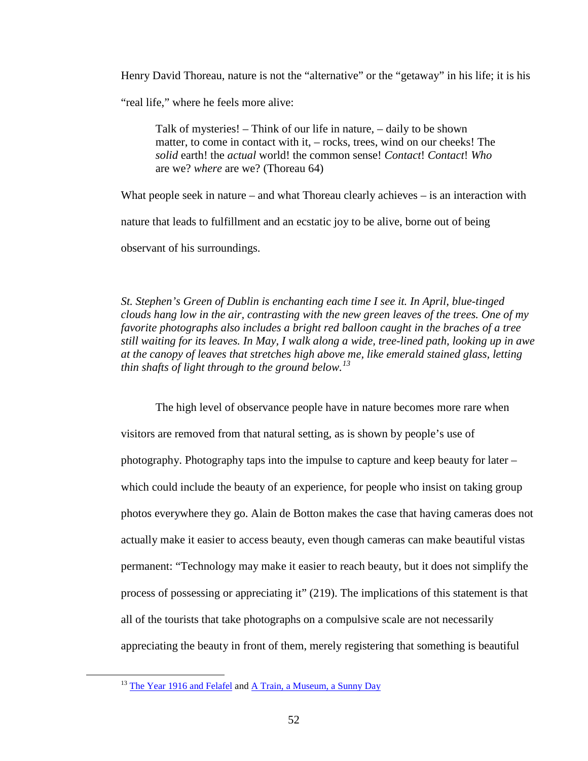Henry David Thoreau, nature is not the "alternative" or the "getaway" in his life; it is his "real life," where he feels more alive:

> Talk of mysteries! – Think of our life in nature, – daily to be shown matter, to come in contact with it, – rocks, trees, wind on our cheeks! The *solid* earth! the *actual* world! the common sense! *Contact*! *Contact*! *Who* are we? *where* are we? (Thoreau 64)

What people seek in nature – and what Thoreau clearly achieves – is an interaction with nature that leads to fulfillment and an ecstatic joy to be alive, borne out of being observant of his surroundings.

*St. Stephen's Green of Dublin is enchanting each time I see it. In April, blue-tinged clouds hang low in the air, contrasting with the new green leaves of the trees. One of my favorite photographs also includes a bright red balloon caught in the braches of a tree still waiting for its leaves. In May, I walk along a wide, tree-lined path, looking up in awe at the canopy of leaves that stretches high above me, like emerald stained glass, letting thin shafts of light through to the ground below.*[13]

The high level of observance people have in nature becomes more rare when visitors are removed from that natural setting, as is shown by people's use of photography. Photography taps into the impulse to capture and keep beauty for later – which could include the beauty of an experience, for people who insist on taking group photos everywhere they go. Alain de Botton makes the case that having cameras does not actually make it easier to access beauty, even though cameras can make beautiful vistas permanent: "Technology may make it easier to reach beauty, but it does not simplify the process of possessing or appreciating it" (219). The implications of this statement is that all of the tourists that take photographs on a compulsive scale are not necessarily appreciating the beauty in front of them, merely registering that something is beautiful

[13] The Year 1916 and Felafel and A Train, a Museum, a Sunny Day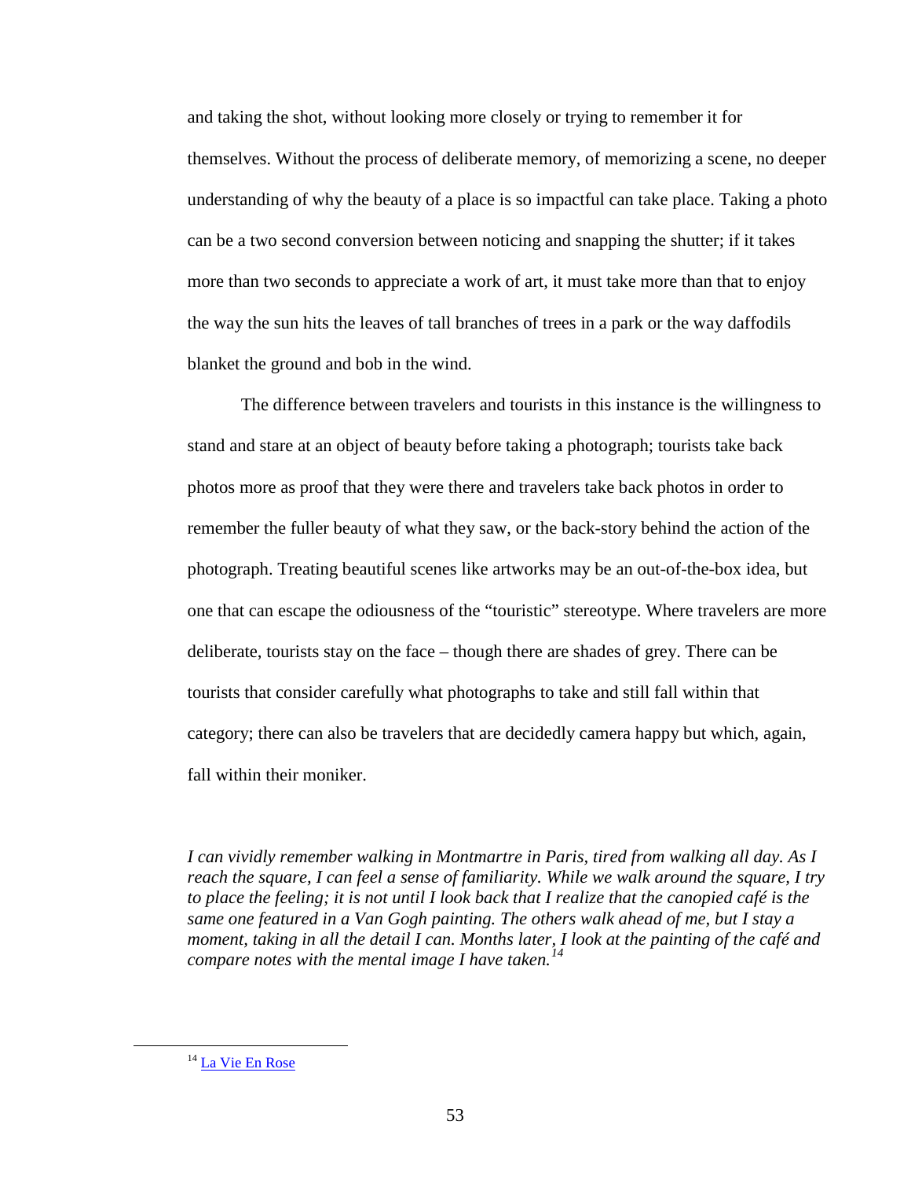and taking the shot, without looking more closely or trying to remember it for themselves. Without the process of deliberate memory, of memorizing a scene, no deeper understanding of why the beauty of a place is so impactful can take place. Taking a photo can be a two second conversion between noticing and snapping the shutter; if it takes more than two seconds to appreciate a work of art, it must take more than that to enjoy the way the sun hits the leaves of tall branches of trees in a park or the way daffodils blanket the ground and bob in the wind.

The difference between travelers and tourists in this instance is the willingness to stand and stare at an object of beauty before taking a photograph; tourists take back photos more as proof that they were there and travelers take back photos in order to remember the fuller beauty of what they saw, or the back-story behind the action of the photograph. Treating beautiful scenes like artworks may be an out-of-the-box idea, but one that can escape the odiousness of the "touristic" stereotype. Where travelers are more deliberate, tourists stay on the face – though there are shades of grey. There can be tourists that consider carefully what photographs to take and still fall within that category; there can also be travelers that are decidedly camera happy but which, again, fall within their moniker.

*I can vividly remember walking in Montmartre in Paris, tired from walking all day. As I reach the square, I can feel a sense of familiarity. While we walk around the square, I try to place the feeling; it is not until I look back that I realize that the canopied café is the same one featured in a Van Gogh painting. The others walk ahead of me, but I stay a moment, taking in all the detail I can. Months later, I look at the painting of the café and compare notes with the mental image I have taken.*[14]

---

[14] La Vie En Rose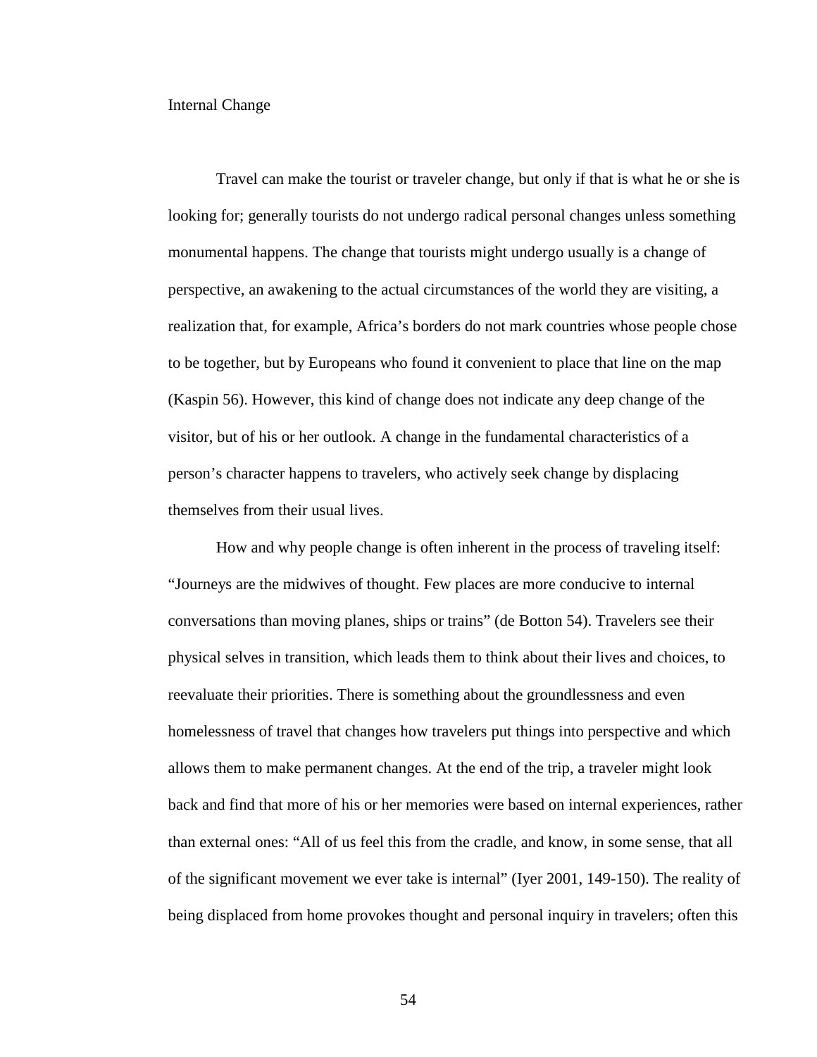## Internal Change

Travel can make the tourist or traveler change, but only if that is what he or she is looking for; generally tourists do not undergo radical personal changes unless something monumental happens. The change that tourists might undergo usually is a change of perspective, an awakening to the actual circumstances of the world they are visiting, a realization that, for example, Africa's borders do not mark countries whose people chose to be together, but by Europeans who found it convenient to place that line on the map (Kaspin 56). However, this kind of change does not indicate any deep change of the visitor, but of his or her outlook. A change in the fundamental characteristics of a person's character happens to travelers, who actively seek change by displacing themselves from their usual lives.

How and why people change is often inherent in the process of traveling itself: "Journeys are the midwives of thought. Few places are more conducive to internal conversations than moving planes, ships or trains" (de Botton 54). Travelers see their physical selves in transition, which leads them to think about their lives and choices, to reevaluate their priorities. There is something about the groundlessness and even homelessness of travel that changes how travelers put things into perspective and which allows them to make permanent changes. At the end of the trip, a traveler might look back and find that more of his or her memories were based on internal experiences, rather than external ones: "All of us feel this from the cradle, and know, in some sense, that all of the significant movement we ever take is internal" (Iyer 2001, 149-150). The reality of being displaced from home provokes thought and personal inquiry in travelers; often this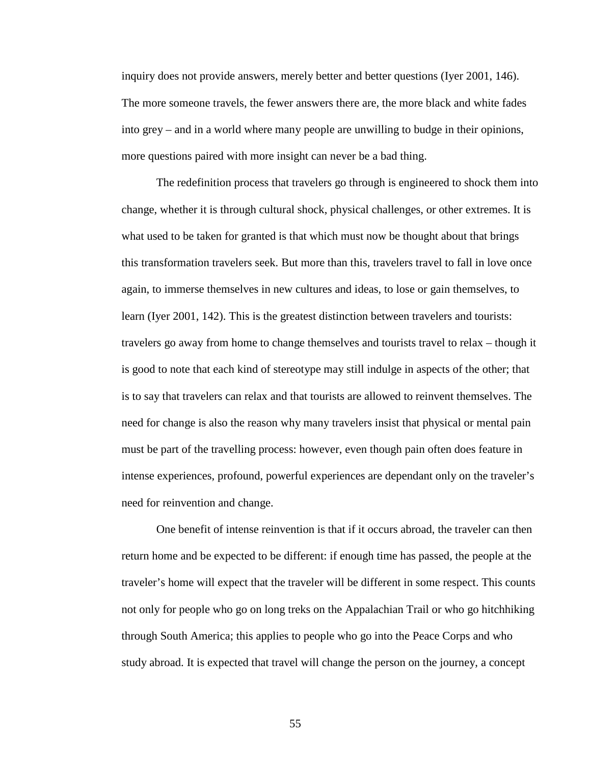inquiry does not provide answers, merely better and better questions (Iyer 2001, 146). The more someone travels, the fewer answers there are, the more black and white fades into grey – and in a world where many people are unwilling to budge in their opinions, more questions paired with more insight can never be a bad thing.

The redefinition process that travelers go through is engineered to shock them into change, whether it is through cultural shock, physical challenges, or other extremes. It is what used to be taken for granted is that which must now be thought about that brings this transformation travelers seek. But more than this, travelers travel to fall in love once again, to immerse themselves in new cultures and ideas, to lose or gain themselves, to learn (Iyer 2001, 142). This is the greatest distinction between travelers and tourists: travelers go away from home to change themselves and tourists travel to relax – though it is good to note that each kind of stereotype may still indulge in aspects of the other; that is to say that travelers can relax and that tourists are allowed to reinvent themselves. The need for change is also the reason why many travelers insist that physical or mental pain must be part of the travelling process: however, even though pain often does feature in intense experiences, profound, powerful experiences are dependant only on the traveler's need for reinvention and change.

One benefit of intense reinvention is that if it occurs abroad, the traveler can then return home and be expected to be different: if enough time has passed, the people at the traveler's home will expect that the traveler will be different in some respect. This counts not only for people who go on long treks on the Appalachian Trail or who go hitchhiking through South America; this applies to people who go into the Peace Corps and who study abroad. It is expected that travel will change the person on the journey, a concept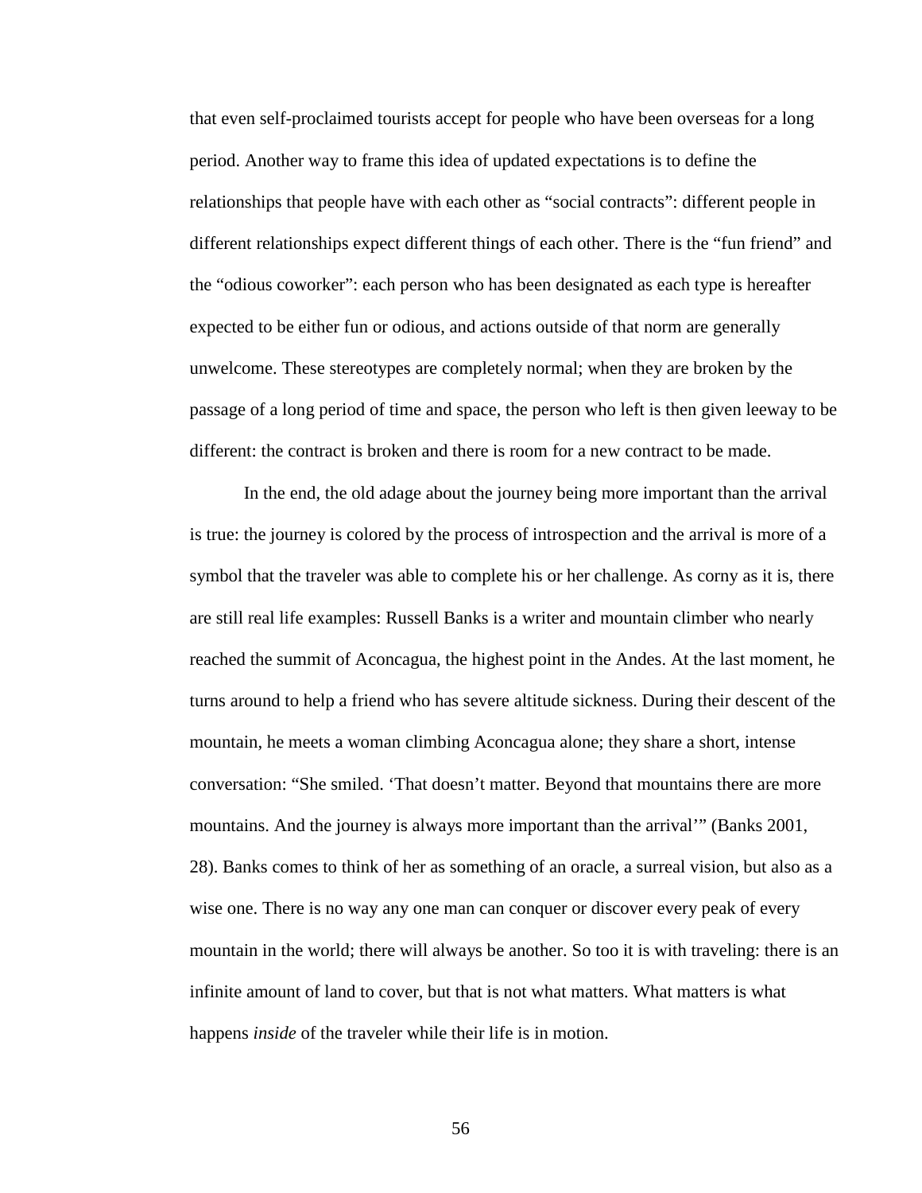that even self-proclaimed tourists accept for people who have been overseas for a long period. Another way to frame this idea of updated expectations is to define the relationships that people have with each other as "social contracts": different people in different relationships expect different things of each other. There is the "fun friend" and the "odious coworker": each person who has been designated as each type is hereafter expected to be either fun or odious, and actions outside of that norm are generally unwelcome. These stereotypes are completely normal; when they are broken by the passage of a long period of time and space, the person who left is then given leeway to be different: the contract is broken and there is room for a new contract to be made.

In the end, the old adage about the journey being more important than the arrival is true: the journey is colored by the process of introspection and the arrival is more of a symbol that the traveler was able to complete his or her challenge. As corny as it is, there are still real life examples: Russell Banks is a writer and mountain climber who nearly reached the summit of Aconcagua, the highest point in the Andes. At the last moment, he turns around to help a friend who has severe altitude sickness. During their descent of the mountain, he meets a woman climbing Aconcagua alone; they share a short, intense conversation: "She smiled. 'That doesn't matter. Beyond that mountains there are more mountains. And the journey is always more important than the arrival'" (Banks 2001, 28). Banks comes to think of her as something of an oracle, a surreal vision, but also as a wise one. There is no way any one man can conquer or discover every peak of every mountain in the world; there will always be another. So too it is with traveling: there is an infinite amount of land to cover, but that is not what matters. What matters is what happens *inside* of the traveler while their life is in motion.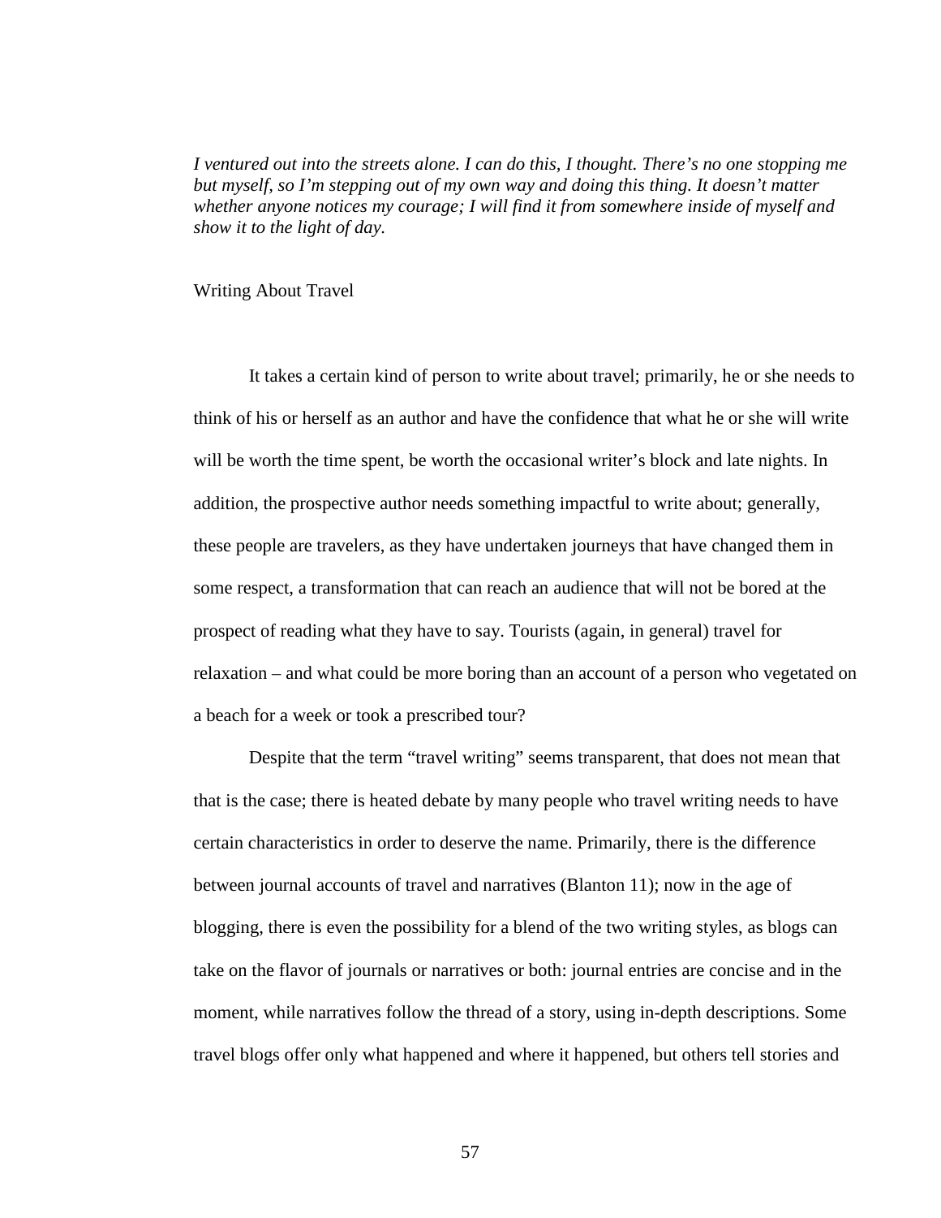*I ventured out into the streets alone. I can do this, I thought. There's no one stopping me but myself, so I'm stepping out of my own way and doing this thing. It doesn't matter whether anyone notices my courage; I will find it from somewhere inside of myself and show it to the light of day.*

## Writing About Travel

It takes a certain kind of person to write about travel; primarily, he or she needs to think of his or herself as an author and have the confidence that what he or she will write will be worth the time spent, be worth the occasional writer's block and late nights. In addition, the prospective author needs something impactful to write about; generally, these people are travelers, as they have undertaken journeys that have changed them in some respect, a transformation that can reach an audience that will not be bored at the prospect of reading what they have to say. Tourists (again, in general) travel for relaxation – and what could be more boring than an account of a person who vegetated on a beach for a week or took a prescribed tour?

Despite that the term "travel writing" seems transparent, that does not mean that that is the case; there is heated debate by many people who travel writing needs to have certain characteristics in order to deserve the name. Primarily, there is the difference between journal accounts of travel and narratives (Blanton 11); now in the age of blogging, there is even the possibility for a blend of the two writing styles, as blogs can take on the flavor of journals or narratives or both: journal entries are concise and in the moment, while narratives follow the thread of a story, using in-depth descriptions. Some travel blogs offer only what happened and where it happened, but others tell stories and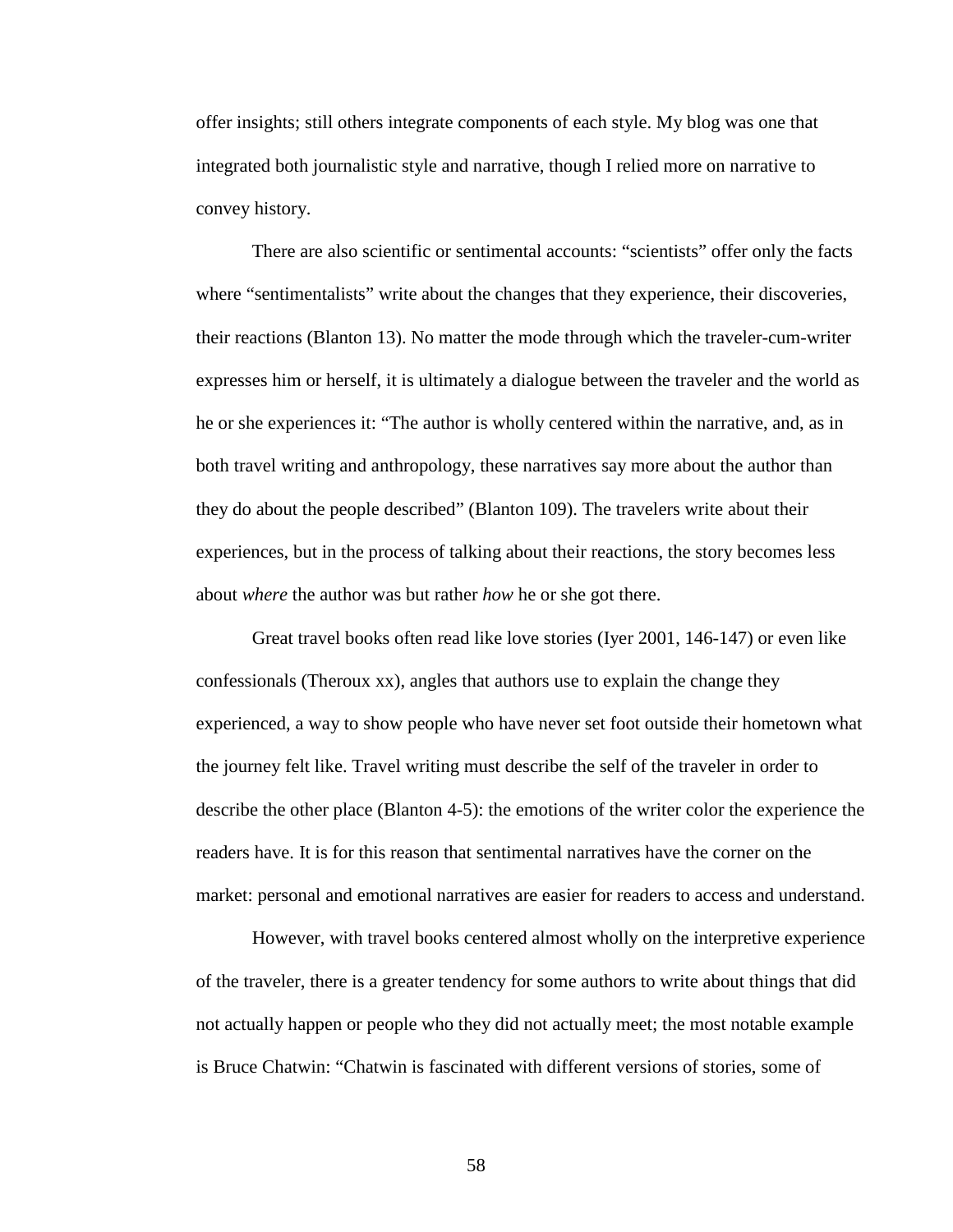offer insights; still others integrate components of each style. My blog was one that integrated both journalistic style and narrative, though I relied more on narrative to convey history.

There are also scientific or sentimental accounts: "scientists" offer only the facts where "sentimentalists" write about the changes that they experience, their discoveries, their reactions (Blanton 13). No matter the mode through which the traveler-cum-writer expresses him or herself, it is ultimately a dialogue between the traveler and the world as he or she experiences it: "The author is wholly centered within the narrative, and, as in both travel writing and anthropology, these narratives say more about the author than they do about the people described" (Blanton 109). The travelers write about their experiences, but in the process of talking about their reactions, the story becomes less about *where* the author was but rather *how* he or she got there.

Great travel books often read like love stories (Iyer 2001, 146-147) or even like confessionals (Theroux xx), angles that authors use to explain the change they experienced, a way to show people who have never set foot outside their hometown what the journey felt like. Travel writing must describe the self of the traveler in order to describe the other place (Blanton 4-5): the emotions of the writer color the experience the readers have. It is for this reason that sentimental narratives have the corner on the market: personal and emotional narratives are easier for readers to access and understand.

However, with travel books centered almost wholly on the interpretive experience of the traveler, there is a greater tendency for some authors to write about things that did not actually happen or people who they did not actually meet; the most notable example is Bruce Chatwin: "Chatwin is fascinated with different versions of stories, some of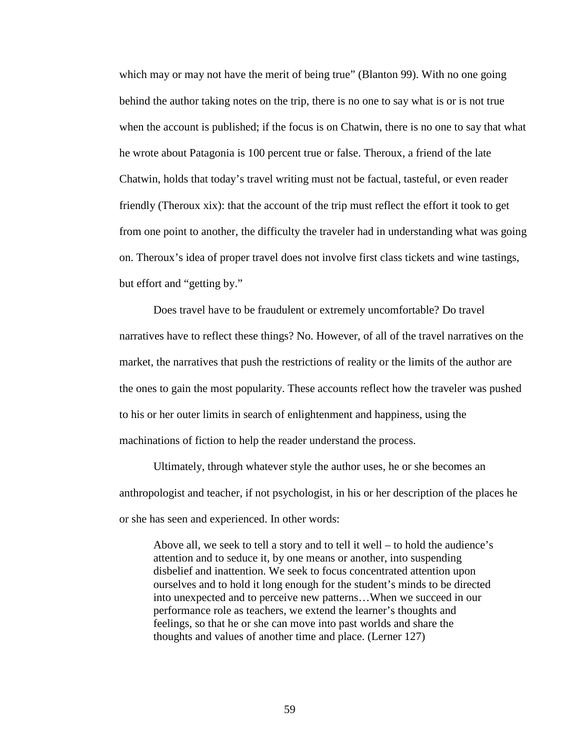which may or may not have the merit of being true" (Blanton 99). With no one going behind the author taking notes on the trip, there is no one to say what is or is not true when the account is published; if the focus is on Chatwin, there is no one to say that what he wrote about Patagonia is 100 percent true or false. Theroux, a friend of the late Chatwin, holds that today's travel writing must not be factual, tasteful, or even reader friendly (Theroux xix): that the account of the trip must reflect the effort it took to get from one point to another, the difficulty the traveler had in understanding what was going on. Theroux's idea of proper travel does not involve first class tickets and wine tastings, but effort and "getting by."

Does travel have to be fraudulent or extremely uncomfortable? Do travel narratives have to reflect these things? No. However, of all of the travel narratives on the market, the narratives that push the restrictions of reality or the limits of the author are the ones to gain the most popularity. These accounts reflect how the traveler was pushed to his or her outer limits in search of enlightenment and happiness, using the machinations of fiction to help the reader understand the process.

Ultimately, through whatever style the author uses, he or she becomes an anthropologist and teacher, if not psychologist, in his or her description of the places he or she has seen and experienced. In other words:

> Above all, we seek to tell a story and to tell it well – to hold the audience's attention and to seduce it, by one means or another, into suspending disbelief and inattention. We seek to focus concentrated attention upon ourselves and to hold it long enough for the student's minds to be directed into unexpected and to perceive new patterns…When we succeed in our performance role as teachers, we extend the learner's thoughts and feelings, so that he or she can move into past worlds and share the thoughts and values of another time and place. (Lerner 127)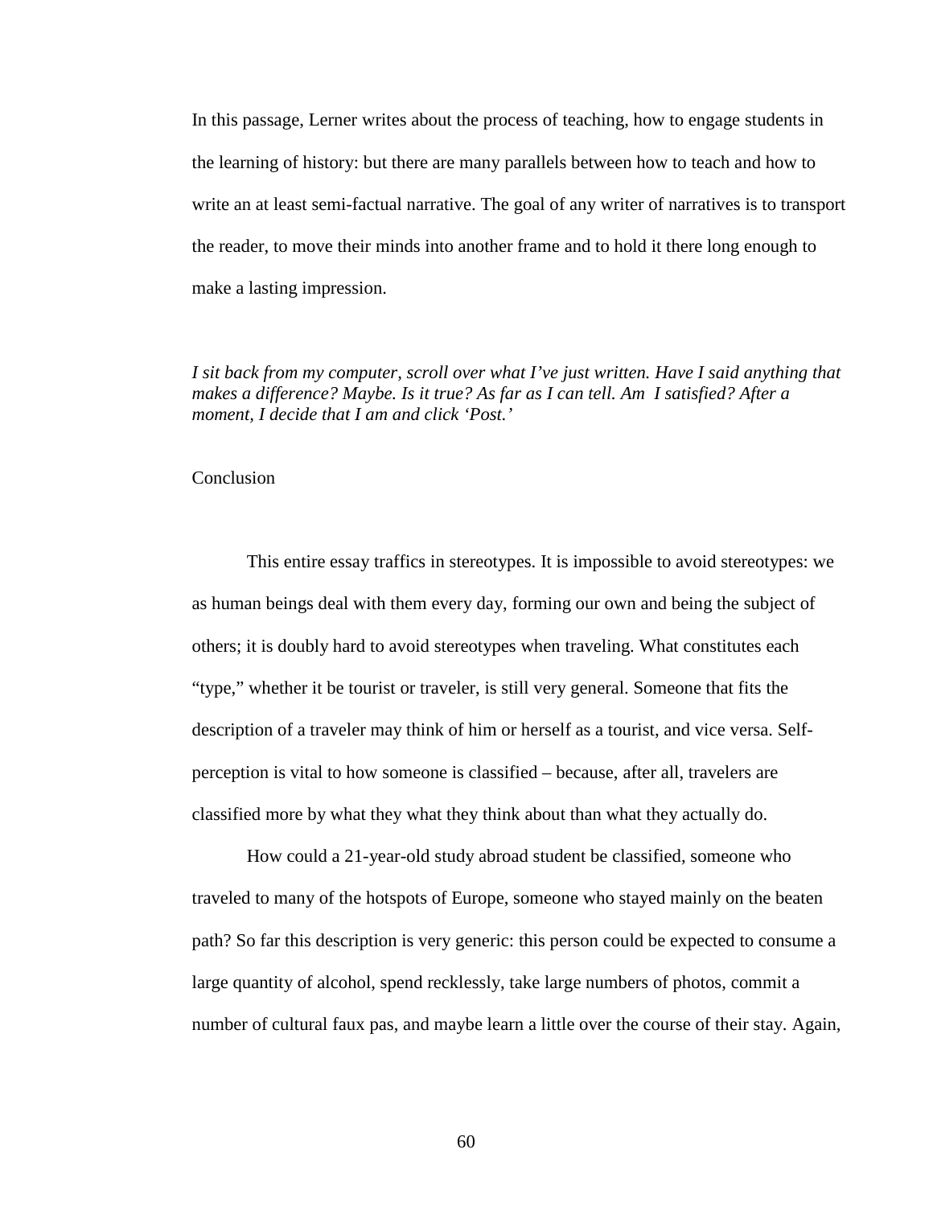In this passage, Lerner writes about the process of teaching, how to engage students in the learning of history: but there are many parallels between how to teach and how to write an at least semi-factual narrative. The goal of any writer of narratives is to transport the reader, to move their minds into another frame and to hold it there long enough to make a lasting impression.

*I sit back from my computer, scroll over what I've just written. Have I said anything that makes a difference? Maybe. Is it true? As far as I can tell. Am I satisfied? After a moment, I decide that I am and click 'Post.'*

## Conclusion

This entire essay traffics in stereotypes. It is impossible to avoid stereotypes: we as human beings deal with them every day, forming our own and being the subject of others; it is doubly hard to avoid stereotypes when traveling. What constitutes each "type," whether it be tourist or traveler, is still very general. Someone that fits the description of a traveler may think of him or herself as a tourist, and vice versa. Self-perception is vital to how someone is classified – because, after all, travelers are classified more by what they what they think about than what they actually do.

How could a 21-year-old study abroad student be classified, someone who traveled to many of the hotspots of Europe, someone who stayed mainly on the beaten path? So far this description is very generic: this person could be expected to consume a large quantity of alcohol, spend recklessly, take large numbers of photos, commit a number of cultural faux pas, and maybe learn a little over the course of their stay. Again,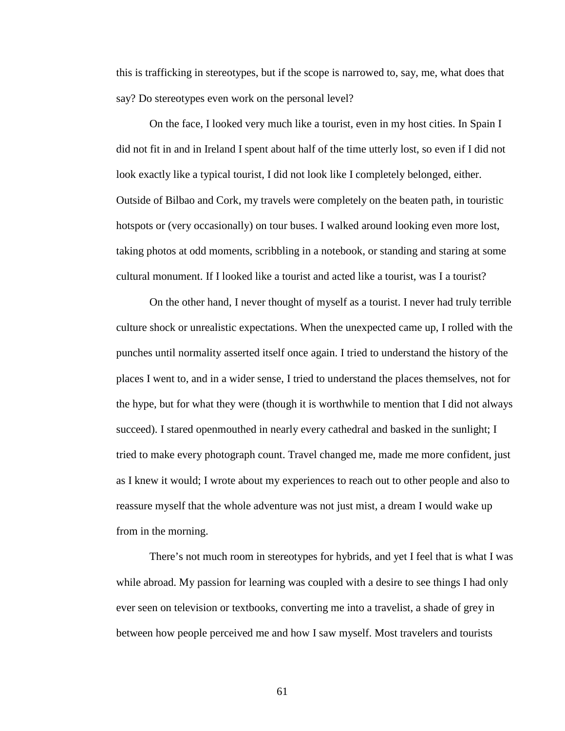this is trafficking in stereotypes, but if the scope is narrowed to, say, me, what does that say? Do stereotypes even work on the personal level?

On the face, I looked very much like a tourist, even in my host cities. In Spain I did not fit in and in Ireland I spent about half of the time utterly lost, so even if I did not look exactly like a typical tourist, I did not look like I completely belonged, either. Outside of Bilbao and Cork, my travels were completely on the beaten path, in touristic hotspots or (very occasionally) on tour buses. I walked around looking even more lost, taking photos at odd moments, scribbling in a notebook, or standing and staring at some cultural monument. If I looked like a tourist and acted like a tourist, was I a tourist?

On the other hand, I never thought of myself as a tourist. I never had truly terrible culture shock or unrealistic expectations. When the unexpected came up, I rolled with the punches until normality asserted itself once again. I tried to understand the history of the places I went to, and in a wider sense, I tried to understand the places themselves, not for the hype, but for what they were (though it is worthwhile to mention that I did not always succeed). I stared openmouthed in nearly every cathedral and basked in the sunlight; I tried to make every photograph count. Travel changed me, made me more confident, just as I knew it would; I wrote about my experiences to reach out to other people and also to reassure myself that the whole adventure was not just mist, a dream I would wake up from in the morning.

There's not much room in stereotypes for hybrids, and yet I feel that is what I was while abroad. My passion for learning was coupled with a desire to see things I had only ever seen on television or textbooks, converting me into a travelist, a shade of grey in between how people perceived me and how I saw myself. Most travelers and tourists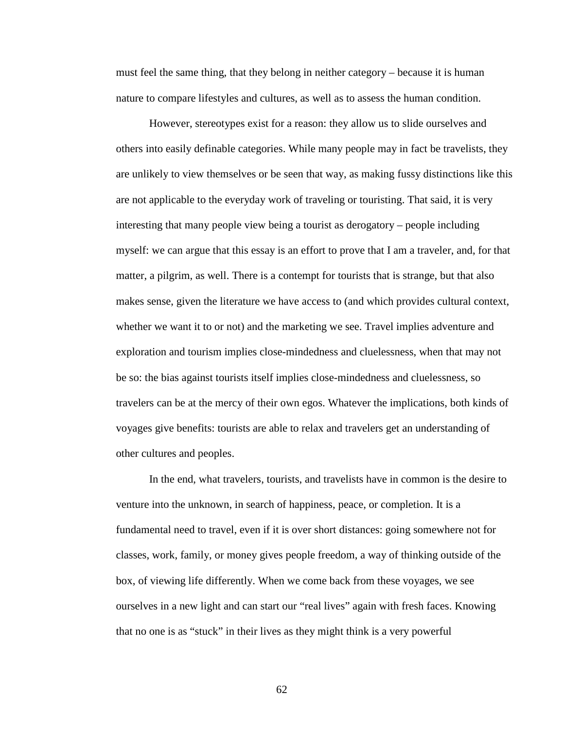must feel the same thing, that they belong in neither category – because it is human nature to compare lifestyles and cultures, as well as to assess the human condition.

However, stereotypes exist for a reason: they allow us to slide ourselves and others into easily definable categories. While many people may in fact be travelists, they are unlikely to view themselves or be seen that way, as making fussy distinctions like this are not applicable to the everyday work of traveling or touristing. That said, it is very interesting that many people view being a tourist as derogatory – people including myself: we can argue that this essay is an effort to prove that I am a traveler, and, for that matter, a pilgrim, as well. There is a contempt for tourists that is strange, but that also makes sense, given the literature we have access to (and which provides cultural context, whether we want it to or not) and the marketing we see. Travel implies adventure and exploration and tourism implies close-mindedness and cluelessness, when that may not be so: the bias against tourists itself implies close-mindedness and cluelessness, so travelers can be at the mercy of their own egos. Whatever the implications, both kinds of voyages give benefits: tourists are able to relax and travelers get an understanding of other cultures and peoples.

In the end, what travelers, tourists, and travelists have in common is the desire to venture into the unknown, in search of happiness, peace, or completion. It is a fundamental need to travel, even if it is over short distances: going somewhere not for classes, work, family, or money gives people freedom, a way of thinking outside of the box, of viewing life differently. When we come back from these voyages, we see ourselves in a new light and can start our “real lives” again with fresh faces. Knowing that no one is as “stuck” in their lives as they might think is a very powerful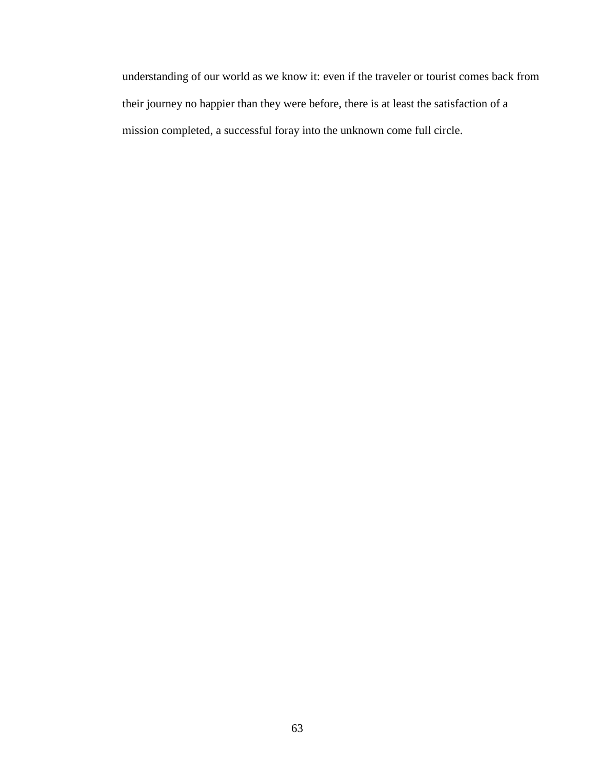understanding of our world as we know it: even if the traveler or tourist comes back from their journey no happier than they were before, there is at least the satisfaction of a mission completed, a successful foray into the unknown come full circle.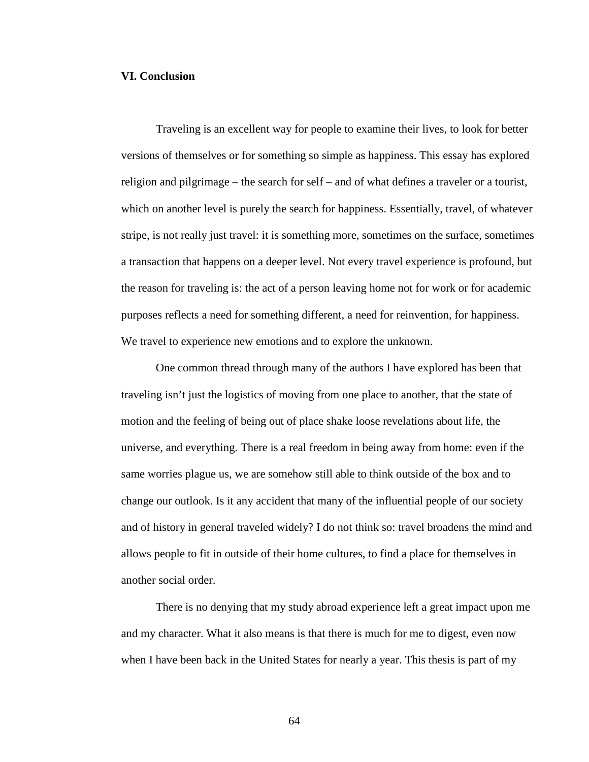## VI. Conclusion

Traveling is an excellent way for people to examine their lives, to look for better versions of themselves or for something so simple as happiness. This essay has explored religion and pilgrimage – the search for self – and of what defines a traveler or a tourist, which on another level is purely the search for happiness. Essentially, travel, of whatever stripe, is not really just travel: it is something more, sometimes on the surface, sometimes a transaction that happens on a deeper level. Not every travel experience is profound, but the reason for traveling is: the act of a person leaving home not for work or for academic purposes reflects a need for something different, a need for reinvention, for happiness. We travel to experience new emotions and to explore the unknown.

One common thread through many of the authors I have explored has been that traveling isn't just the logistics of moving from one place to another, that the state of motion and the feeling of being out of place shake loose revelations about life, the universe, and everything. There is a real freedom in being away from home: even if the same worries plague us, we are somehow still able to think outside of the box and to change our outlook. Is it any accident that many of the influential people of our society and of history in general traveled widely? I do not think so: travel broadens the mind and allows people to fit in outside of their home cultures, to find a place for themselves in another social order.

There is no denying that my study abroad experience left a great impact upon me and my character. What it also means is that there is much for me to digest, even now when I have been back in the United States for nearly a year. This thesis is part of my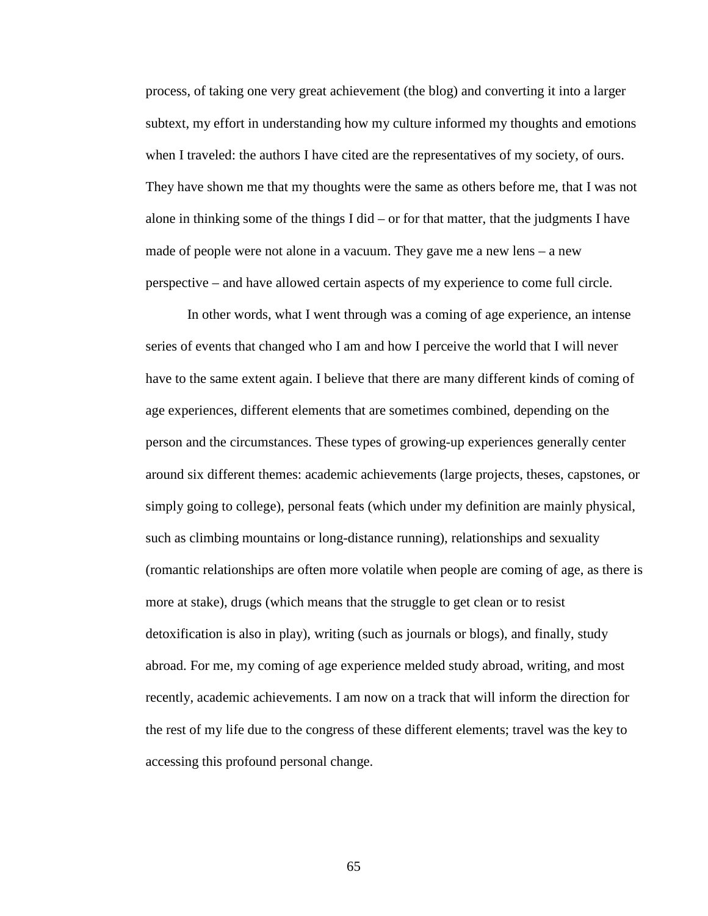process, of taking one very great achievement (the blog) and converting it into a larger subtext, my effort in understanding how my culture informed my thoughts and emotions when I traveled: the authors I have cited are the representatives of my society, of ours. They have shown me that my thoughts were the same as others before me, that I was not alone in thinking some of the things I did – or for that matter, that the judgments I have made of people were not alone in a vacuum. They gave me a new lens – a new perspective – and have allowed certain aspects of my experience to come full circle.

In other words, what I went through was a coming of age experience, an intense series of events that changed who I am and how I perceive the world that I will never have to the same extent again. I believe that there are many different kinds of coming of age experiences, different elements that are sometimes combined, depending on the person and the circumstances. These types of growing-up experiences generally center around six different themes: academic achievements (large projects, theses, capstones, or simply going to college), personal feats (which under my definition are mainly physical, such as climbing mountains or long-distance running), relationships and sexuality (romantic relationships are often more volatile when people are coming of age, as there is more at stake), drugs (which means that the struggle to get clean or to resist detoxification is also in play), writing (such as journals or blogs), and finally, study abroad. For me, my coming of age experience melded study abroad, writing, and most recently, academic achievements. I am now on a track that will inform the direction for the rest of my life due to the congress of these different elements; travel was the key to accessing this profound personal change.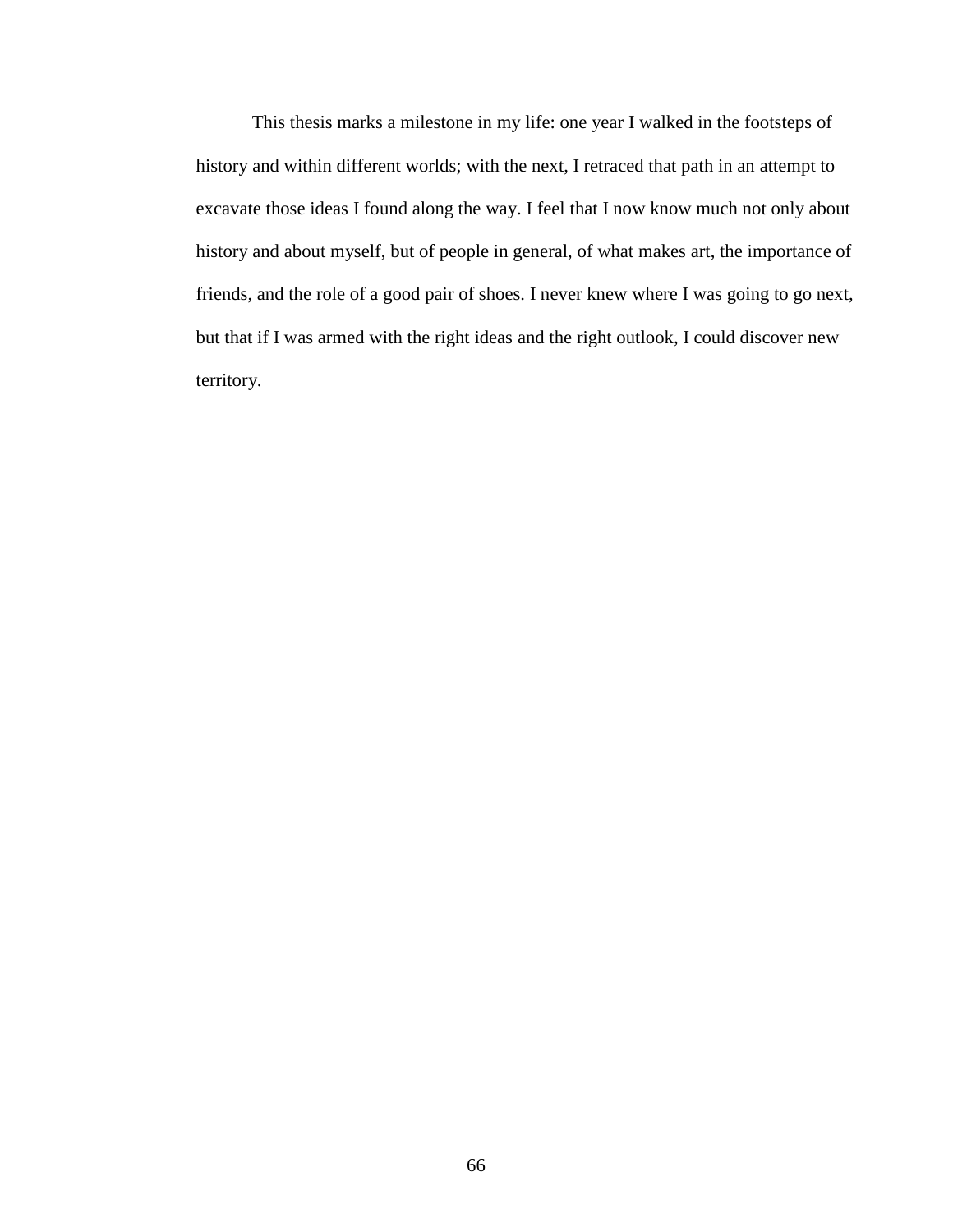This thesis marks a milestone in my life: one year I walked in the footsteps of history and within different worlds; with the next, I retraced that path in an attempt to excavate those ideas I found along the way. I feel that I now know much not only about history and about myself, but of people in general, of what makes art, the importance of friends, and the role of a good pair of shoes. I never knew where I was going to go next, but that if I was armed with the right ideas and the right outlook, I could discover new territory.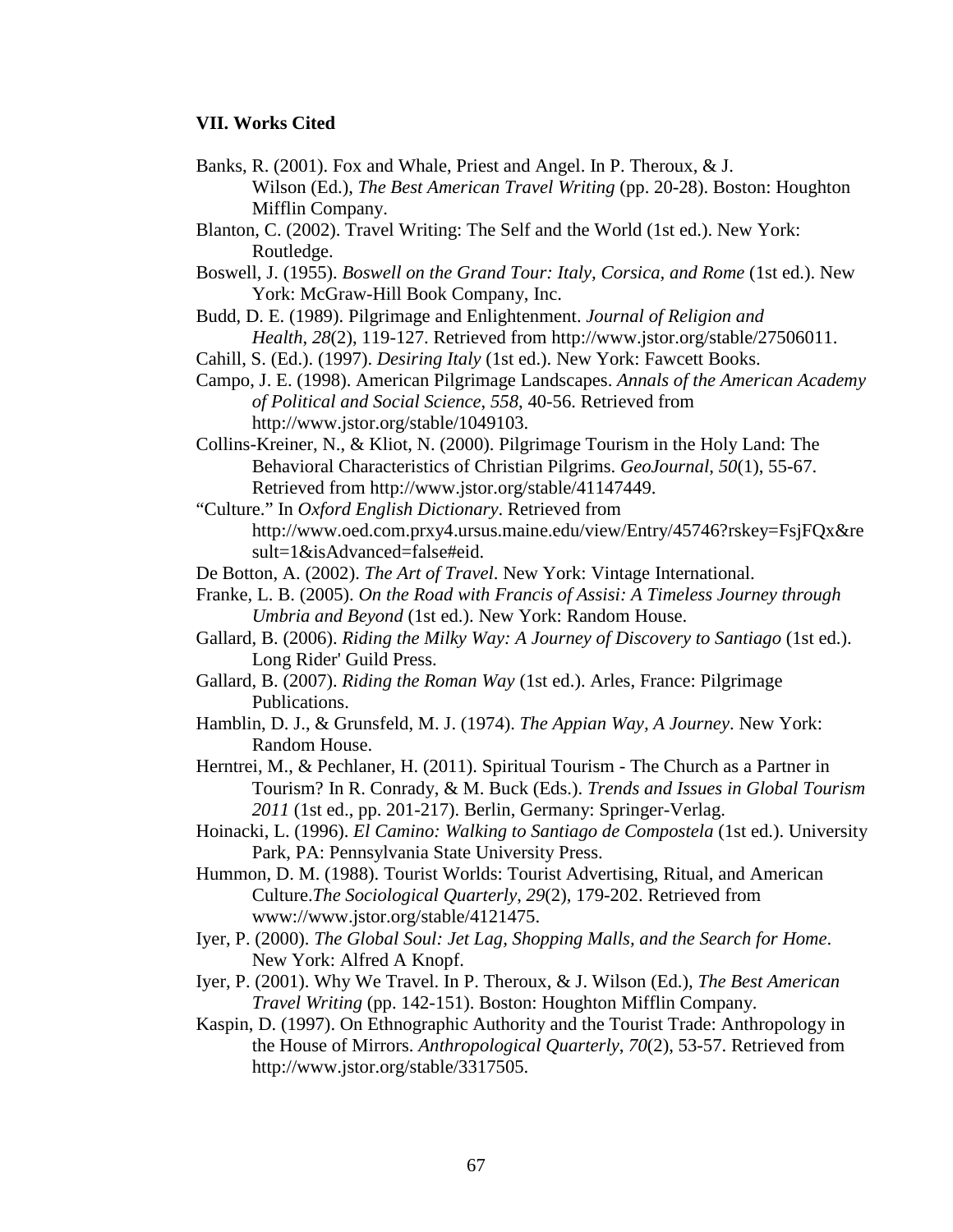**VII. Works Cited**

Banks, R. (2001). Fox and Whale, Priest and Angel. In P. Theroux, & J. Wilson (Ed.), *The Best American Travel Writing* (pp. 20-28). Boston: Houghton Mifflin Company.

Blanton, C. (2002). Travel Writing: The Self and the World (1st ed.). New York: Routledge.

Boswell, J. (1955). *Boswell on the Grand Tour: Italy, Corsica, and Rome* (1st ed.). New York: McGraw-Hill Book Company, Inc.

Budd, D. E. (1989). Pilgrimage and Enlightenment. *Journal of Religion and Health*, *28*(2), 119-127. Retrieved from http://www.jstor.org/stable/27506011.

Cahill, S. (Ed.). (1997). *Desiring Italy* (1st ed.). New York: Fawcett Books.

Campo, J. E. (1998). American Pilgrimage Landscapes. *Annals of the American Academy of Political and Social Science*, *558*, 40-56. Retrieved from http://www.jstor.org/stable/1049103.

Collins-Kreiner, N., & Kliot, N. (2000). Pilgrimage Tourism in the Holy Land: The Behavioral Characteristics of Christian Pilgrims. *GeoJournal*, *50*(1), 55-67. Retrieved from http://www.jstor.org/stable/41147449.

"Culture." In *Oxford English Dictionary*. Retrieved from http://www.oed.com.prxy4.ursus.maine.edu/view/Entry/45746?rskey=FsjFQx&result=1&isAdvanced=false#eid.

De Botton, A. (2002). *The Art of Travel*. New York: Vintage International.

Franke, L. B. (2005). *On the Road with Francis of Assisi: A Timeless Journey through Umbria and Beyond* (1st ed.). New York: Random House.

Gallard, B. (2006). *Riding the Milky Way: A Journey of Discovery to Santiago* (1st ed.). Long Rider' Guild Press.

Gallard, B. (2007). *Riding the Roman Way* (1st ed.). Arles, France: Pilgrimage Publications.

Hamblin, D. J., & Grunsfeld, M. J. (1974). *The Appian Way, A Journey*. New York: Random House.

Herntrei, M., & Pechlaner, H. (2011). Spiritual Tourism - The Church as a Partner in Tourism? In R. Conrady, & M. Buck (Eds.). *Trends and Issues in Global Tourism 2011* (1st ed., pp. 201-217). Berlin, Germany: Springer-Verlag.

Hoinacki, L. (1996). *El Camino: Walking to Santiago de Compostela* (1st ed.). University Park, PA: Pennsylvania State University Press.

Hummon, D. M. (1988). Tourist Worlds: Tourist Advertising, Ritual, and American Culture.*The Sociological Quarterly*, *29*(2), 179-202. Retrieved from www://www.jstor.org/stable/4121475.

Iyer, P. (2000). *The Global Soul: Jet Lag, Shopping Malls, and the Search for Home*. New York: Alfred A Knopf.

Iyer, P. (2001). Why We Travel. In P. Theroux, & J. Wilson (Ed.), *The Best American Travel Writing* (pp. 142-151). Boston: Houghton Mifflin Company.

Kaspin, D. (1997). On Ethnographic Authority and the Tourist Trade: Anthropology in the House of Mirrors. *Anthropological Quarterly*, *70*(2), 53-57. Retrieved from http://www.jstor.org/stable/3317505.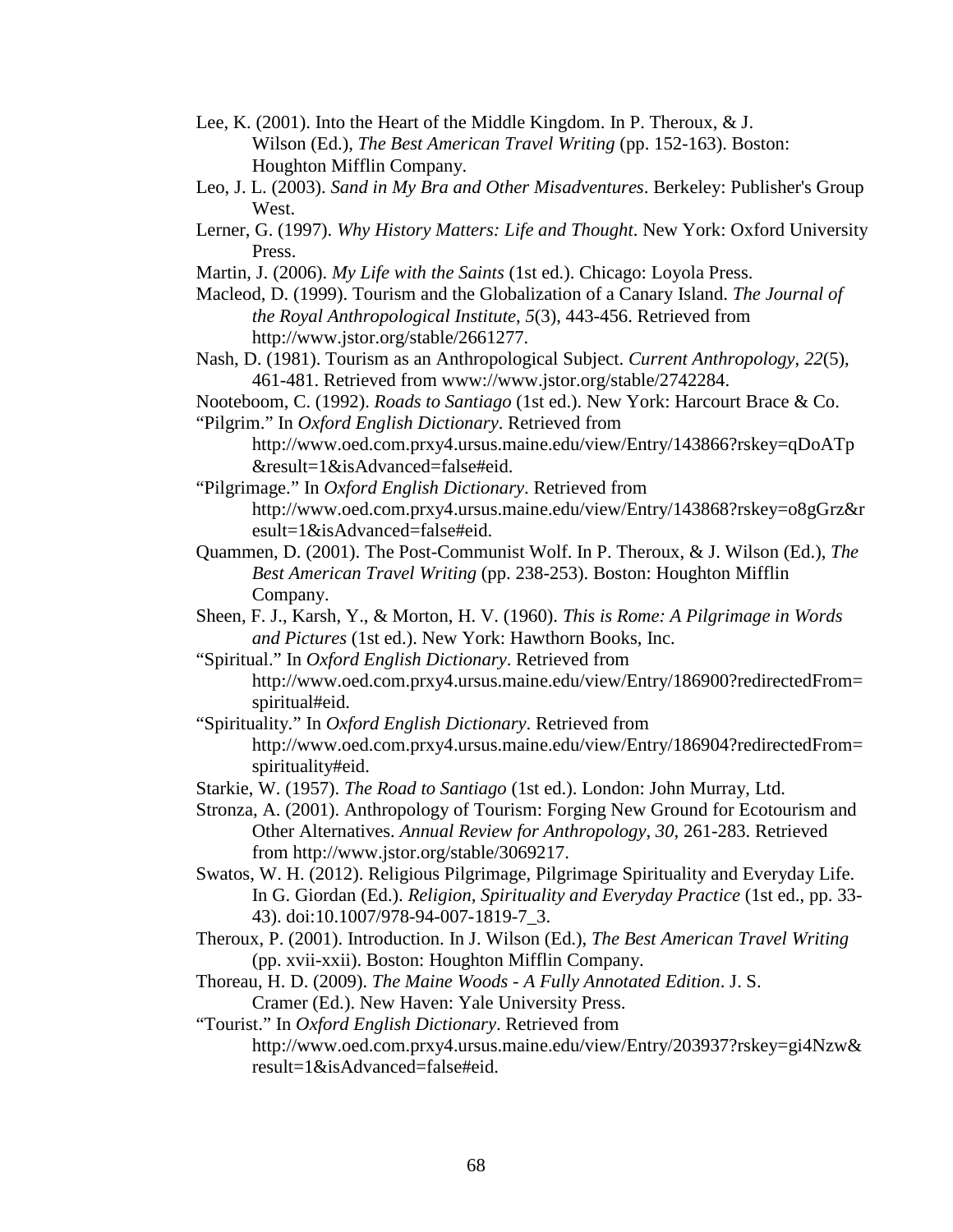Lee, K. (2001). Into the Heart of the Middle Kingdom. In P. Theroux, & J. Wilson (Ed.), *The Best American Travel Writing* (pp. 152-163). Boston: Houghton Mifflin Company.

Leo, J. L. (2003). *Sand in My Bra and Other Misadventures*. Berkeley: Publisher's Group West.

Lerner, G. (1997). *Why History Matters: Life and Thought*. New York: Oxford University Press.

Martin, J. (2006). *My Life with the Saints* (1st ed.). Chicago: Loyola Press.

Macleod, D. (1999). Tourism and the Globalization of a Canary Island. *The Journal of the Royal Anthropological Institute*, *5*(3), 443-456. Retrieved from http://www.jstor.org/stable/2661277.

Nash, D. (1981). Tourism as an Anthropological Subject. *Current Anthropology*, *22*(5), 461-481. Retrieved from www://www.jstor.org/stable/2742284.

Nooteboom, C. (1992). *Roads to Santiago* (1st ed.). New York: Harcourt Brace & Co.

"Pilgrim." In *Oxford English Dictionary*. Retrieved from http://www.oed.com.prxy4.ursus.maine.edu/view/Entry/143866?rskey=qDoATp&result=1&isAdvanced=false#eid.

"Pilgrimage." In *Oxford English Dictionary*. Retrieved from http://www.oed.com.prxy4.ursus.maine.edu/view/Entry/143868?rskey=o8gGrz&result=1&isAdvanced=false#eid.

Quammen, D. (2001). The Post-Communist Wolf. In P. Theroux, & J. Wilson (Ed.), *The Best American Travel Writing* (pp. 238-253). Boston: Houghton Mifflin Company.

Sheen, F. J., Karsh, Y., & Morton, H. V. (1960). *This is Rome: A Pilgrimage in Words and Pictures* (1st ed.). New York: Hawthorn Books, Inc.

"Spiritual." In *Oxford English Dictionary*. Retrieved from http://www.oed.com.prxy4.ursus.maine.edu/view/Entry/186900?redirectedFrom=spiritual#eid.

"Spirituality." In *Oxford English Dictionary*. Retrieved from http://www.oed.com.prxy4.ursus.maine.edu/view/Entry/186904?redirectedFrom=spirituality#eid.

Starkie, W. (1957). *The Road to Santiago* (1st ed.). London: John Murray, Ltd.

Stronza, A. (2001). Anthropology of Tourism: Forging New Ground for Ecotourism and Other Alternatives. *Annual Review for Anthropology*, *30*, 261-283. Retrieved from http://www.jstor.org/stable/3069217.

Swatos, W. H. (2012). Religious Pilgrimage, Pilgrimage Spirituality and Everyday Life. In G. Giordan (Ed.). *Religion, Spirituality and Everyday Practice* (1st ed., pp. 33-43). doi:10.1007/978-94-007-1819-7_3.

Theroux, P. (2001). Introduction. In J. Wilson (Ed.), *The Best American Travel Writing* (pp. xvii-xxii). Boston: Houghton Mifflin Company.

Thoreau, H. D. (2009). *The Maine Woods - A Fully Annotated Edition*. J. S. Cramer (Ed.). New Haven: Yale University Press.

"Tourist." In *Oxford English Dictionary*. Retrieved from http://www.oed.com.prxy4.ursus.maine.edu/view/Entry/203937?rskey=gi4Nzw&result=1&isAdvanced=false#eid.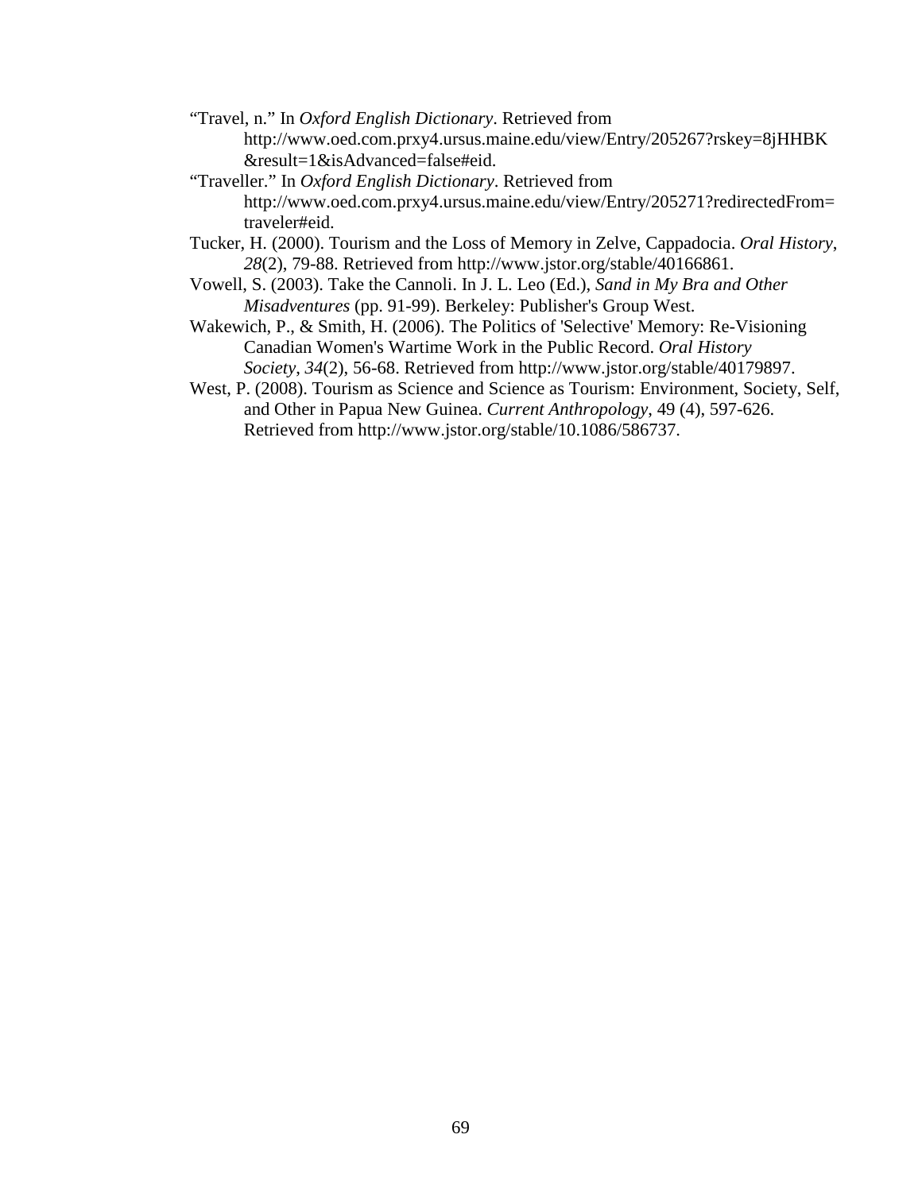"Travel, n." In *Oxford English Dictionary*. Retrieved from http://www.oed.com.prxy4.ursus.maine.edu/view/Entry/205267?rskey=8jHHBK&result=1&isAdvanced=false#eid.

"Traveller." In *Oxford English Dictionary*. Retrieved from http://www.oed.com.prxy4.ursus.maine.edu/view/Entry/205271?redirectedFrom=traveler#eid.

Tucker, H. (2000). Tourism and the Loss of Memory in Zelve, Cappadocia. *Oral History*, *28*(2), 79-88. Retrieved from http://www.jstor.org/stable/40166861.

Vowell, S. (2003). Take the Cannoli. In J. L. Leo (Ed.), *Sand in My Bra and Other Misadventures* (pp. 91-99). Berkeley: Publisher's Group West.

Wakewich, P., & Smith, H. (2006). The Politics of 'Selective' Memory: Re-Visioning Canadian Women's Wartime Work in the Public Record. *Oral History Society*, *34*(2), 56-68. Retrieved from http://www.jstor.org/stable/40179897.

West, P. (2008). Tourism as Science and Science as Tourism: Environment, Society, Self, and Other in Papua New Guinea. *Current Anthropology*, 49 (4), 597-626. Retrieved from http://www.jstor.org/stable/10.1086/586737.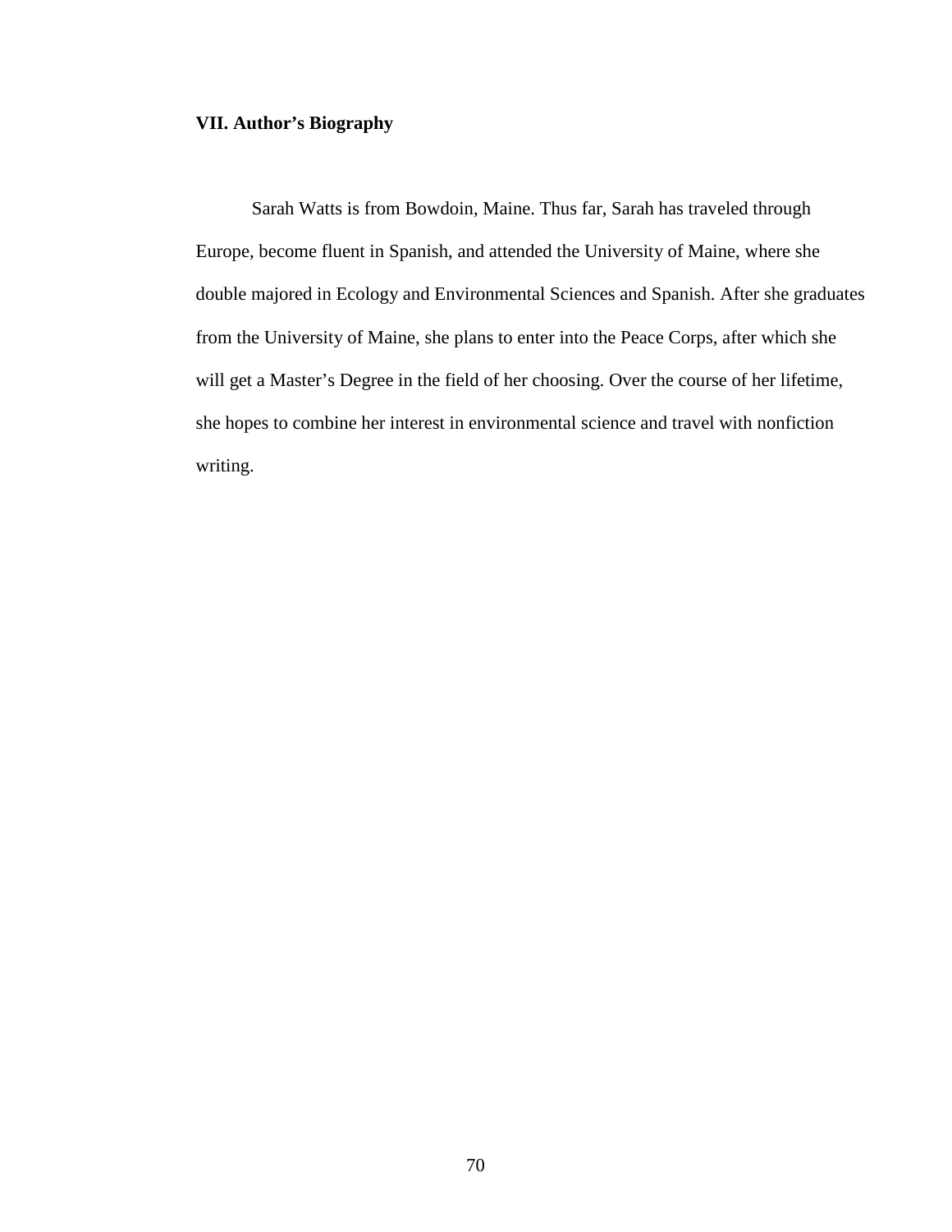## VII. Author's Biography

Sarah Watts is from Bowdoin, Maine. Thus far, Sarah has traveled through Europe, become fluent in Spanish, and attended the University of Maine, where she double majored in Ecology and Environmental Sciences and Spanish. After she graduates from the University of Maine, she plans to enter into the Peace Corps, after which she will get a Master's Degree in the field of her choosing. Over the course of her lifetime, she hopes to combine her interest in environmental science and travel with nonfiction writing.